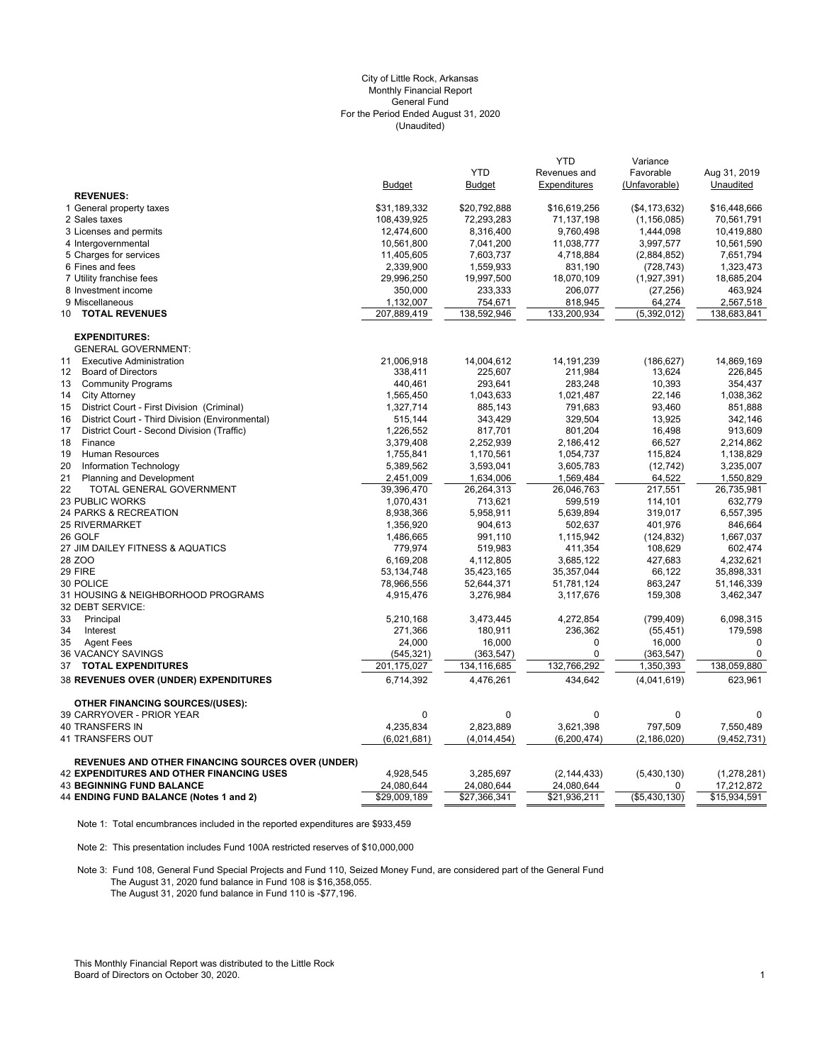# City of Little Rock, Arkansas
## Monthly Financial Report
## General Fund
## For the Period Ended August 31, 2020
## (Unaudited)

| | Budget | YTD Budget | YTD Revenues and Expenditures | Variance Favorable (Unfavorable) | Aug 31, 2019 Unaudited |
|---|---|---|---|---|---|
| **REVENUES:** | | | | | |
| 1 General property taxes | $31,189,332 | $20,792,888 | $16,619,256 | ($4,173,632) | $16,448,666 |
| 2 Sales taxes | 108,439,925 | 72,293,283 | 71,137,198 | (1,156,085) | 70,561,791 |
| 3 Licenses and permits | 12,474,600 | 8,316,400 | 9,760,498 | 1,444,098 | 10,419,880 |
| 4 Intergovernmental | 10,561,800 | 7,041,200 | 11,038,777 | 3,997,577 | 10,561,590 |
| 5 Charges for services | 11,405,605 | 7,603,737 | 4,718,884 | (2,884,852) | 7,651,794 |
| 6 Fines and fees | 2,339,900 | 1,559,933 | 831,190 | (728,743) | 1,323,473 |
| 7 Utility franchise fees | 29,996,250 | 19,997,500 | 18,070,109 | (1,927,391) | 18,685,204 |
| 8 Investment income | 350,000 | 233,333 | 206,077 | (27,256) | 463,924 |
| 9 Miscellaneous | 1,132,007 | 754,671 | 818,945 | 64,274 | 2,567,518 |
| 10 **TOTAL REVENUES** | 207,889,419 | 138,592,946 | 133,200,934 | (5,392,012) | 138,683,841 |
| **EXPENDITURES:** | | | | | |
| GENERAL GOVERNMENT: | | | | | |
| 11 Executive Administration | 21,006,918 | 14,004,612 | 14,191,239 | (186,627) | 14,869,169 |
| 12 Board of Directors | 338,411 | 225,607 | 211,984 | 13,624 | 226,845 |
| 13 Community Programs | 440,461 | 293,641 | 283,248 | 10,393 | 354,437 |
| 14 City Attorney | 1,565,450 | 1,043,633 | 1,021,487 | 22,146 | 1,038,362 |
| 15 District Court - First Division (Criminal) | 1,327,714 | 885,143 | 791,683 | 93,460 | 851,888 |
| 16 District Court - Third Division (Environmental) | 515,144 | 343,429 | 329,504 | 13,925 | 342,146 |
| 17 District Court - Second Division (Traffic) | 1,226,552 | 817,701 | 801,204 | 16,498 | 913,609 |
| 18 Finance | 3,379,408 | 2,252,939 | 2,186,412 | 66,527 | 2,214,862 |
| 19 Human Resources | 1,755,841 | 1,170,561 | 1,054,737 | 115,824 | 1,138,829 |
| 20 Information Technology | 5,389,562 | 3,593,041 | 3,605,783 | (12,742) | 3,235,007 |
| 21 Planning and Development | 2,451,009 | 1,634,006 | 1,569,484 | 64,522 | 1,550,829 |
| 22 TOTAL GENERAL GOVERNMENT | 39,396,470 | 26,264,313 | 26,046,763 | 217,551 | 26,735,981 |
| 23 PUBLIC WORKS | 1,070,431 | 713,621 | 599,519 | 114,101 | 632,779 |
| 24 PARKS & RECREATION | 8,938,366 | 5,958,911 | 5,639,894 | 319,017 | 6,557,395 |
| 25 RIVERMARKET | 1,356,920 | 904,613 | 502,637 | 401,976 | 846,664 |
| 26 GOLF | 1,486,665 | 991,110 | 1,115,942 | (124,832) | 1,667,037 |
| 27 JIM DAILEY FITNESS & AQUATICS | 779,974 | 519,983 | 411,354 | 108,629 | 602,474 |
| 28 ZOO | 6,169,208 | 4,112,805 | 3,685,122 | 427,683 | 4,232,621 |
| 29 FIRE | 53,134,748 | 35,423,165 | 35,357,044 | 66,122 | 35,898,331 |
| 30 POLICE | 78,966,556 | 52,644,371 | 51,781,124 | 863,247 | 51,146,339 |
| 31 HOUSING & NEIGHBORHOOD PROGRAMS | 4,915,476 | 3,276,984 | 3,117,676 | 159,308 | 3,462,347 |
| 32 DEBT SERVICE: | | | | | |
| 33 Principal | 5,210,168 | 3,473,445 | 4,272,854 | (799,409) | 6,098,315 |
| 34 Interest | 271,366 | 180,911 | 236,362 | (55,451) | 179,598 |
| 35 Agent Fees | 24,000 | 16,000 | 0 | 16,000 | 0 |
| 36 VACANCY SAVINGS | (545,321) | (363,547) | 0 | (363,547) | 0 |
| 37 **TOTAL EXPENDITURES** | 201,175,027 | 134,116,685 | 132,766,292 | 1,350,393 | 138,059,880 |
| 38 **REVENUES OVER (UNDER) EXPENDITURES** | 6,714,392 | 4,476,261 | 434,642 | (4,041,619) | 623,961 |
| **OTHER FINANCING SOURCES/(USES):** | | | | | |
| 39 CARRYOVER - PRIOR YEAR | 0 | 0 | 0 | 0 | 0 |
| 40 TRANSFERS IN | 4,235,834 | 2,823,889 | 3,621,398 | 797,509 | 7,550,489 |
| 41 TRANSFERS OUT | (6,021,681) | (4,014,454) | (6,200,474) | (2,186,020) | (9,452,731) |
| **REVENUES AND OTHER FINANCING SOURCES OVER (UNDER)** | | | | | |
| 42 **EXPENDITURES AND OTHER FINANCING USES** | 4,928,545 | 3,285,697 | (2,144,433) | (5,430,130) | (1,278,281) |
| 43 **BEGINNING FUND BALANCE** | 24,080,644 | 24,080,644 | 24,080,644 | 0 | 17,212,872 |
| 44 **ENDING FUND BALANCE (Notes 1 and 2)** | $29,009,189 | $27,366,341 | $21,936,211 | ($5,430,130) | $15,934,591 |

Note 1: Total encumbrances included in the reported expenditures are $933,459

Note 2: This presentation includes Fund 100A restricted reserves of $10,000,000

Note 3: Fund 108, General Fund Special Projects and Fund 110, Seized Money Fund, are considered part of the General Fund
The August 31, 2020 fund balance in Fund 108 is $16,358,055.
The August 31, 2020 fund balance in Fund 110 is -$77,196.

This Monthly Financial Report was distributed to the Little Rock Board of Directors on October 30, 2020.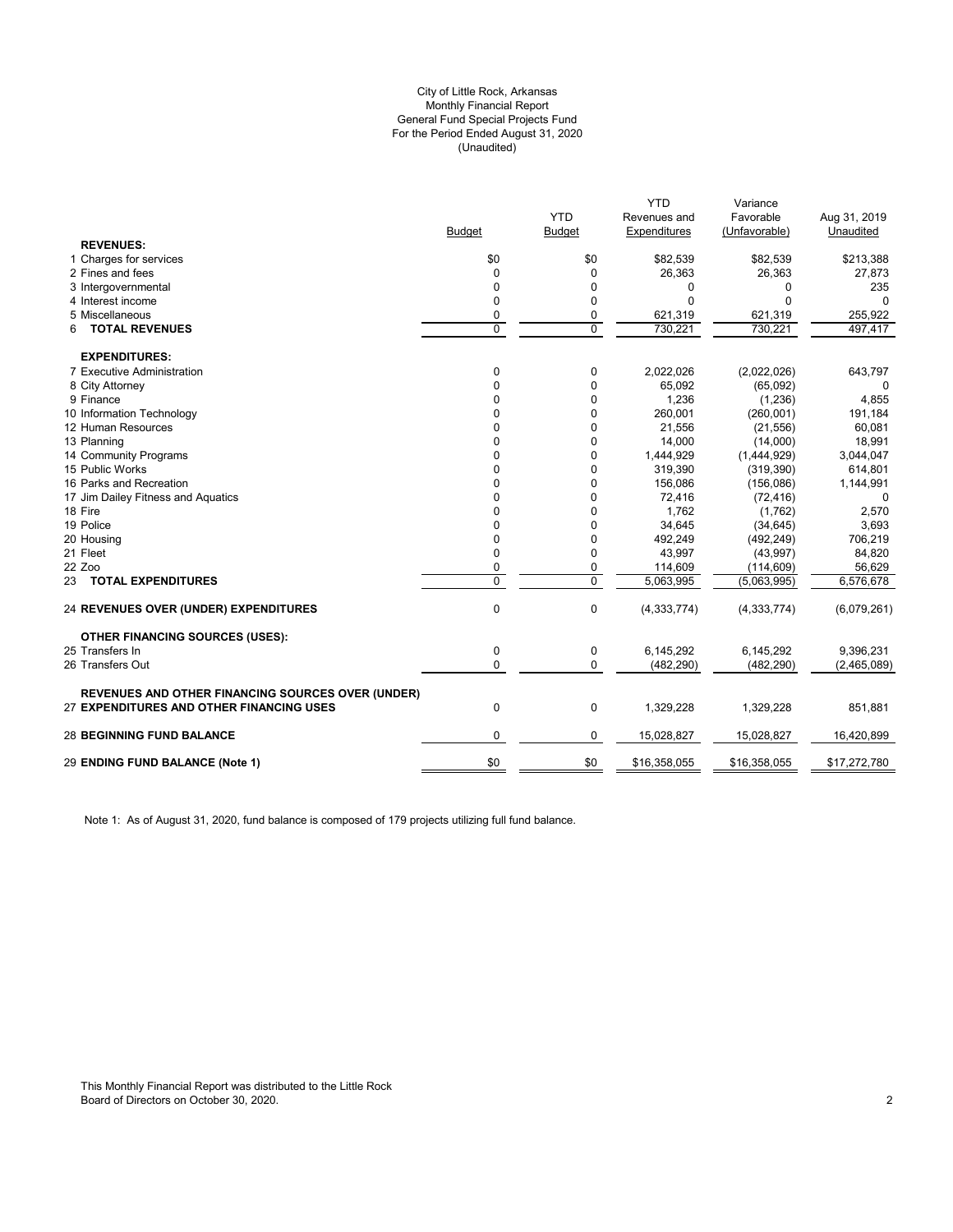City of Little Rock, Arkansas
Monthly Financial Report
General Fund Special Projects Fund
For the Period Ended August 31, 2020
(Unaudited)

| | Budget | YTD Budget | YTD Revenues and Expenditures | Variance Favorable (Unfavorable) | Aug 31, 2019 Unaudited |
|---|---|---|---|---|---|
| **REVENUES:** | | | | | |
| 1 Charges for services | $0 | $0 | $82,539 | $82,539 | $213,388 |
| 2 Fines and fees | 0 | 0 | 26,363 | 26,363 | 27,873 |
| 3 Intergovernmental | 0 | 0 | 0 | 0 | 235 |
| 4 Interest income | 0 | 0 | 0 | 0 | 0 |
| 5 Miscellaneous | 0 | 0 | 621,319 | 621,319 | 255,922 |
| 6 **TOTAL REVENUES** | 0 | 0 | 730,221 | 730,221 | 497,417 |
| **EXPENDITURES:** | | | | | |
| 7 Executive Administration | 0 | 0 | 2,022,026 | (2,022,026) | 643,797 |
| 8 City Attorney | 0 | 0 | 65,092 | (65,092) | 0 |
| 9 Finance | 0 | 0 | 1,236 | (1,236) | 4,855 |
| 10 Information Technology | 0 | 0 | 260,001 | (260,001) | 191,184 |
| 12 Human Resources | 0 | 0 | 21,556 | (21,556) | 60,081 |
| 13 Planning | 0 | 0 | 14,000 | (14,000) | 18,991 |
| 14 Community Programs | 0 | 0 | 1,444,929 | (1,444,929) | 3,044,047 |
| 15 Public Works | 0 | 0 | 319,390 | (319,390) | 614,801 |
| 16 Parks and Recreation | 0 | 0 | 156,086 | (156,086) | 1,144,991 |
| 17 Jim Dailey Fitness and Aquatics | 0 | 0 | 72,416 | (72,416) | 0 |
| 18 Fire | 0 | 0 | 1,762 | (1,762) | 2,570 |
| 19 Police | 0 | 0 | 34,645 | (34,645) | 3,693 |
| 20 Housing | 0 | 0 | 492,249 | (492,249) | 706,219 |
| 21 Fleet | 0 | 0 | 43,997 | (43,997) | 84,820 |
| 22 Zoo | 0 | 0 | 114,609 | (114,609) | 56,629 |
| 23 **TOTAL EXPENDITURES** | 0 | 0 | 5,063,995 | (5,063,995) | 6,576,678 |
| 24 **REVENUES OVER (UNDER) EXPENDITURES** | 0 | 0 | (4,333,774) | (4,333,774) | (6,079,261) |
| **OTHER FINANCING SOURCES (USES):** | | | | | |
| 25 Transfers In | 0 | 0 | 6,145,292 | 6,145,292 | 9,396,231 |
| 26 Transfers Out | 0 | 0 | (482,290) | (482,290) | (2,465,089) |
| **REVENUES AND OTHER FINANCING SOURCES OVER (UNDER)** 27 **EXPENDITURES AND OTHER FINANCING USES** | 0 | 0 | 1,329,228 | 1,329,228 | 851,881 |
| 28 **BEGINNING FUND BALANCE** | 0 | 0 | 15,028,827 | 15,028,827 | 16,420,899 |
| 29 **ENDING FUND BALANCE (Note 1)** | $0 | $0 | $16,358,055 | $16,358,055 | $17,272,780 |

Note 1: As of August 31, 2020, fund balance is composed of 179 projects utilizing full fund balance.

This Monthly Financial Report was distributed to the Little Rock Board of Directors on October 30, 2020.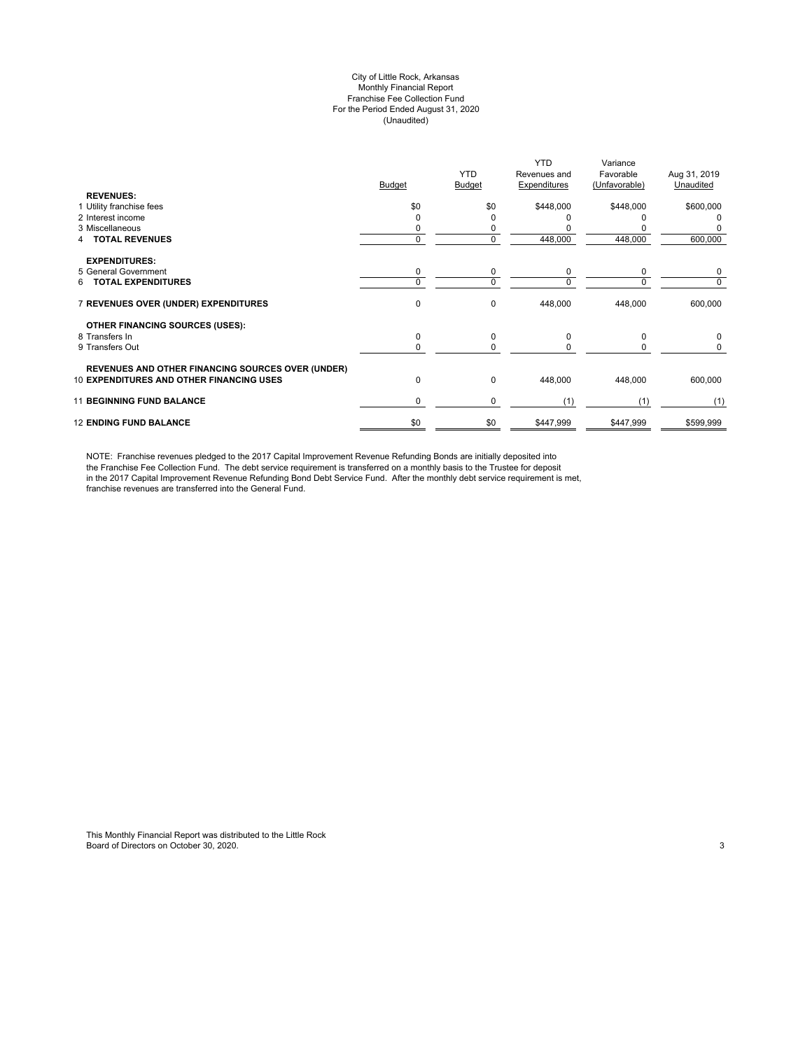City of Little Rock, Arkansas
Monthly Financial Report
Franchise Fee Collection Fund
For the Period Ended August 31, 2020
(Unaudited)

| | Budget | YTD Budget | YTD Revenues and Expenditures | Variance Favorable (Unfavorable) | Aug 31, 2019 Unaudited |
|---|---|---|---|---|---|
| **REVENUES:** | | | | | |
| 1 Utility franchise fees | $0 | $0 | $448,000 | $448,000 | $600,000 |
| 2 Interest income | 0 | 0 | 0 | 0 | 0 |
| 3 Miscellaneous | 0 | 0 | 0 | 0 | 0 |
| 4 **TOTAL REVENUES** | 0 | 0 | 448,000 | 448,000 | 600,000 |
| **EXPENDITURES:** | | | | | |
| 5 General Government | 0 | 0 | 0 | 0 | 0 |
| 6 **TOTAL EXPENDITURES** | 0 | 0 | 0 | 0 | 0 |
| 7 **REVENUES OVER (UNDER) EXPENDITURES** | 0 | 0 | 448,000 | 448,000 | 600,000 |
| **OTHER FINANCING SOURCES (USES):** | | | | | |
| 8 Transfers In | 0 | 0 | 0 | 0 | 0 |
| 9 Transfers Out | 0 | 0 | 0 | 0 | 0 |
| 10 **REVENUES AND OTHER FINANCING SOURCES OVER (UNDER) EXPENDITURES AND OTHER FINANCING USES** | 0 | 0 | 448,000 | 448,000 | 600,000 |
| 11 **BEGINNING FUND BALANCE** | 0 | 0 | (1) | (1) | (1) |
| 12 **ENDING FUND BALANCE** | $0 | $0 | $447,999 | $447,999 | $599,999 |

NOTE: Franchise revenues pledged to the 2017 Capital Improvement Revenue Refunding Bonds are initially deposited into the Franchise Fee Collection Fund. The debt service requirement is transferred on a monthly basis to the Trustee for deposit in the 2017 Capital Improvement Revenue Refunding Bond Debt Service Fund. After the monthly debt service requirement is met, franchise revenues are transferred into the General Fund.

This Monthly Financial Report was distributed to the Little Rock Board of Directors on October 30, 2020.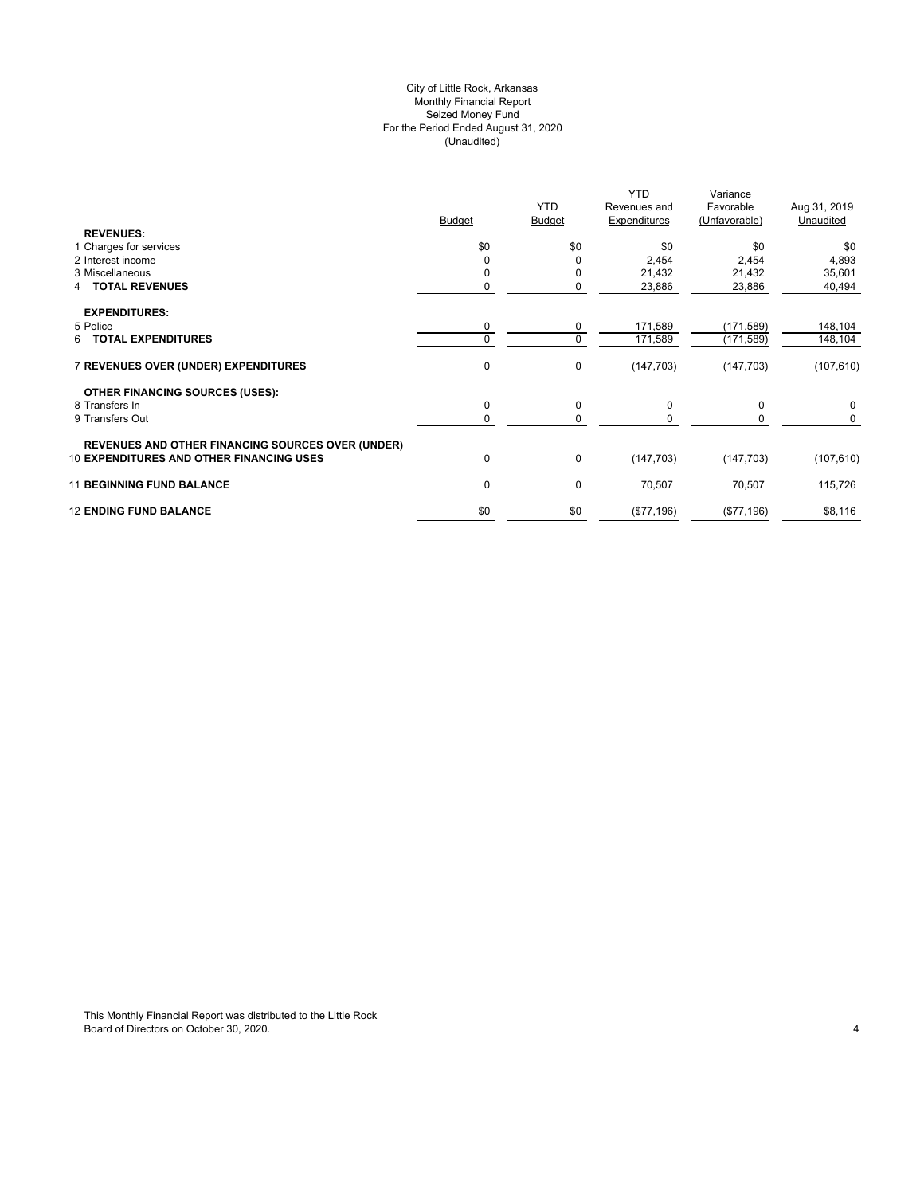City of Little Rock, Arkansas
Monthly Financial Report
Seized Money Fund
For the Period Ended August 31, 2020
(Unaudited)

| | Budget | YTD Budget | YTD Revenues and Expenditures | Variance Favorable (Unfavorable) | Aug 31, 2019 Unaudited |
|---|---|---|---|---|---|
| **REVENUES:** | | | | | |
| 1 Charges for services | $0 | $0 | $0 | $0 | $0 |
| 2 Interest income | 0 | 0 | 2,454 | 2,454 | 4,893 |
| 3 Miscellaneous | 0 | 0 | 21,432 | 21,432 | 35,601 |
| 4 **TOTAL REVENUES** | 0 | 0 | 23,886 | 23,886 | 40,494 |
| **EXPENDITURES:** | | | | | |
| 5 Police | 0 | 0 | 171,589 | (171,589) | 148,104 |
| 6 **TOTAL EXPENDITURES** | 0 | 0 | 171,589 | (171,589) | 148,104 |
| 7 **REVENUES OVER (UNDER) EXPENDITURES** | 0 | 0 | (147,703) | (147,703) | (107,610) |
| **OTHER FINANCING SOURCES (USES):** | | | | | |
| 8 Transfers In | 0 | 0 | 0 | 0 | 0 |
| 9 Transfers Out | 0 | 0 | 0 | 0 | 0 |
| **REVENUES AND OTHER FINANCING SOURCES OVER (UNDER)** 10 **EXPENDITURES AND OTHER FINANCING USES** | 0 | 0 | (147,703) | (147,703) | (107,610) |
| 11 **BEGINNING FUND BALANCE** | 0 | 0 | 70,507 | 70,507 | 115,726 |
| 12 **ENDING FUND BALANCE** | $0 | $0 | ($77,196) | ($77,196) | $8,116 |

This Monthly Financial Report was distributed to the Little Rock Board of Directors on October 30, 2020.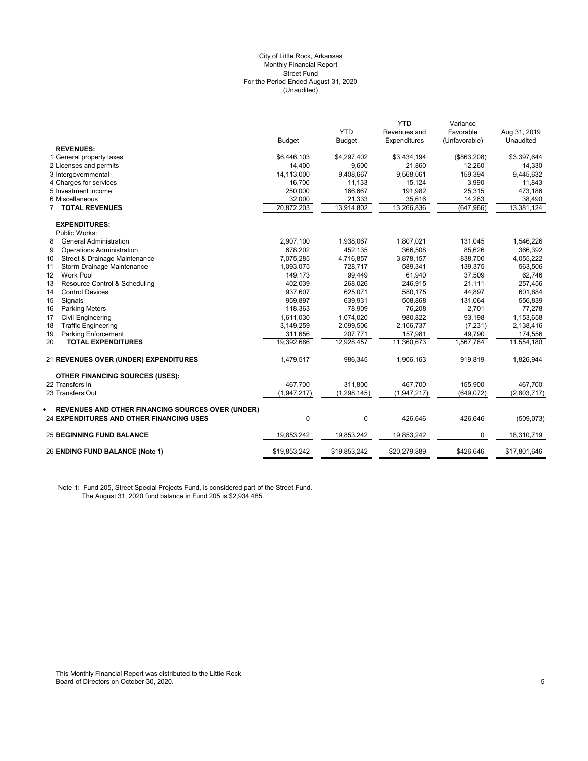City of Little Rock, Arkansas
Monthly Financial Report
Street Fund
For the Period Ended August 31, 2020
(Unaudited)

| | Budget | YTD Budget | YTD Revenues and Expenditures | Variance Favorable (Unfavorable) | Aug 31, 2019 Unaudited |
|---|---|---|---|---|---|
| **REVENUES:** | | | | | |
| 1 General property taxes | $6,446,103 | $4,297,402 | $3,434,194 | ($863,208) | $3,397,644 |
| 2 Licenses and permits | 14,400 | 9,600 | 21,860 | 12,260 | 14,330 |
| 3 Intergovernmental | 14,113,000 | 9,408,667 | 9,568,061 | 159,394 | 9,445,632 |
| 4 Charges for services | 16,700 | 11,133 | 15,124 | 3,990 | 11,843 |
| 5 Investment income | 250,000 | 166,667 | 191,982 | 25,315 | 473,186 |
| 6 Miscellaneous | 32,000 | 21,333 | 35,616 | 14,283 | 38,490 |
| 7 **TOTAL REVENUES** | 20,872,203 | 13,914,802 | 13,266,836 | (647,966) | 13,381,124 |
| **EXPENDITURES:** | | | | | |
| Public Works: | | | | | |
| 8 General Administration | 2,907,100 | 1,938,067 | 1,807,021 | 131,045 | 1,546,226 |
| 9 Operations Administration | 678,202 | 452,135 | 366,508 | 85,626 | 366,392 |
| 10 Street & Drainage Maintenance | 7,075,285 | 4,716,857 | 3,878,157 | 838,700 | 4,055,222 |
| 11 Storm Drainage Maintenance | 1,093,075 | 728,717 | 589,341 | 139,375 | 563,506 |
| 12 Work Pool | 149,173 | 99,449 | 61,940 | 37,509 | 62,746 |
| 13 Resource Control & Scheduling | 402,039 | 268,026 | 246,915 | 21,111 | 257,456 |
| 14 Control Devices | 937,607 | 625,071 | 580,175 | 44,897 | 601,884 |
| 15 Signals | 959,897 | 639,931 | 508,868 | 131,064 | 556,839 |
| 16 Parking Meters | 118,363 | 78,909 | 76,208 | 2,701 | 77,278 |
| 17 Civil Engineering | 1,611,030 | 1,074,020 | 980,822 | 93,198 | 1,153,658 |
| 18 Traffic Engineering | 3,149,259 | 2,099,506 | 2,106,737 | (7,231) | 2,138,416 |
| 19 Parking Enforcement | 311,656 | 207,771 | 157,981 | 49,790 | 174,556 |
| 20 **TOTAL EXPENDITURES** | 19,392,686 | 12,928,457 | 11,360,673 | 1,567,784 | 11,554,180 |
| 21 **REVENUES OVER (UNDER) EXPENDITURES** | 1,479,517 | 986,345 | 1,906,163 | 919,819 | 1,826,944 |
| **OTHER FINANCING SOURCES (USES):** | | | | | |
| 22 Transfers In | 467,700 | 311,800 | 467,700 | 155,900 | 467,700 |
| 23 Transfers Out | (1,947,217) | (1,298,145) | (1,947,217) | (649,072) | (2,803,717) |
| + **REVENUES AND OTHER FINANCING SOURCES OVER (UNDER)** 24 **EXPENDITURES AND OTHER FINANCING USES** | 0 | 0 | 426,646 | 426,646 | (509,073) |
| 25 **BEGINNING FUND BALANCE** | 19,853,242 | 19,853,242 | 19,853,242 | 0 | 18,310,719 |
| 26 **ENDING FUND BALANCE (Note 1)** | $19,853,242 | $19,853,242 | $20,279,889 | $426,646 | $17,801,646 |

Note 1: Fund 205, Street Special Projects Fund, is considered part of the Street Fund. The August 31, 2020 fund balance in Fund 205 is $2,934,485.

This Monthly Financial Report was distributed to the Little Rock Board of Directors on October 30, 2020.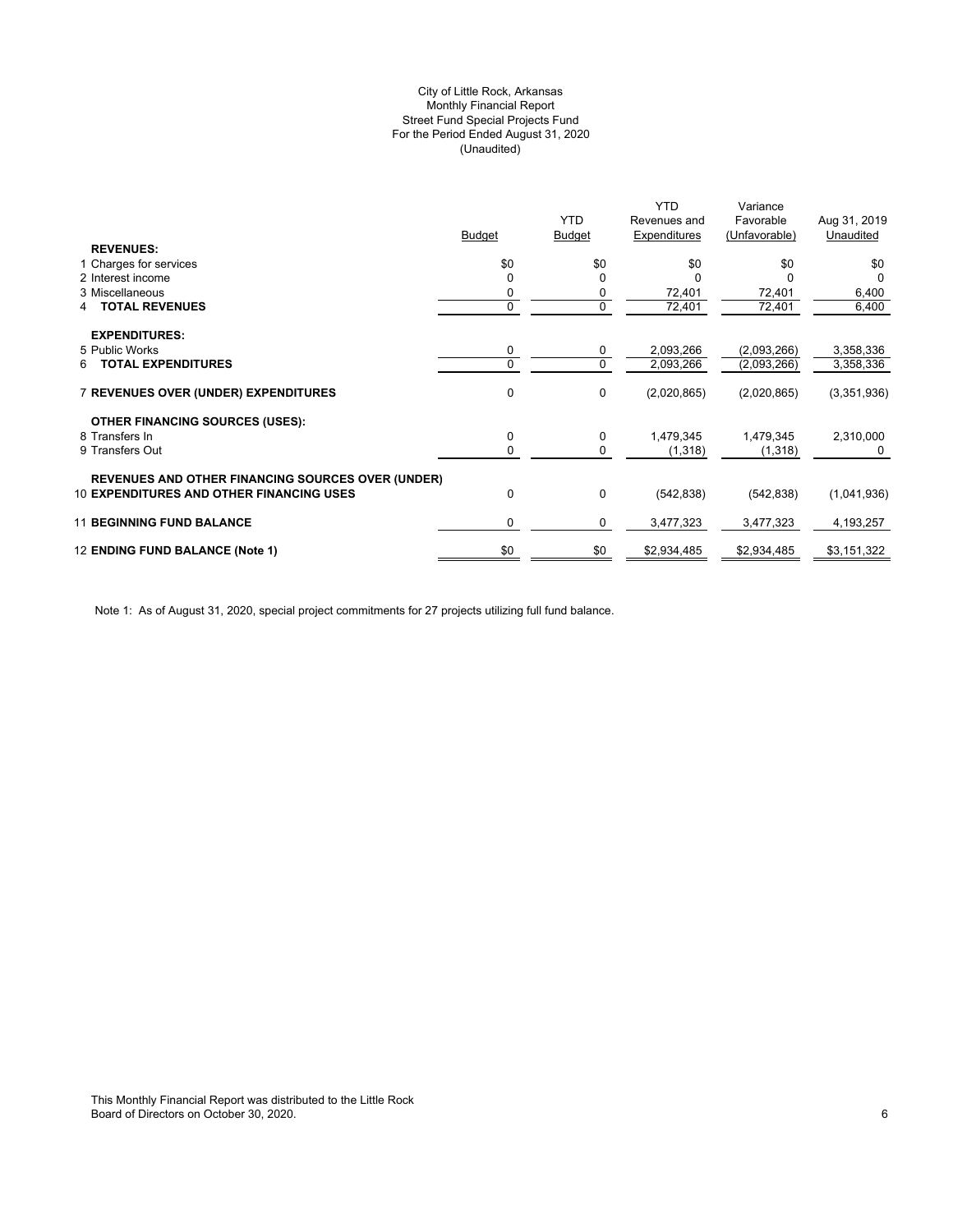City of Little Rock, Arkansas
Monthly Financial Report
Street Fund Special Projects Fund
For the Period Ended August 31, 2020
(Unaudited)

| | Budget | YTD Budget | YTD Revenues and Expenditures | Variance Favorable (Unfavorable) | Aug 31, 2019 Unaudited |
|---|---|---|---|---|---|
| **REVENUES:** | | | | | |
| 1 Charges for services | $0 | $0 | $0 | $0 | $0 |
| 2 Interest income | 0 | 0 | 0 | 0 | 0 |
| 3 Miscellaneous | 0 | 0 | 72,401 | 72,401 | 6,400 |
| 4 **TOTAL REVENUES** | 0 | 0 | 72,401 | 72,401 | 6,400 |
| **EXPENDITURES:** | | | | | |
| 5 Public Works | 0 | 0 | 2,093,266 | (2,093,266) | 3,358,336 |
| 6 **TOTAL EXPENDITURES** | 0 | 0 | 2,093,266 | (2,093,266) | 3,358,336 |
| 7 **REVENUES OVER (UNDER) EXPENDITURES** | 0 | 0 | (2,020,865) | (2,020,865) | (3,351,936) |
| **OTHER FINANCING SOURCES (USES):** | | | | | |
| 8 Transfers In | 0 | 0 | 1,479,345 | 1,479,345 | 2,310,000 |
| 9 Transfers Out | 0 | 0 | (1,318) | (1,318) | 0 |
| **REVENUES AND OTHER FINANCING SOURCES OVER (UNDER)** | | | | | |
| 10 **EXPENDITURES AND OTHER FINANCING USES** | 0 | 0 | (542,838) | (542,838) | (1,041,936) |
| 11 **BEGINNING FUND BALANCE** | 0 | 0 | 3,477,323 | 3,477,323 | 4,193,257 |
| 12 **ENDING FUND BALANCE (Note 1)** | $0 | $0 | $2,934,485 | $2,934,485 | $3,151,322 |

Note 1: As of August 31, 2020, special project commitments for 27 projects utilizing full fund balance.

This Monthly Financial Report was distributed to the Little Rock Board of Directors on October 30, 2020.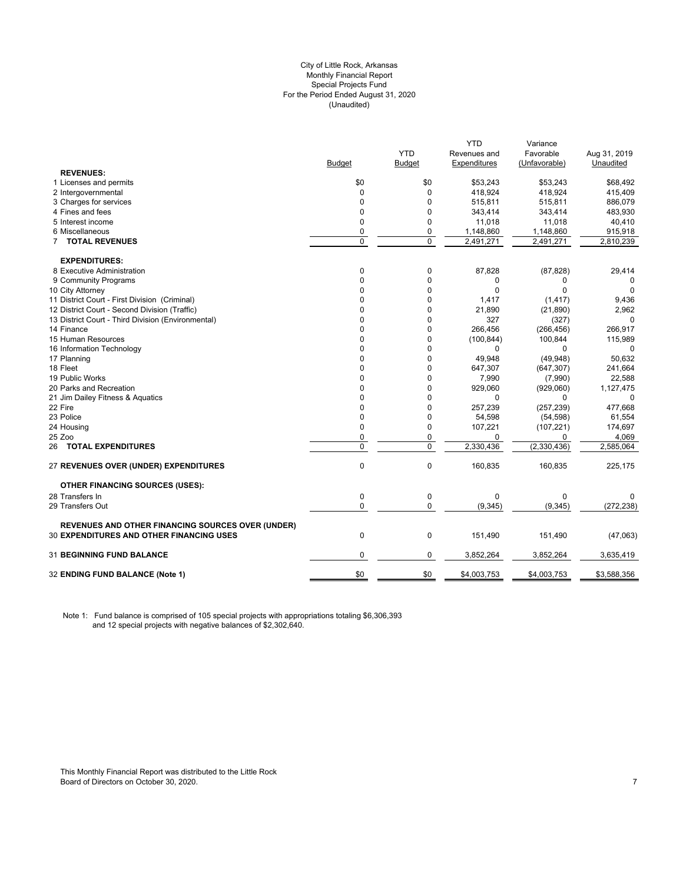City of Little Rock, Arkansas
Monthly Financial Report
Special Projects Fund
For the Period Ended August 31, 2020
(Unaudited)

| | Budget | YTD Budget | YTD Revenues and Expenditures | Variance Favorable (Unfavorable) | Aug 31, 2019 Unaudited |
|---|---|---|---|---|---|
| **REVENUES:** | | | | | |
| 1 Licenses and permits | $0 | $0 | $53,243 | $53,243 | $68,492 |
| 2 Intergovernmental | 0 | 0 | 418,924 | 418,924 | 415,409 |
| 3 Charges for services | 0 | 0 | 515,811 | 515,811 | 886,079 |
| 4 Fines and fees | 0 | 0 | 343,414 | 343,414 | 483,930 |
| 5 Interest income | 0 | 0 | 11,018 | 11,018 | 40,410 |
| 6 Miscellaneous | 0 | 0 | 1,148,860 | 1,148,860 | 915,918 |
| 7 **TOTAL REVENUES** | 0 | 0 | 2,491,271 | 2,491,271 | 2,810,239 |
| **EXPENDITURES:** | | | | | |
| 8 Executive Administration | 0 | 0 | 87,828 | (87,828) | 29,414 |
| 9 Community Programs | 0 | 0 | 0 | 0 | 0 |
| 10 City Attorney | 0 | 0 | 0 | 0 | 0 |
| 11 District Court - First Division (Criminal) | 0 | 0 | 1,417 | (1,417) | 9,436 |
| 12 District Court - Second Division (Traffic) | 0 | 0 | 21,890 | (21,890) | 2,962 |
| 13 District Court - Third Division (Environmental) | 0 | 0 | 327 | (327) | 0 |
| 14 Finance | 0 | 0 | 266,456 | (266,456) | 266,917 |
| 15 Human Resources | 0 | 0 | (100,844) | 100,844 | 115,989 |
| 16 Information Technology | 0 | 0 | 0 | 0 | 0 |
| 17 Planning | 0 | 0 | 49,948 | (49,948) | 50,632 |
| 18 Fleet | 0 | 0 | 647,307 | (647,307) | 241,664 |
| 19 Public Works | 0 | 0 | 7,990 | (7,990) | 22,588 |
| 20 Parks and Recreation | 0 | 0 | 929,060 | (929,060) | 1,127,475 |
| 21 Jim Dailey Fitness & Aquatics | 0 | 0 | 0 | 0 | 0 |
| 22 Fire | 0 | 0 | 257,239 | (257,239) | 477,668 |
| 23 Police | 0 | 0 | 54,598 | (54,598) | 61,554 |
| 24 Housing | 0 | 0 | 107,221 | (107,221) | 174,697 |
| 25 Zoo | 0 | 0 | 0 | 0 | 4,069 |
| 26 **TOTAL EXPENDITURES** | 0 | 0 | 2,330,436 | (2,330,436) | 2,585,064 |
| 27 **REVENUES OVER (UNDER) EXPENDITURES** | 0 | 0 | 160,835 | 160,835 | 225,175 |
| **OTHER FINANCING SOURCES (USES):** | | | | | |
| 28 Transfers In | 0 | 0 | 0 | 0 | 0 |
| 29 Transfers Out | 0 | 0 | (9,345) | (9,345) | (272,238) |
| **REVENUES AND OTHER FINANCING SOURCES OVER (UNDER)** 30 **EXPENDITURES AND OTHER FINANCING USES** | 0 | 0 | 151,490 | 151,490 | (47,063) |
| 31 **BEGINNING FUND BALANCE** | 0 | 0 | 3,852,264 | 3,852,264 | 3,635,419 |
| 32 **ENDING FUND BALANCE (Note 1)** | $0 | $0 | $4,003,753 | $4,003,753 | $3,588,356 |

Note 1: Fund balance is comprised of 105 special projects with appropriations totaling $6,306,393 and 12 special projects with negative balances of $2,302,640.

This Monthly Financial Report was distributed to the Little Rock Board of Directors on October 30, 2020.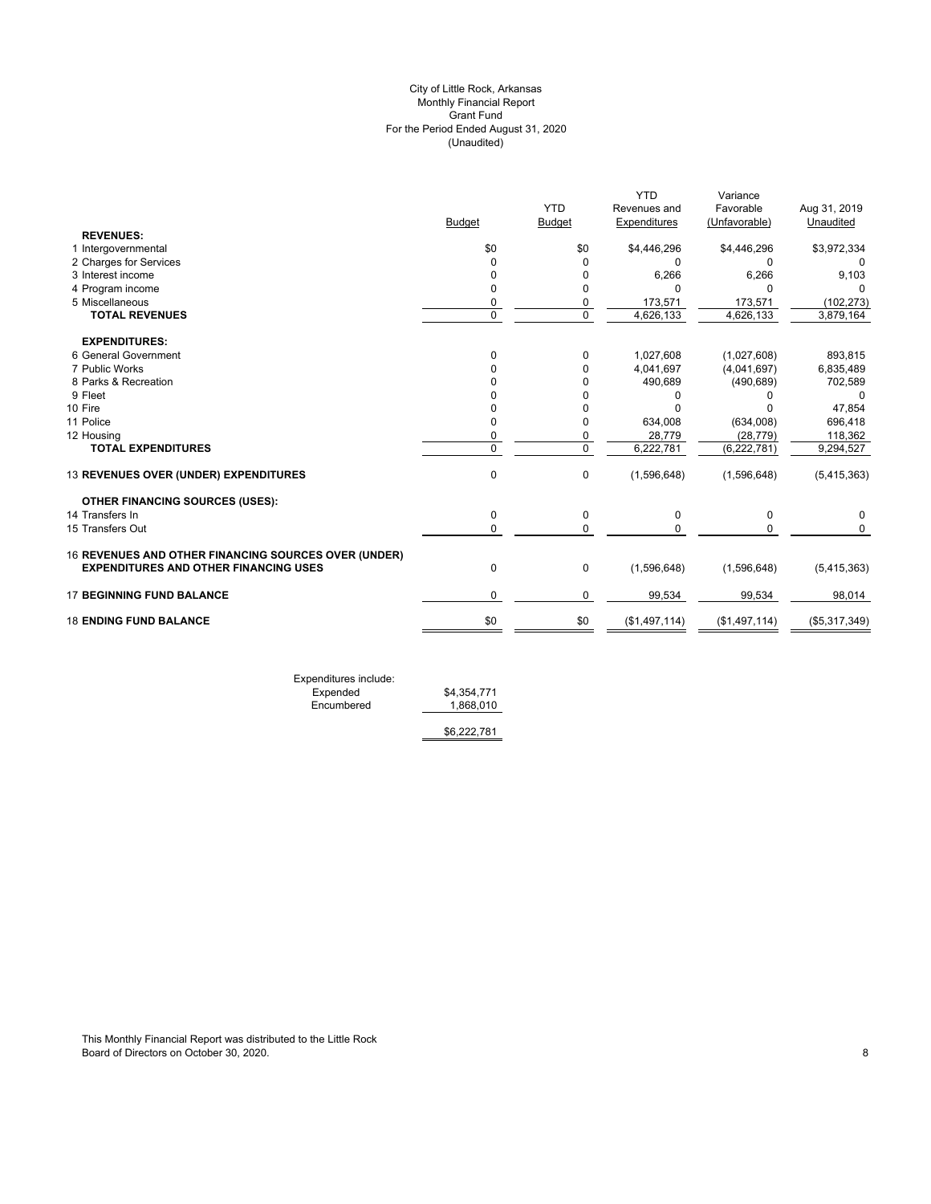# City of Little Rock, Arkansas
## Monthly Financial Report
## Grant Fund
## For the Period Ended August 31, 2020
## (Unaudited)

| | Budget | YTD Budget | YTD Revenues and Expenditures | Variance Favorable (Unfavorable) | Aug 31, 2019 Unaudited |
|---|---|---|---|---|---|
| **REVENUES:** | | | | | |
| 1 Intergovernmental | $0 | $0 | $4,446,296 | $4,446,296 | $3,972,334 |
| 2 Charges for Services | 0 | 0 | 0 | 0 | 0 |
| 3 Interest income | 0 | 0 | 6,266 | 6,266 | 9,103 |
| 4 Program income | 0 | 0 | 0 | 0 | 0 |
| 5 Miscellaneous | 0 | 0 | 173,571 | 173,571 | (102,273) |
| **TOTAL REVENUES** | 0 | 0 | 4,626,133 | 4,626,133 | 3,879,164 |
| **EXPENDITURES:** | | | | | |
| 6 General Government | 0 | 0 | 1,027,608 | (1,027,608) | 893,815 |
| 7 Public Works | 0 | 0 | 4,041,697 | (4,041,697) | 6,835,489 |
| 8 Parks & Recreation | 0 | 0 | 490,689 | (490,689) | 702,589 |
| 9 Fleet | 0 | 0 | 0 | 0 | 0 |
| 10 Fire | 0 | 0 | 0 | 0 | 47,854 |
| 11 Police | 0 | 0 | 634,008 | (634,008) | 696,418 |
| 12 Housing | 0 | 0 | 28,779 | (28,779) | 118,362 |
| **TOTAL EXPENDITURES** | 0 | 0 | 6,222,781 | (6,222,781) | 9,294,527 |
| 13 **REVENUES OVER (UNDER) EXPENDITURES** | 0 | 0 | (1,596,648) | (1,596,648) | (5,415,363) |
| **OTHER FINANCING SOURCES (USES):** | | | | | |
| 14 Transfers In | 0 | 0 | 0 | 0 | 0 |
| 15 Transfers Out | 0 | 0 | 0 | 0 | 0 |
| 16 **REVENUES AND OTHER FINANCING SOURCES OVER (UNDER) EXPENDITURES AND OTHER FINANCING USES** | 0 | 0 | (1,596,648) | (1,596,648) | (5,415,363) |
| 17 **BEGINNING FUND BALANCE** | 0 | 0 | 99,534 | 99,534 | 98,014 |
| 18 **ENDING FUND BALANCE** | $0 | $0 | ($1,497,114) | ($1,497,114) | ($5,317,349) |

| Expenditures include: | |
|---|---|
| Expended | $4,354,771 |
| Encumbered | 1,868,010 |
| | $6,222,781 |

This Monthly Financial Report was distributed to the Little Rock Board of Directors on October 30, 2020.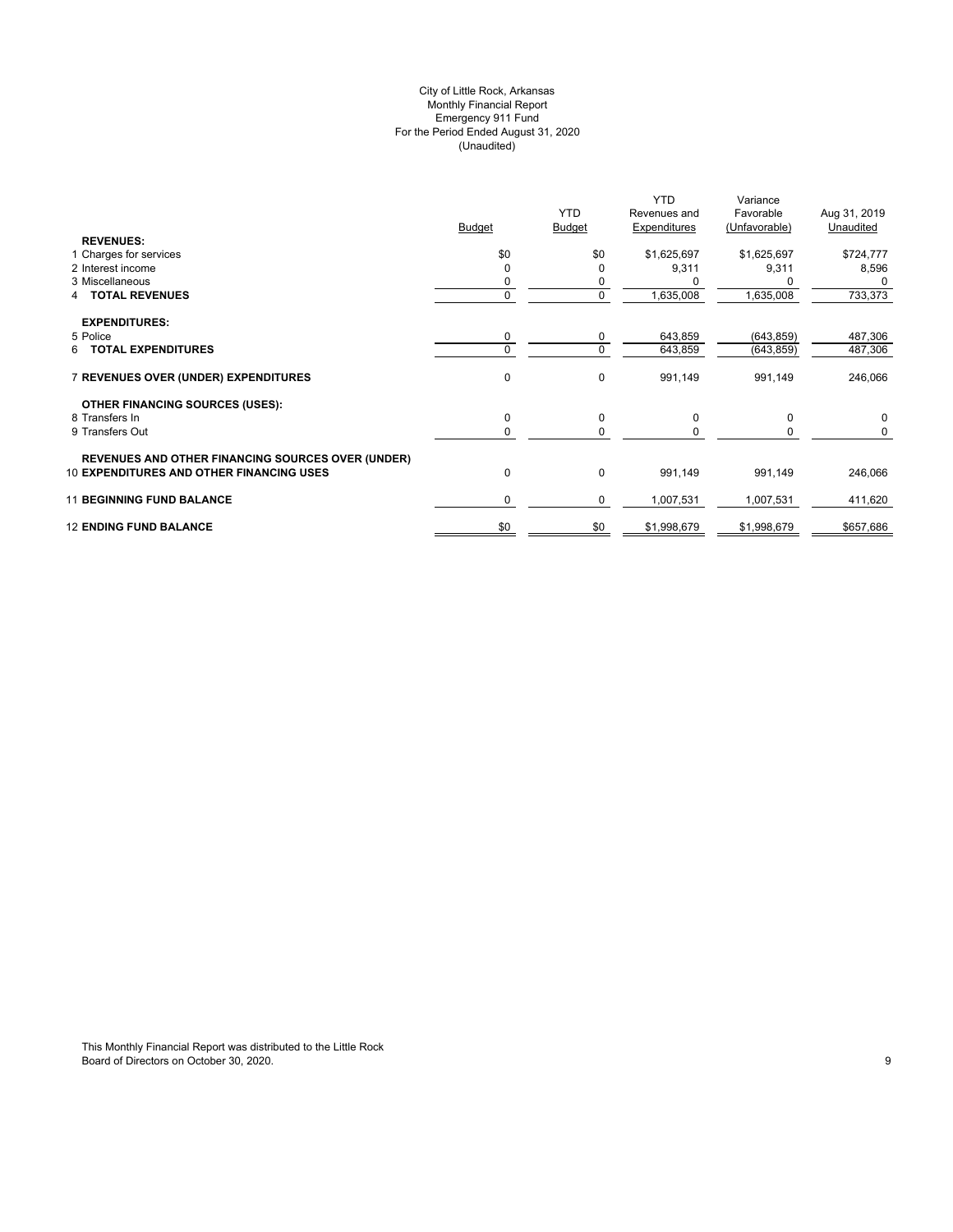City of Little Rock, Arkansas
Monthly Financial Report
Emergency 911 Fund
For the Period Ended August 31, 2020
(Unaudited)

| | Budget | YTD Budget | YTD Revenues and Expenditures | Variance Favorable (Unfavorable) | Aug 31, 2019 Unaudited |
|---|---|---|---|---|---|
| **REVENUES:** | | | | | |
| 1 Charges for services | $0 | $0 | $1,625,697 | $1,625,697 | $724,777 |
| 2 Interest income | 0 | 0 | 9,311 | 9,311 | 8,596 |
| 3 Miscellaneous | 0 | 0 | 0 | 0 | 0 |
| 4 **TOTAL REVENUES** | 0 | 0 | 1,635,008 | 1,635,008 | 733,373 |
| **EXPENDITURES:** | | | | | |
| 5 Police | 0 | 0 | 643,859 | (643,859) | 487,306 |
| 6 **TOTAL EXPENDITURES** | 0 | 0 | 643,859 | (643,859) | 487,306 |
| 7 **REVENUES OVER (UNDER) EXPENDITURES** | 0 | 0 | 991,149 | 991,149 | 246,066 |
| **OTHER FINANCING SOURCES (USES):** | | | | | |
| 8 Transfers In | 0 | 0 | 0 | 0 | 0 |
| 9 Transfers Out | 0 | 0 | 0 | 0 | 0 |
| **REVENUES AND OTHER FINANCING SOURCES OVER (UNDER)** 10 **EXPENDITURES AND OTHER FINANCING USES** | 0 | 0 | 991,149 | 991,149 | 246,066 |
| 11 **BEGINNING FUND BALANCE** | 0 | 0 | 1,007,531 | 1,007,531 | 411,620 |
| 12 **ENDING FUND BALANCE** | $0 | $0 | $1,998,679 | $1,998,679 | $657,686 |

This Monthly Financial Report was distributed to the Little Rock Board of Directors on October 30, 2020.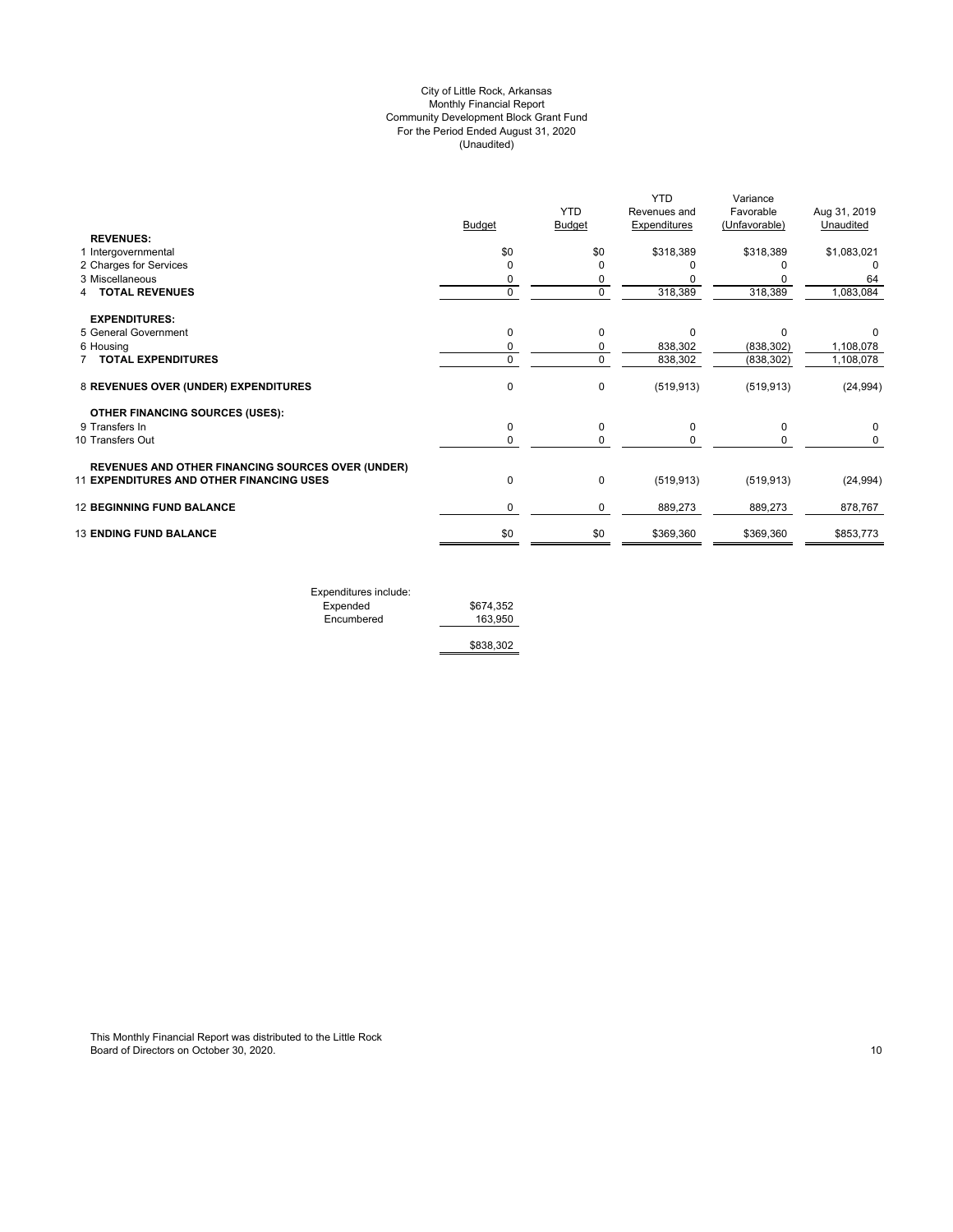City of Little Rock, Arkansas
Monthly Financial Report
Community Development Block Grant Fund
For the Period Ended August 31, 2020
(Unaudited)

| | Budget | YTD Budget | YTD Revenues and Expenditures | Variance Favorable (Unfavorable) | Aug 31, 2019 Unaudited |
|---|---|---|---|---|---|
| **REVENUES:** | | | | | |
| 1 Intergovernmental | $0 | $0 | $318,389 | $318,389 | $1,083,021 |
| 2 Charges for Services | 0 | 0 | 0 | 0 | 0 |
| 3 Miscellaneous | 0 | 0 | 0 | 0 | 64 |
| 4 **TOTAL REVENUES** | 0 | 0 | 318,389 | 318,389 | 1,083,084 |
| **EXPENDITURES:** | | | | | |
| 5 General Government | 0 | 0 | 0 | 0 | 0 |
| 6 Housing | 0 | 0 | 838,302 | (838,302) | 1,108,078 |
| 7 **TOTAL EXPENDITURES** | 0 | 0 | 838,302 | (838,302) | 1,108,078 |
| 8 **REVENUES OVER (UNDER) EXPENDITURES** | 0 | 0 | (519,913) | (519,913) | (24,994) |
| **OTHER FINANCING SOURCES (USES):** | | | | | |
| 9 Transfers In | 0 | 0 | 0 | 0 | 0 |
| 10 Transfers Out | 0 | 0 | 0 | 0 | 0 |
| 11 **REVENUES AND OTHER FINANCING SOURCES OVER (UNDER) EXPENDITURES AND OTHER FINANCING USES** | 0 | 0 | (519,913) | (519,913) | (24,994) |
| 12 **BEGINNING FUND BALANCE** | 0 | 0 | 889,273 | 889,273 | 878,767 |
| 13 **ENDING FUND BALANCE** | $0 | $0 | $369,360 | $369,360 | $853,773 |

| Expenditures include: | |
|---|---|
| Expended | $674,352 |
| Encumbered | 163,950 |
| | $838,302 |

This Monthly Financial Report was distributed to the Little Rock Board of Directors on October 30, 2020.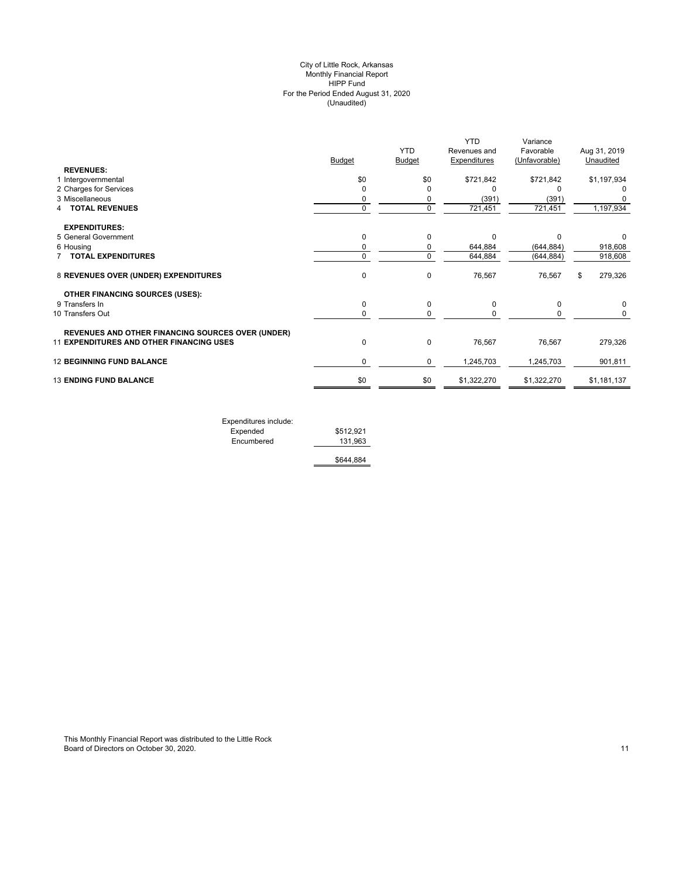City of Little Rock, Arkansas
Monthly Financial Report
HIPP Fund
For the Period Ended August 31, 2020
(Unaudited)

| | Budget | YTD Budget | YTD Revenues and Expenditures | Variance Favorable (Unfavorable) | Aug 31, 2019 Unaudited |
|---|---|---|---|---|---|
| **REVENUES:** | | | | | |
| 1 Intergovernmental | $0 | $0 | $721,842 | $721,842 | $1,197,934 |
| 2 Charges for Services | 0 | 0 | 0 | 0 | 0 |
| 3 Miscellaneous | 0 | 0 | (391) | (391) | 0 |
| 4 **TOTAL REVENUES** | 0 | 0 | 721,451 | 721,451 | 1,197,934 |
| **EXPENDITURES:** | | | | | |
| 5 General Government | 0 | 0 | 0 | 0 | 0 |
| 6 Housing | 0 | 0 | 644,884 | (644,884) | 918,608 |
| 7 **TOTAL EXPENDITURES** | 0 | 0 | 644,884 | (644,884) | 918,608 |
| 8 **REVENUES OVER (UNDER) EXPENDITURES** | 0 | 0 | 76,567 | 76,567 | $ 279,326 |
| **OTHER FINANCING SOURCES (USES):** | | | | | |
| 9 Transfers In | 0 | 0 | 0 | 0 | 0 |
| 10 Transfers Out | 0 | 0 | 0 | 0 | 0 |
| **REVENUES AND OTHER FINANCING SOURCES OVER (UNDER)** | | | | | |
| 11 **EXPENDITURES AND OTHER FINANCING USES** | 0 | 0 | 76,567 | 76,567 | 279,326 |
| 12 **BEGINNING FUND BALANCE** | 0 | 0 | 1,245,703 | 1,245,703 | 901,811 |
| 13 **ENDING FUND BALANCE** | $0 | $0 | $1,322,270 | $1,322,270 | $1,181,137 |

| Expenditures include: | |
|---|---|
| Expended | $512,921 |
| Encumbered | 131,963 |
| | $644,884 |

This Monthly Financial Report was distributed to the Little Rock Board of Directors on October 30, 2020.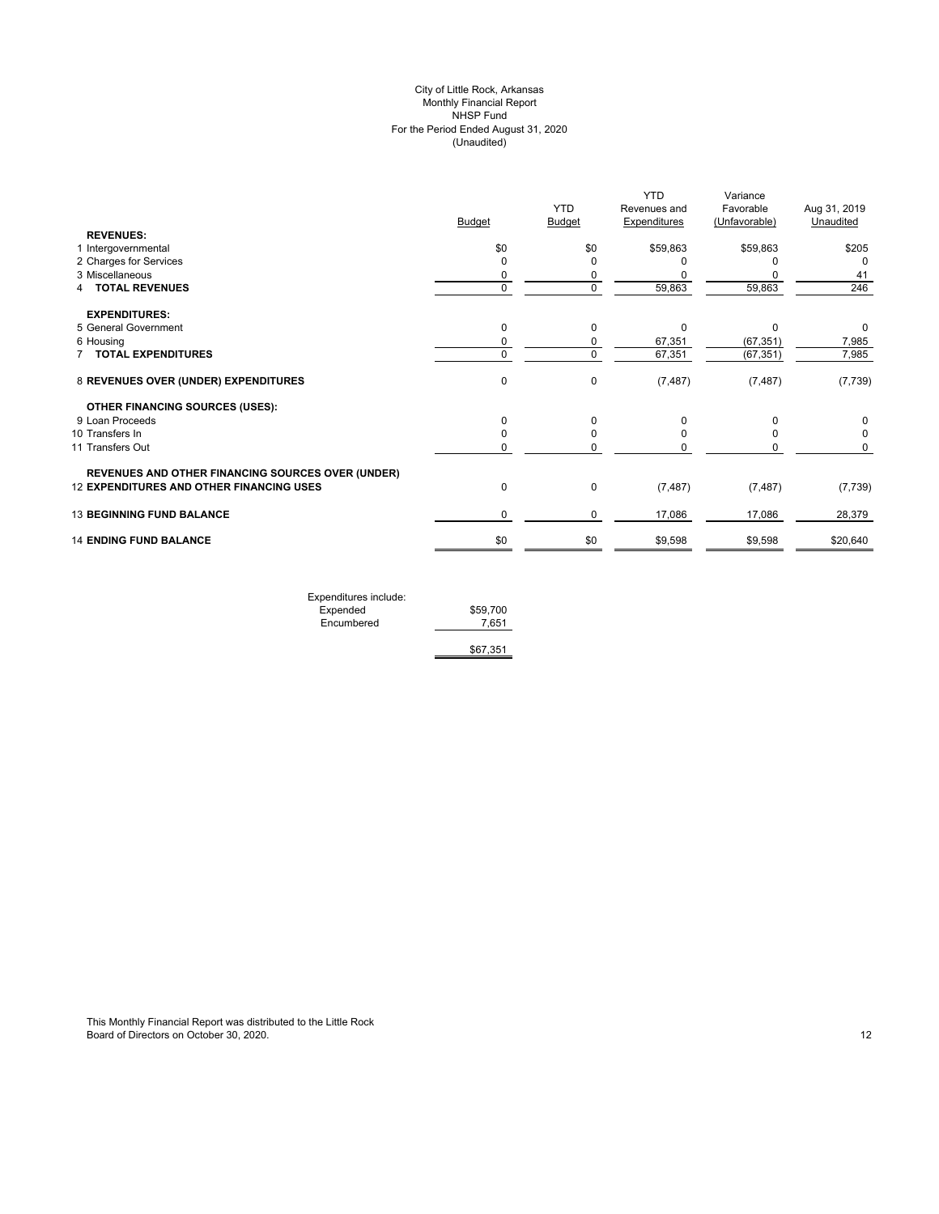City of Little Rock, Arkansas
Monthly Financial Report
NHSP Fund
For the Period Ended August 31, 2020
(Unaudited)

| | Budget | YTD Budget | YTD Revenues and Expenditures | Variance Favorable (Unfavorable) | Aug 31, 2019 Unaudited |
|---|---|---|---|---|---|
| **REVENUES:** | | | | | |
| 1 Intergovernmental | $0 | $0 | $59,863 | $59,863 | $205 |
| 2 Charges for Services | 0 | 0 | 0 | 0 | 0 |
| 3 Miscellaneous | 0 | 0 | 0 | 0 | 41 |
| 4 **TOTAL REVENUES** | 0 | 0 | 59,863 | 59,863 | 246 |
| **EXPENDITURES:** | | | | | |
| 5 General Government | 0 | 0 | 0 | 0 | 0 |
| 6 Housing | 0 | 0 | 67,351 | (67,351) | 7,985 |
| 7 **TOTAL EXPENDITURES** | 0 | 0 | 67,351 | (67,351) | 7,985 |
| 8 **REVENUES OVER (UNDER) EXPENDITURES** | 0 | 0 | (7,487) | (7,487) | (7,739) |
| **OTHER FINANCING SOURCES (USES):** | | | | | |
| 9 Loan Proceeds | 0 | 0 | 0 | 0 | 0 |
| 10 Transfers In | 0 | 0 | 0 | 0 | 0 |
| 11 Transfers Out | 0 | 0 | 0 | 0 | 0 |
| **REVENUES AND OTHER FINANCING SOURCES OVER (UNDER)** 12 **EXPENDITURES AND OTHER FINANCING USES** | 0 | 0 | (7,487) | (7,487) | (7,739) |
| 13 **BEGINNING FUND BALANCE** | 0 | 0 | 17,086 | 17,086 | 28,379 |
| 14 **ENDING FUND BALANCE** | $0 | $0 | $9,598 | $9,598 | $20,640 |

| Expenditures include: | |
|---|---|
| Expended | $59,700 |
| Encumbered | 7,651 |
| | $67,351 |

This Monthly Financial Report was distributed to the Little Rock Board of Directors on October 30, 2020.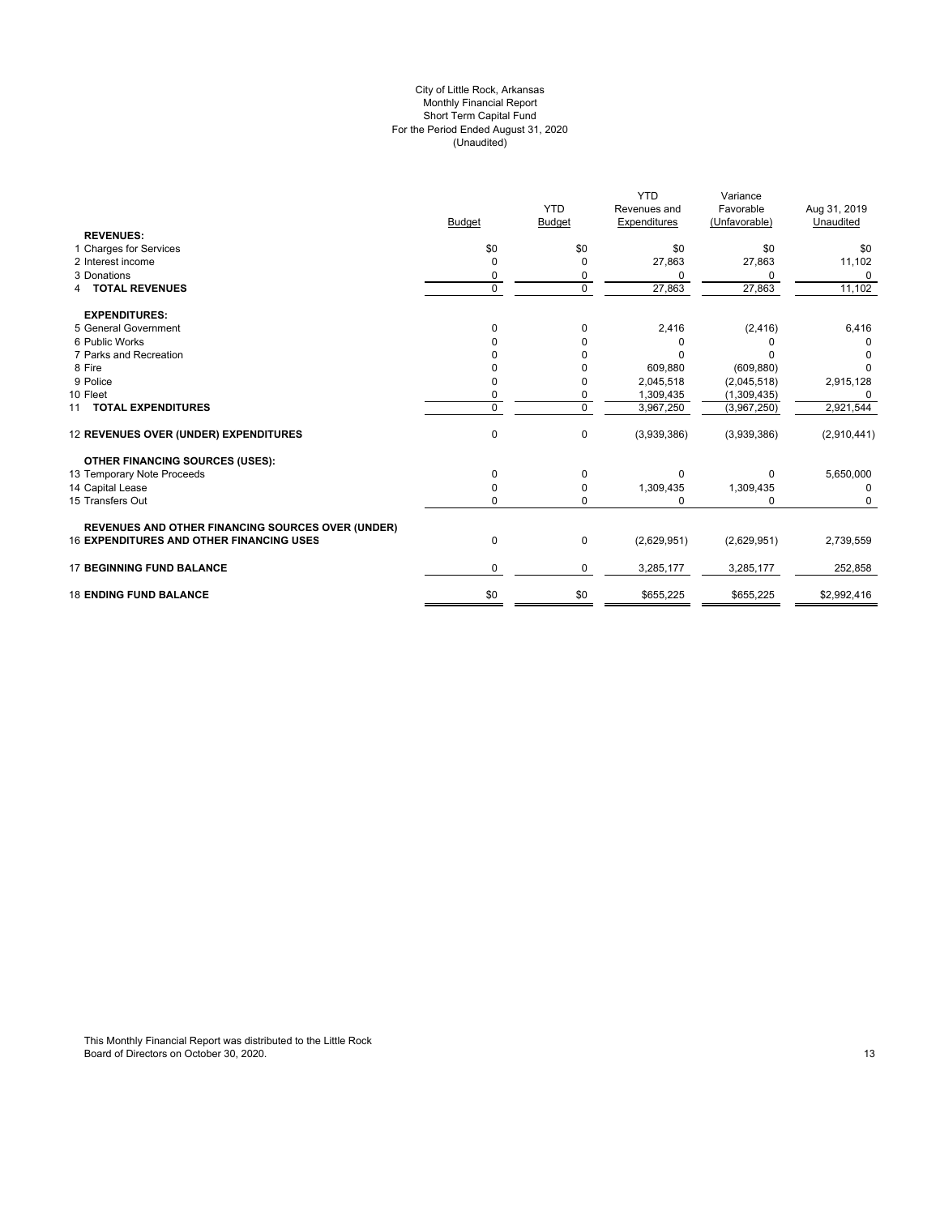City of Little Rock, Arkansas
Monthly Financial Report
Short Term Capital Fund
For the Period Ended August 31, 2020
(Unaudited)

| | Budget | YTD Budget | YTD Revenues and Expenditures | Variance Favorable (Unfavorable) | Aug 31, 2019 Unaudited |
|---|---|---|---|---|---|
| **REVENUES:** | | | | | |
| 1 Charges for Services | $0 | $0 | $0 | $0 | $0 |
| 2 Interest income | 0 | 0 | 27,863 | 27,863 | 11,102 |
| 3 Donations | 0 | 0 | 0 | 0 | 0 |
| 4 **TOTAL REVENUES** | 0 | 0 | 27,863 | 27,863 | 11,102 |
| **EXPENDITURES:** | | | | | |
| 5 General Government | 0 | 0 | 2,416 | (2,416) | 6,416 |
| 6 Public Works | 0 | 0 | 0 | 0 | 0 |
| 7 Parks and Recreation | 0 | 0 | 0 | 0 | 0 |
| 8 Fire | 0 | 0 | 609,880 | (609,880) | 0 |
| 9 Police | 0 | 0 | 2,045,518 | (2,045,518) | 2,915,128 |
| 10 Fleet | 0 | 0 | 1,309,435 | (1,309,435) | 0 |
| 11 **TOTAL EXPENDITURES** | 0 | 0 | 3,967,250 | (3,967,250) | 2,921,544 |
| 12 **REVENUES OVER (UNDER) EXPENDITURES** | 0 | 0 | (3,939,386) | (3,939,386) | (2,910,441) |
| **OTHER FINANCING SOURCES (USES):** | | | | | |
| 13 Temporary Note Proceeds | 0 | 0 | 0 | 0 | 5,650,000 |
| 14 Capital Lease | 0 | 0 | 1,309,435 | 1,309,435 | 0 |
| 15 Transfers Out | 0 | 0 | 0 | 0 | 0 |
| **REVENUES AND OTHER FINANCING SOURCES OVER (UNDER)** 16 **EXPENDITURES AND OTHER FINANCING USES** | 0 | 0 | (2,629,951) | (2,629,951) | 2,739,559 |
| 17 **BEGINNING FUND BALANCE** | 0 | 0 | 3,285,177 | 3,285,177 | 252,858 |
| 18 **ENDING FUND BALANCE** | $0 | $0 | $655,225 | $655,225 | $2,992,416 |

This Monthly Financial Report was distributed to the Little Rock Board of Directors on October 30, 2020.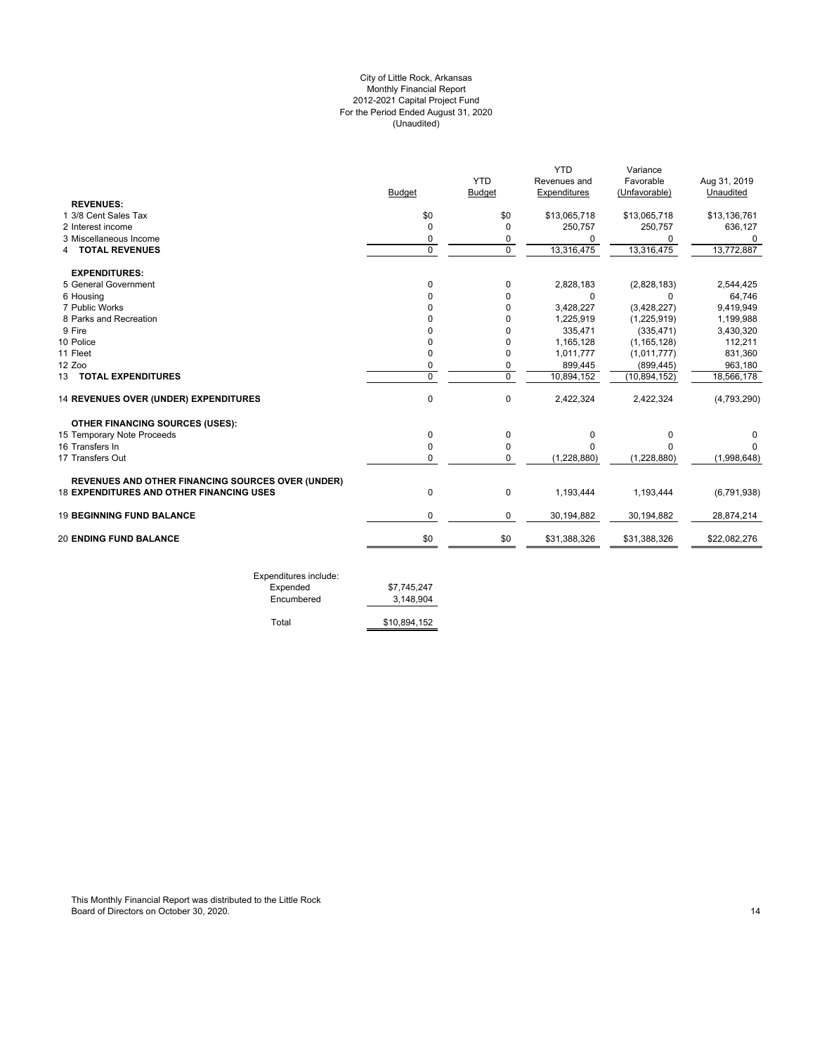# City of Little Rock, Arkansas
## Monthly Financial Report
## 2012-2021 Capital Project Fund
## For the Period Ended August 31, 2020
## (Unaudited)

| | Budget | YTD Budget | YTD Revenues and Expenditures | Variance Favorable (Unfavorable) | Aug 31, 2019 Unaudited |
|---|---|---|---|---|---|
| **REVENUES:** | | | | | |
| 1 3/8 Cent Sales Tax | $0 | $0 | $13,065,718 | $13,065,718 | $13,136,761 |
| 2 Interest income | 0 | 0 | 250,757 | 250,757 | 636,127 |
| 3 Miscellaneous Income | 0 | 0 | 0 | 0 | 0 |
| 4 **TOTAL REVENUES** | 0 | 0 | 13,316,475 | 13,316,475 | 13,772,887 |
| **EXPENDITURES:** | | | | | |
| 5 General Government | 0 | 0 | 2,828,183 | (2,828,183) | 2,544,425 |
| 6 Housing | 0 | 0 | 0 | 0 | 64,746 |
| 7 Public Works | 0 | 0 | 3,428,227 | (3,428,227) | 9,419,949 |
| 8 Parks and Recreation | 0 | 0 | 1,225,919 | (1,225,919) | 1,199,988 |
| 9 Fire | 0 | 0 | 335,471 | (335,471) | 3,430,320 |
| 10 Police | 0 | 0 | 1,165,128 | (1,165,128) | 112,211 |
| 11 Fleet | 0 | 0 | 1,011,777 | (1,011,777) | 831,360 |
| 12 Zoo | 0 | 0 | 899,445 | (899,445) | 963,180 |
| 13 **TOTAL EXPENDITURES** | 0 | 0 | 10,894,152 | (10,894,152) | 18,566,178 |
| 14 **REVENUES OVER (UNDER) EXPENDITURES** | 0 | 0 | 2,422,324 | 2,422,324 | (4,793,290) |
| **OTHER FINANCING SOURCES (USES):** | | | | | |
| 15 Temporary Note Proceeds | 0 | 0 | 0 | 0 | 0 |
| 16 Transfers In | 0 | 0 | 0 | 0 | 0 |
| 17 Transfers Out | 0 | 0 | (1,228,880) | (1,228,880) | (1,998,648) |
| **REVENUES AND OTHER FINANCING SOURCES OVER (UNDER)** 18 **EXPENDITURES AND OTHER FINANCING USES** | 0 | 0 | 1,193,444 | 1,193,444 | (6,791,938) |
| 19 **BEGINNING FUND BALANCE** | 0 | 0 | 30,194,882 | 30,194,882 | 28,874,214 |
| 20 **ENDING FUND BALANCE** | $0 | $0 | $31,388,326 | $31,388,326 | $22,082,276 |

| Expenditures include: | |
|---|---|
| Expended | $7,745,247 |
| Encumbered | 3,148,904 |
| Total | $10,894,152 |

This Monthly Financial Report was distributed to the Little Rock Board of Directors on October 30, 2020.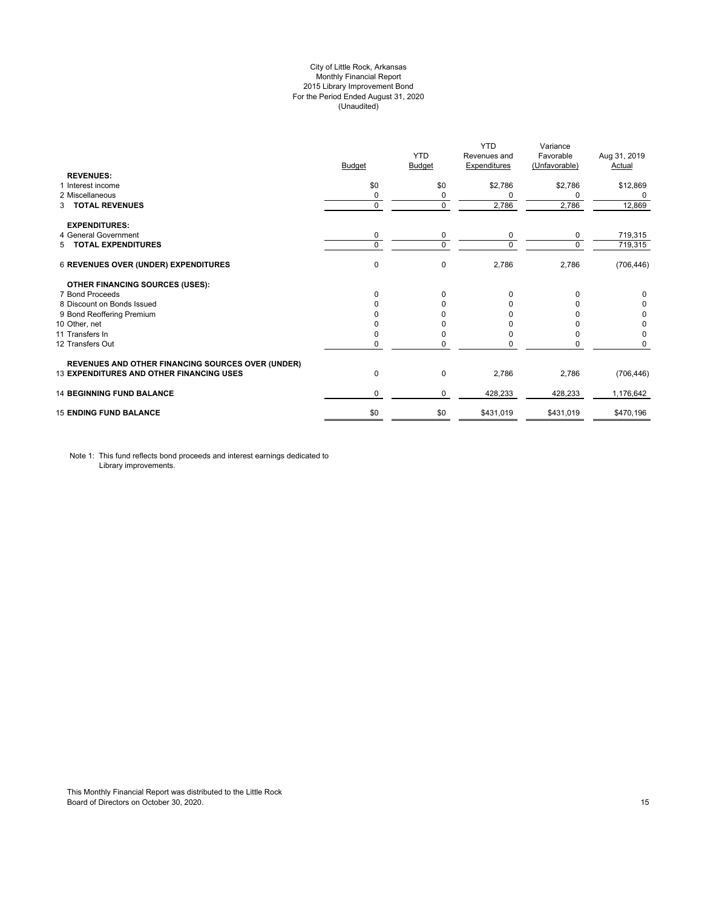City of Little Rock, Arkansas
Monthly Financial Report
2015 Library Improvement Bond
For the Period Ended August 31, 2020
(Unaudited)

| | Budget | YTD Budget | YTD Revenues and Expenditures | Variance Favorable (Unfavorable) | Aug 31, 2019 Actual |
|---|---|---|---|---|---|
| **REVENUES:** | | | | | |
| 1 Interest income | $0 | $0 | $2,786 | $2,786 | $12,869 |
| 2 Miscellaneous | 0 | 0 | 0 | 0 | 0 |
| 3 **TOTAL REVENUES** | 0 | 0 | 2,786 | 2,786 | 12,869 |
| **EXPENDITURES:** | | | | | |
| 4 General Government | 0 | 0 | 0 | 0 | 719,315 |
| 5 **TOTAL EXPENDITURES** | 0 | 0 | 0 | 0 | 719,315 |
| 6 **REVENUES OVER (UNDER) EXPENDITURES** | 0 | 0 | 2,786 | 2,786 | (706,446) |
| **OTHER FINANCING SOURCES (USES):** | | | | | |
| 7 Bond Proceeds | 0 | 0 | 0 | 0 | 0 |
| 8 Discount on Bonds Issued | 0 | 0 | 0 | 0 | 0 |
| 9 Bond Reoffering Premium | 0 | 0 | 0 | 0 | 0 |
| 10 Other, net | 0 | 0 | 0 | 0 | 0 |
| 11 Transfers In | 0 | 0 | 0 | 0 | 0 |
| 12 Transfers Out | 0 | 0 | 0 | 0 | 0 |
| **REVENUES AND OTHER FINANCING SOURCES OVER (UNDER)** 13 **EXPENDITURES AND OTHER FINANCING USES** | 0 | 0 | 2,786 | 2,786 | (706,446) |
| 14 **BEGINNING FUND BALANCE** | 0 | 0 | 428,233 | 428,233 | 1,176,642 |
| 15 **ENDING FUND BALANCE** | $0 | $0 | $431,019 | $431,019 | $470,196 |

Note 1: This fund reflects bond proceeds and interest earnings dedicated to Library improvements.

This Monthly Financial Report was distributed to the Little Rock Board of Directors on October 30, 2020.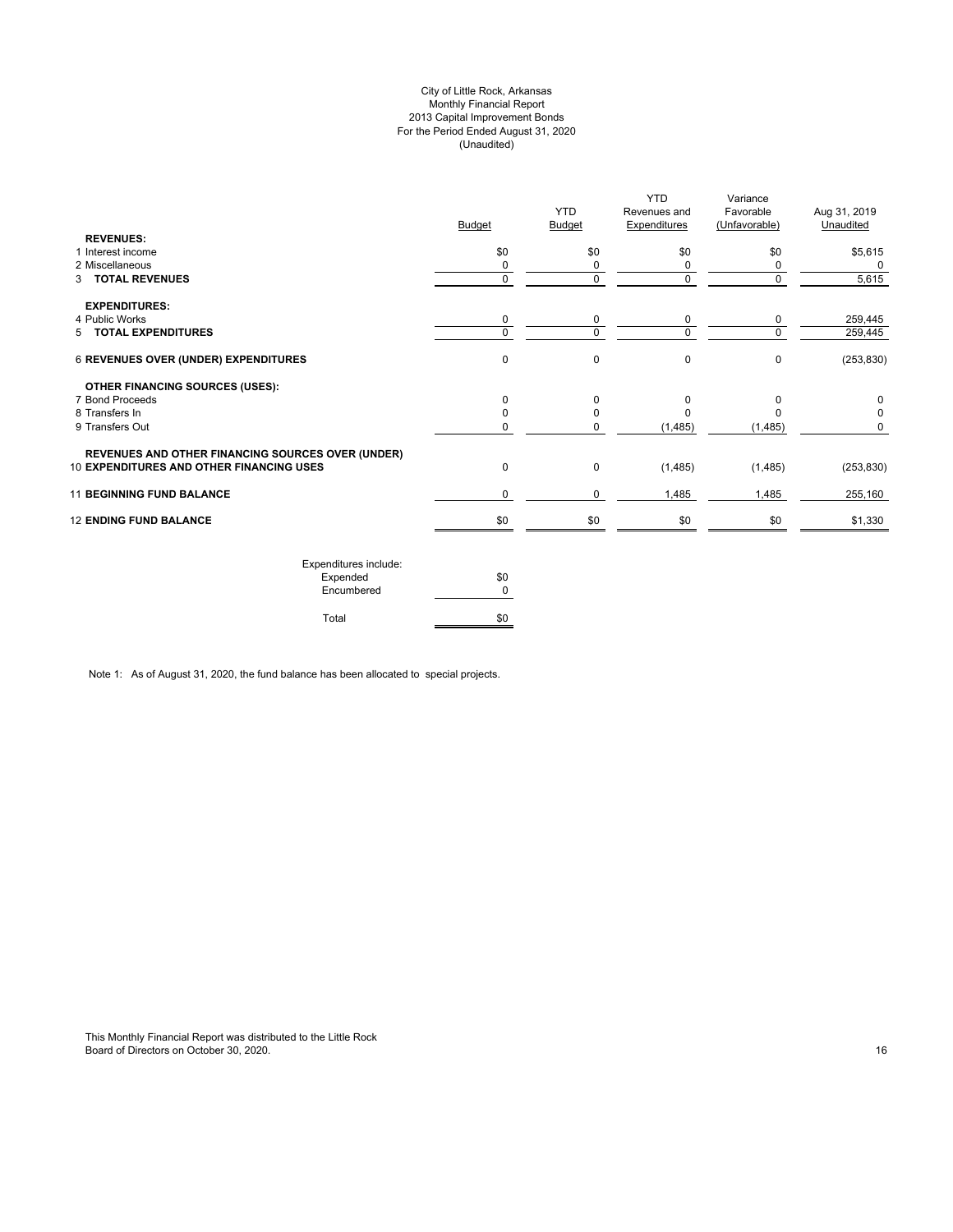City of Little Rock, Arkansas
Monthly Financial Report
2013 Capital Improvement Bonds
For the Period Ended August 31, 2020
(Unaudited)

| | Budget | YTD Budget | YTD Revenues and Expenditures | Variance Favorable (Unfavorable) | Aug 31, 2019 Unaudited |
|---|---|---|---|---|---|
| **REVENUES:** | | | | | |
| 1 Interest income | $0 | $0 | $0 | $0 | $5,615 |
| 2 Miscellaneous | 0 | 0 | 0 | 0 | 0 |
| 3 **TOTAL REVENUES** | 0 | 0 | 0 | 0 | 5,615 |
| **EXPENDITURES:** | | | | | |
| 4 Public Works | 0 | 0 | 0 | 0 | 259,445 |
| 5 **TOTAL EXPENDITURES** | 0 | 0 | 0 | 0 | 259,445 |
| 6 **REVENUES OVER (UNDER) EXPENDITURES** | 0 | 0 | 0 | 0 | (253,830) |
| **OTHER FINANCING SOURCES (USES):** | | | | | |
| 7 Bond Proceeds | 0 | 0 | 0 | 0 | 0 |
| 8 Transfers In | 0 | 0 | 0 | 0 | 0 |
| 9 Transfers Out | 0 | 0 | (1,485) | (1,485) | 0 |
| **REVENUES AND OTHER FINANCING SOURCES OVER (UNDER)** 10 **EXPENDITURES AND OTHER FINANCING USES** | 0 | 0 | (1,485) | (1,485) | (253,830) |
| 11 **BEGINNING FUND BALANCE** | 0 | 0 | 1,485 | 1,485 | 255,160 |
| 12 **ENDING FUND BALANCE** | $0 | $0 | $0 | $0 | $1,330 |

| Expenditures include: | |
|---|---|
| Expended | $0 |
| Encumbered | 0 |
| Total | $0 |

Note 1: As of August 31, 2020, the fund balance has been allocated to special projects.

This Monthly Financial Report was distributed to the Little Rock Board of Directors on October 30, 2020.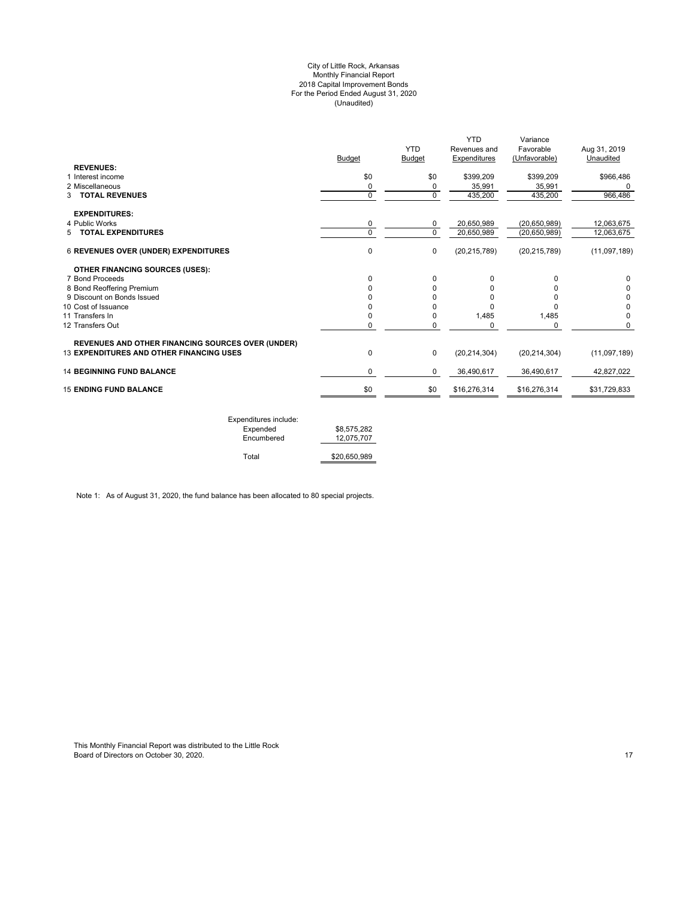City of Little Rock, Arkansas
Monthly Financial Report
2018 Capital Improvement Bonds
For the Period Ended August 31, 2020
(Unaudited)

| | Budget | YTD Budget | YTD Revenues and Expenditures | Variance Favorable (Unfavorable) | Aug 31, 2019 Unaudited |
|---|---|---|---|---|---|
| **REVENUES:** | | | | | |
| 1 Interest income | $0 | $0 | $399,209 | $399,209 | $966,486 |
| 2 Miscellaneous | 0 | 0 | 35,991 | 35,991 | 0 |
| 3 **TOTAL REVENUES** | 0 | 0 | 435,200 | 435,200 | 966,486 |
| **EXPENDITURES:** | | | | | |
| 4 Public Works | 0 | 0 | 20,650,989 | (20,650,989) | 12,063,675 |
| 5 **TOTAL EXPENDITURES** | 0 | 0 | 20,650,989 | (20,650,989) | 12,063,675 |
| 6 **REVENUES OVER (UNDER) EXPENDITURES** | 0 | 0 | (20,215,789) | (20,215,789) | (11,097,189) |
| **OTHER FINANCING SOURCES (USES):** | | | | | |
| 7 Bond Proceeds | 0 | 0 | 0 | 0 | 0 |
| 8 Bond Reoffering Premium | 0 | 0 | 0 | 0 | 0 |
| 9 Discount on Bonds Issued | 0 | 0 | 0 | 0 | 0 |
| 10 Cost of Issuance | 0 | 0 | 0 | 0 | 0 |
| 11 Transfers In | 0 | 0 | 1,485 | 1,485 | 0 |
| 12 Transfers Out | 0 | 0 | 0 | 0 | 0 |
| **REVENUES AND OTHER FINANCING SOURCES OVER (UNDER)** | | | | | |
| 13 **EXPENDITURES AND OTHER FINANCING USES** | 0 | 0 | (20,214,304) | (20,214,304) | (11,097,189) |
| 14 **BEGINNING FUND BALANCE** | 0 | 0 | 36,490,617 | 36,490,617 | 42,827,022 |
| 15 **ENDING FUND BALANCE** | $0 | $0 | $16,276,314 | $16,276,314 | $31,729,833 |

| Expenditures include: | |
|---|---|
| Expended | $8,575,282 |
| Encumbered | 12,075,707 |
| Total | $20,650,989 |

Note 1: As of August 31, 2020, the fund balance has been allocated to 80 special projects.

This Monthly Financial Report was distributed to the Little Rock Board of Directors on October 30, 2020.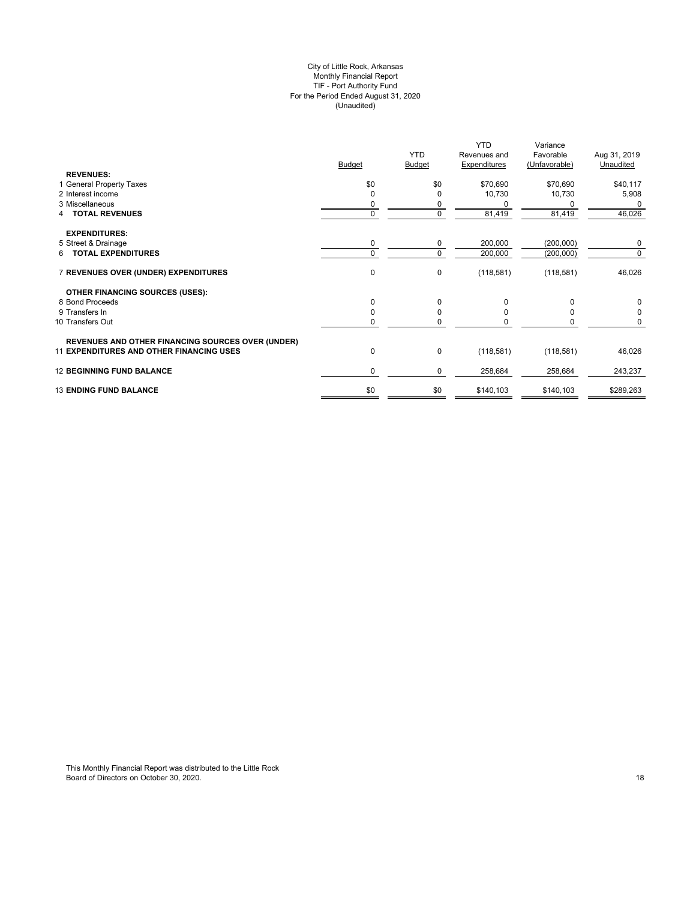City of Little Rock, Arkansas
Monthly Financial Report
TIF - Port Authority Fund
For the Period Ended August 31, 2020
(Unaudited)

| | Budget | YTD Budget | YTD Revenues and Expenditures | Variance Favorable (Unfavorable) | Aug 31, 2019 Unaudited |
|---|---|---|---|---|---|
| **REVENUES:** | | | | | |
| 1 General Property Taxes | $0 | $0 | $70,690 | $70,690 | $40,117 |
| 2 Interest income | 0 | 0 | 10,730 | 10,730 | 5,908 |
| 3 Miscellaneous | 0 | 0 | 0 | 0 | 0 |
| 4 **TOTAL REVENUES** | 0 | 0 | 81,419 | 81,419 | 46,026 |
| **EXPENDITURES:** | | | | | |
| 5 Street & Drainage | 0 | 0 | 200,000 | (200,000) | 0 |
| 6 **TOTAL EXPENDITURES** | 0 | 0 | 200,000 | (200,000) | 0 |
| 7 **REVENUES OVER (UNDER) EXPENDITURES** | 0 | 0 | (118,581) | (118,581) | 46,026 |
| **OTHER FINANCING SOURCES (USES):** | | | | | |
| 8 Bond Proceeds | 0 | 0 | 0 | 0 | 0 |
| 9 Transfers In | 0 | 0 | 0 | 0 | 0 |
| 10 Transfers Out | 0 | 0 | 0 | 0 | 0 |
| **REVENUES AND OTHER FINANCING SOURCES OVER (UNDER)** | | | | | |
| 11 **EXPENDITURES AND OTHER FINANCING USES** | 0 | 0 | (118,581) | (118,581) | 46,026 |
| 12 **BEGINNING FUND BALANCE** | 0 | 0 | 258,684 | 258,684 | 243,237 |
| 13 **ENDING FUND BALANCE** | $0 | $0 | $140,103 | $140,103 | $289,263 |

This Monthly Financial Report was distributed to the Little Rock Board of Directors on October 30, 2020.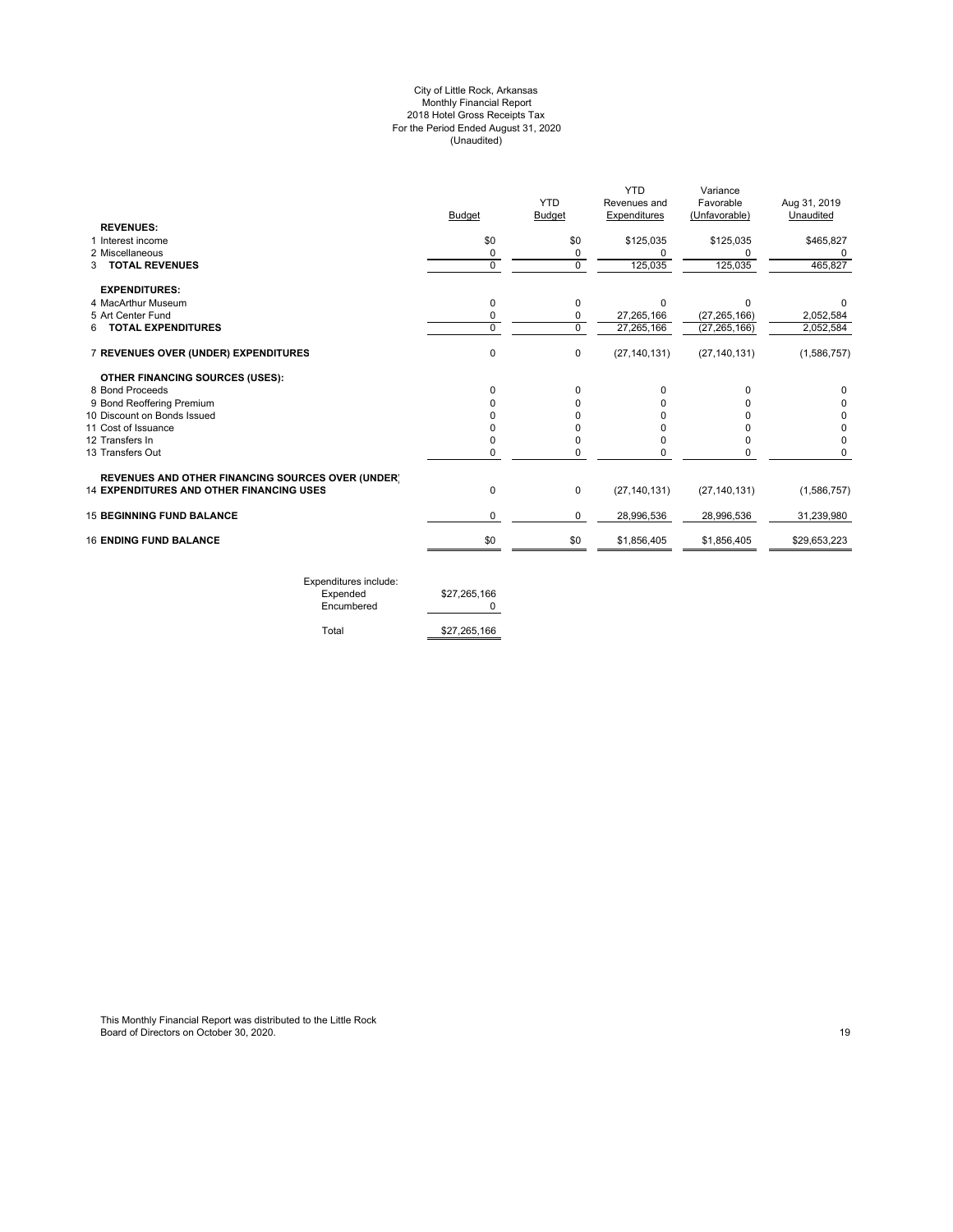City of Little Rock, Arkansas
Monthly Financial Report
2018 Hotel Gross Receipts Tax
For the Period Ended August 31, 2020
(Unaudited)

| | Budget | YTD Budget | YTD Revenues and Expenditures | Variance Favorable (Unfavorable) | Aug 31, 2019 Unaudited |
|---|---|---|---|---|---|
| **REVENUES:** | | | | | |
| 1 Interest income | $0 | $0 | $125,035 | $125,035 | $465,827 |
| 2 Miscellaneous | 0 | 0 | 0 | 0 | 0 |
| 3 **TOTAL REVENUES** | 0 | 0 | 125,035 | 125,035 | 465,827 |
| **EXPENDITURES:** | | | | | |
| 4 MacArthur Museum | 0 | 0 | 0 | 0 | 0 |
| 5 Art Center Fund | 0 | 0 | 27,265,166 | (27,265,166) | 2,052,584 |
| 6 **TOTAL EXPENDITURES** | 0 | 0 | 27,265,166 | (27,265,166) | 2,052,584 |
| 7 **REVENUES OVER (UNDER) EXPENDITURES** | 0 | 0 | (27,140,131) | (27,140,131) | (1,586,757) |
| **OTHER FINANCING SOURCES (USES):** | | | | | |
| 8 Bond Proceeds | 0 | 0 | 0 | 0 | 0 |
| 9 Bond Reoffering Premium | 0 | 0 | 0 | 0 | 0 |
| 10 Discount on Bonds Issued | 0 | 0 | 0 | 0 | 0 |
| 11 Cost of Issuance | 0 | 0 | 0 | 0 | 0 |
| 12 Transfers In | 0 | 0 | 0 | 0 | 0 |
| 13 Transfers Out | 0 | 0 | 0 | 0 | 0 |
| **REVENUES AND OTHER FINANCING SOURCES OVER (UNDER)** 14 **EXPENDITURES AND OTHER FINANCING USES** | 0 | 0 | (27,140,131) | (27,140,131) | (1,586,757) |
| 15 **BEGINNING FUND BALANCE** | 0 | 0 | 28,996,536 | 28,996,536 | 31,239,980 |
| 16 **ENDING FUND BALANCE** | $0 | $0 | $1,856,405 | $1,856,405 | $29,653,223 |

| Expenditures include: | |
|---|---|
| Expended | $27,265,166 |
| Encumbered | 0 |
| Total | $27,265,166 |

This Monthly Financial Report was distributed to the Little Rock Board of Directors on October 30, 2020.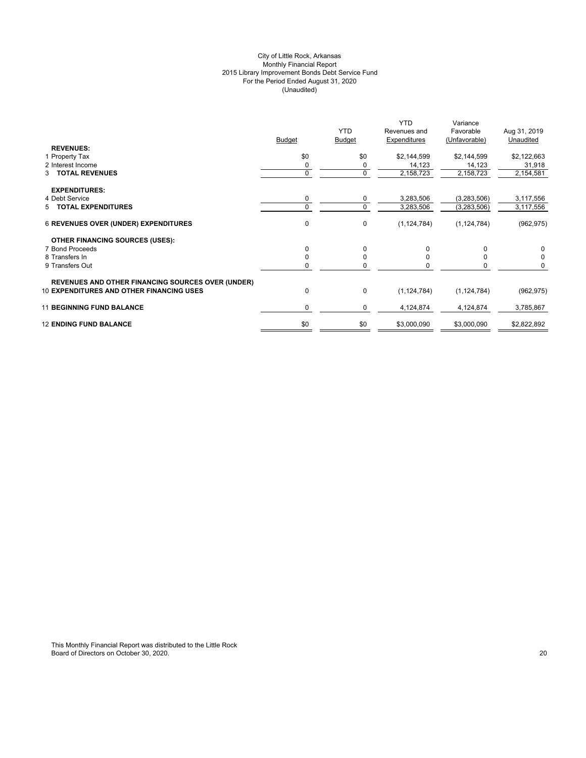City of Little Rock, Arkansas
Monthly Financial Report
2015 Library Improvement Bonds Debt Service Fund
For the Period Ended August 31, 2020
(Unaudited)

| | Budget | YTD Budget | YTD Revenues and Expenditures | Variance Favorable (Unfavorable) | Aug 31, 2019 Unaudited |
|---|---|---|---|---|---|
| **REVENUES:** | | | | | |
| 1 Property Tax | $0 | $0 | $2,144,599 | $2,144,599 | $2,122,663 |
| 2 Interest Income | 0 | 0 | 14,123 | 14,123 | 31,918 |
| 3 **TOTAL REVENUES** | 0 | 0 | 2,158,723 | 2,158,723 | 2,154,581 |
| **EXPENDITURES:** | | | | | |
| 4 Debt Service | 0 | 0 | 3,283,506 | (3,283,506) | 3,117,556 |
| 5 **TOTAL EXPENDITURES** | 0 | 0 | 3,283,506 | (3,283,506) | 3,117,556 |
| 6 **REVENUES OVER (UNDER) EXPENDITURES** | 0 | 0 | (1,124,784) | (1,124,784) | (962,975) |
| **OTHER FINANCING SOURCES (USES):** | | | | | |
| 7 Bond Proceeds | 0 | 0 | 0 | 0 | 0 |
| 8 Transfers In | 0 | 0 | 0 | 0 | 0 |
| 9 Transfers Out | 0 | 0 | 0 | 0 | 0 |
| **REVENUES AND OTHER FINANCING SOURCES OVER (UNDER)** | | | | | |
| 10 **EXPENDITURES AND OTHER FINANCING USES** | 0 | 0 | (1,124,784) | (1,124,784) | (962,975) |
| 11 **BEGINNING FUND BALANCE** | 0 | 0 | 4,124,874 | 4,124,874 | 3,785,867 |
| 12 **ENDING FUND BALANCE** | $0 | $0 | $3,000,090 | $3,000,090 | $2,822,892 |

This Monthly Financial Report was distributed to the Little Rock Board of Directors on October 30, 2020.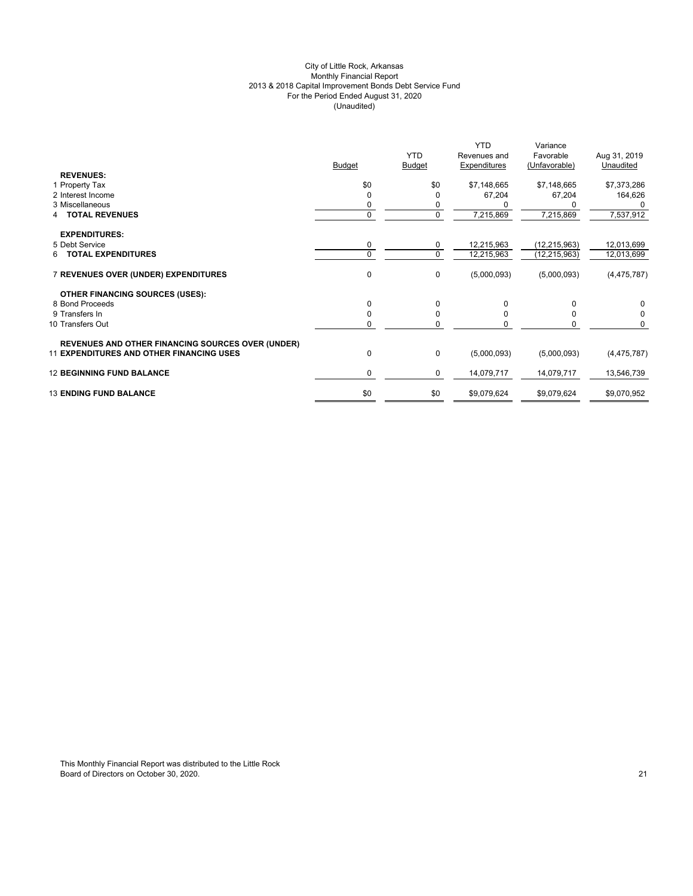City of Little Rock, Arkansas
Monthly Financial Report
2013 & 2018 Capital Improvement Bonds Debt Service Fund
For the Period Ended August 31, 2020
(Unaudited)

| | Budget | YTD Budget | YTD Revenues and Expenditures | Variance Favorable (Unfavorable) | Aug 31, 2019 Unaudited |
|---|---|---|---|---|---|
| **REVENUES:** | | | | | |
| 1 Property Tax | $0 | $0 | $7,148,665 | $7,148,665 | $7,373,286 |
| 2 Interest Income | 0 | 0 | 67,204 | 67,204 | 164,626 |
| 3 Miscellaneous | 0 | 0 | 0 | 0 | 0 |
| 4 **TOTAL REVENUES** | 0 | 0 | 7,215,869 | 7,215,869 | 7,537,912 |
| **EXPENDITURES:** | | | | | |
| 5 Debt Service | 0 | 0 | 12,215,963 | (12,215,963) | 12,013,699 |
| 6 **TOTAL EXPENDITURES** | 0 | 0 | 12,215,963 | (12,215,963) | 12,013,699 |
| 7 **REVENUES OVER (UNDER) EXPENDITURES** | 0 | 0 | (5,000,093) | (5,000,093) | (4,475,787) |
| **OTHER FINANCING SOURCES (USES):** | | | | | |
| 8 Bond Proceeds | 0 | 0 | 0 | 0 | 0 |
| 9 Transfers In | 0 | 0 | 0 | 0 | 0 |
| 10 Transfers Out | 0 | 0 | 0 | 0 | 0 |
| **REVENUES AND OTHER FINANCING SOURCES OVER (UNDER)** 11 **EXPENDITURES AND OTHER FINANCING USES** | 0 | 0 | (5,000,093) | (5,000,093) | (4,475,787) |
| 12 **BEGINNING FUND BALANCE** | 0 | 0 | 14,079,717 | 14,079,717 | 13,546,739 |
| 13 **ENDING FUND BALANCE** | $0 | $0 | $9,079,624 | $9,079,624 | $9,070,952 |

This Monthly Financial Report was distributed to the Little Rock Board of Directors on October 30, 2020.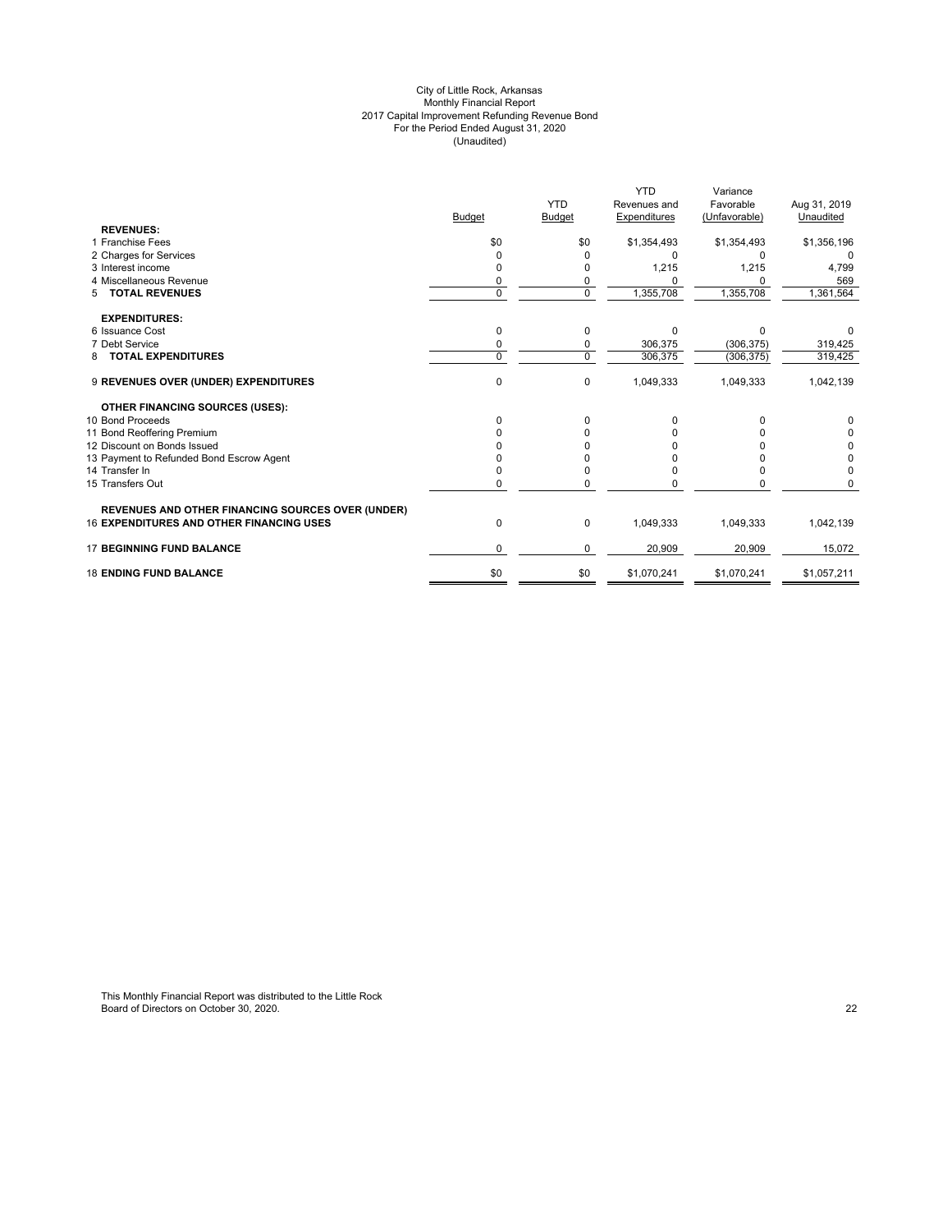City of Little Rock, Arkansas
Monthly Financial Report
2017 Capital Improvement Refunding Revenue Bond
For the Period Ended August 31, 2020
(Unaudited)

| | Budget | YTD Budget | YTD Revenues and Expenditures | Variance Favorable (Unfavorable) | Aug 31, 2019 Unaudited |
|---|---|---|---|---|---|
| **REVENUES:** | | | | | |
| 1 Franchise Fees | $0 | $0 | $1,354,493 | $1,354,493 | $1,356,196 |
| 2 Charges for Services | 0 | 0 | 0 | 0 | 0 |
| 3 Interest income | 0 | 0 | 1,215 | 1,215 | 4,799 |
| 4 Miscellaneous Revenue | 0 | 0 | 0 | 0 | 569 |
| 5 **TOTAL REVENUES** | 0 | 0 | 1,355,708 | 1,355,708 | 1,361,564 |
| **EXPENDITURES:** | | | | | |
| 6 Issuance Cost | 0 | 0 | 0 | 0 | 0 |
| 7 Debt Service | 0 | 0 | 306,375 | (306,375) | 319,425 |
| 8 **TOTAL EXPENDITURES** | 0 | 0 | 306,375 | (306,375) | 319,425 |
| 9 **REVENUES OVER (UNDER) EXPENDITURES** | 0 | 0 | 1,049,333 | 1,049,333 | 1,042,139 |
| **OTHER FINANCING SOURCES (USES):** | | | | | |
| 10 Bond Proceeds | 0 | 0 | 0 | 0 | 0 |
| 11 Bond Reoffering Premium | 0 | 0 | 0 | 0 | 0 |
| 12 Discount on Bonds Issued | 0 | 0 | 0 | 0 | 0 |
| 13 Payment to Refunded Bond Escrow Agent | 0 | 0 | 0 | 0 | 0 |
| 14 Transfer In | 0 | 0 | 0 | 0 | 0 |
| 15 Transfers Out | 0 | 0 | 0 | 0 | 0 |
| **REVENUES AND OTHER FINANCING SOURCES OVER (UNDER)** 16 **EXPENDITURES AND OTHER FINANCING USES** | 0 | 0 | 1,049,333 | 1,049,333 | 1,042,139 |
| 17 **BEGINNING FUND BALANCE** | 0 | 0 | 20,909 | 20,909 | 15,072 |
| 18 **ENDING FUND BALANCE** | $0 | $0 | $1,070,241 | $1,070,241 | $1,057,211 |

This Monthly Financial Report was distributed to the Little Rock Board of Directors on October 30, 2020.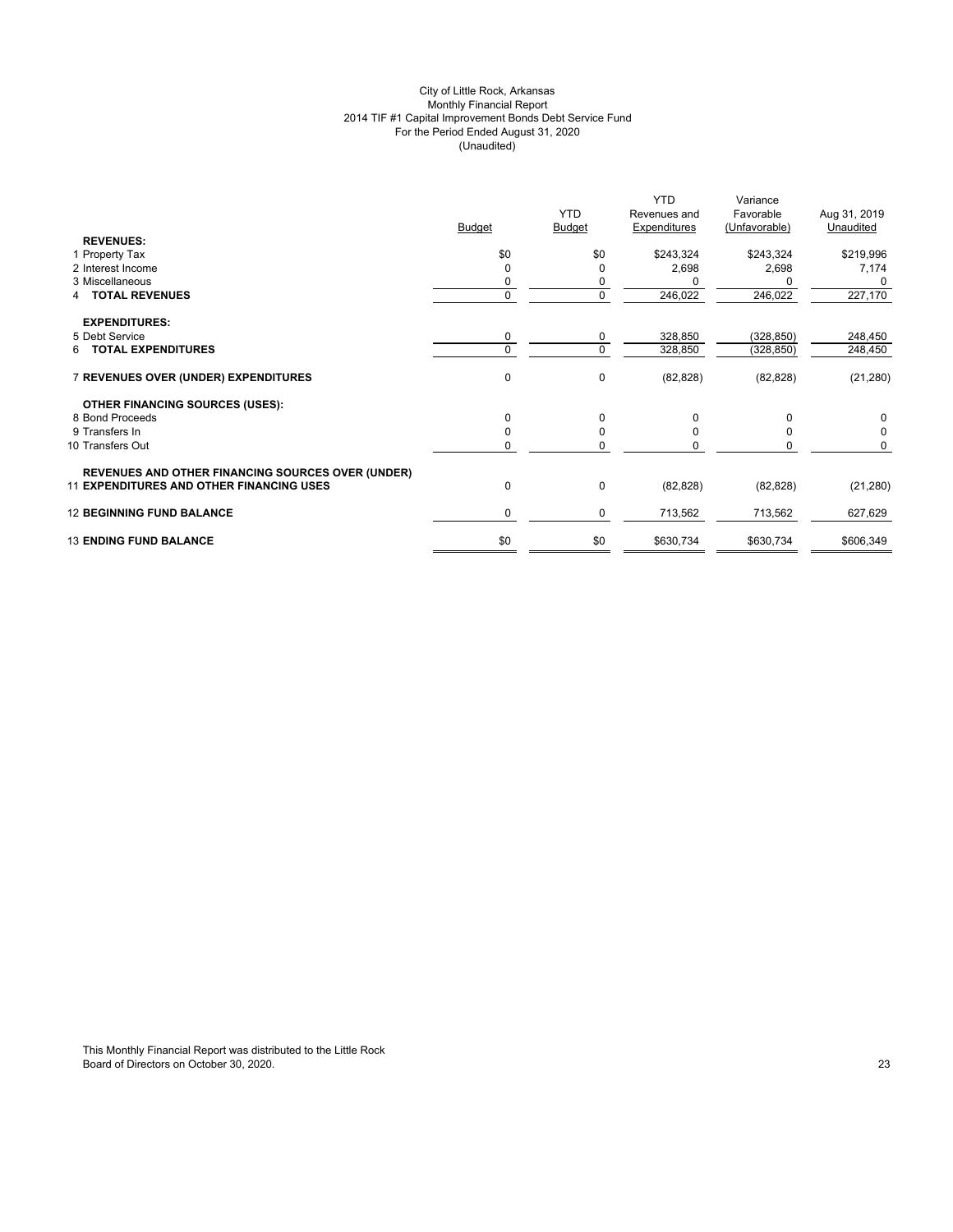City of Little Rock, Arkansas
Monthly Financial Report
2014 TIF #1 Capital Improvement Bonds Debt Service Fund
For the Period Ended August 31, 2020
(Unaudited)

| | Budget | YTD Budget | YTD Revenues and Expenditures | Variance Favorable (Unfavorable) | Aug 31, 2019 Unaudited |
|---|---|---|---|---|---|
| **REVENUES:** | | | | | |
| 1 Property Tax | $0 | $0 | $243,324 | $243,324 | $219,996 |
| 2 Interest Income | 0 | 0 | 2,698 | 2,698 | 7,174 |
| 3 Miscellaneous | 0 | 0 | 0 | 0 | 0 |
| 4 **TOTAL REVENUES** | 0 | 0 | 246,022 | 246,022 | 227,170 |
| **EXPENDITURES:** | | | | | |
| 5 Debt Service | 0 | 0 | 328,850 | (328,850) | 248,450 |
| 6 **TOTAL EXPENDITURES** | 0 | 0 | 328,850 | (328,850) | 248,450 |
| 7 **REVENUES OVER (UNDER) EXPENDITURES** | 0 | 0 | (82,828) | (82,828) | (21,280) |
| **OTHER FINANCING SOURCES (USES):** | | | | | |
| 8 Bond Proceeds | 0 | 0 | 0 | 0 | 0 |
| 9 Transfers In | 0 | 0 | 0 | 0 | 0 |
| 10 Transfers Out | 0 | 0 | 0 | 0 | 0 |
| **REVENUES AND OTHER FINANCING SOURCES OVER (UNDER)** 11 **EXPENDITURES AND OTHER FINANCING USES** | 0 | 0 | (82,828) | (82,828) | (21,280) |
| 12 **BEGINNING FUND BALANCE** | 0 | 0 | 713,562 | 713,562 | 627,629 |
| 13 **ENDING FUND BALANCE** | $0 | $0 | $630,734 | $630,734 | $606,349 |

This Monthly Financial Report was distributed to the Little Rock Board of Directors on October 30, 2020.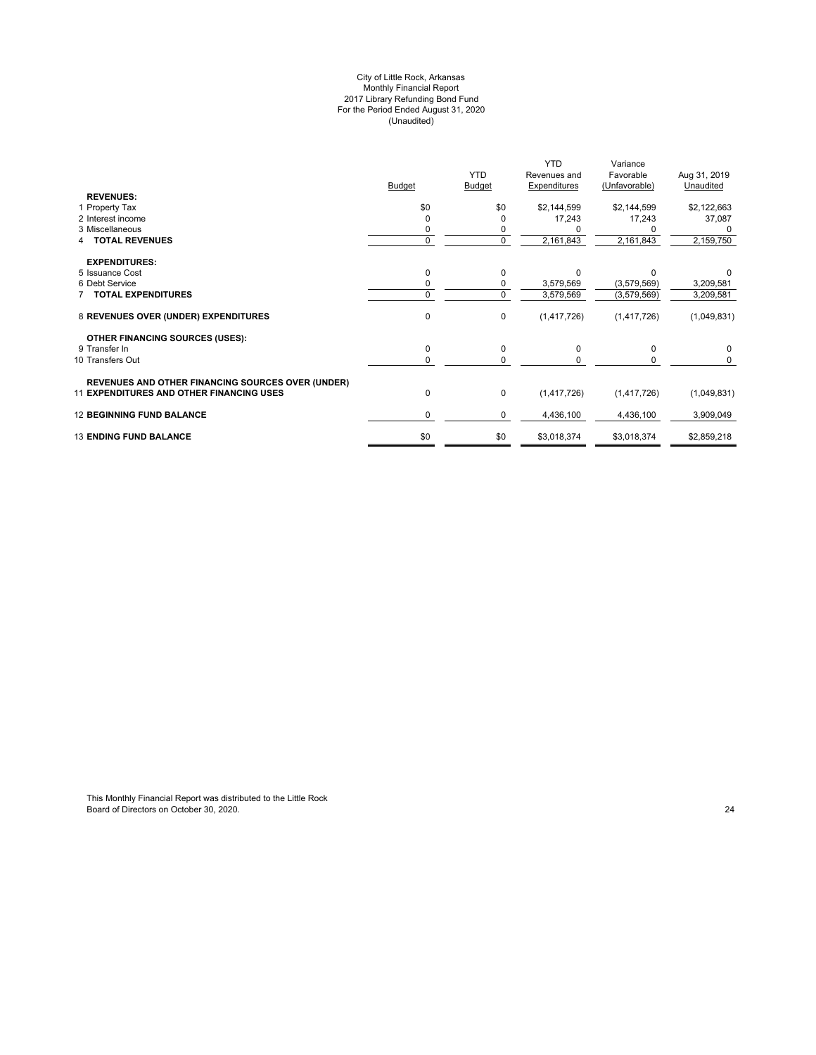City of Little Rock, Arkansas
Monthly Financial Report
2017 Library Refunding Bond Fund
For the Period Ended August 31, 2020
(Unaudited)

| | Budget | YTD Budget | YTD Revenues and Expenditures | Variance Favorable (Unfavorable) | Aug 31, 2019 Unaudited |
|---|---|---|---|---|---|
| **REVENUES:** | | | | | |
| 1 Property Tax | $0 | $0 | $2,144,599 | $2,144,599 | $2,122,663 |
| 2 Interest income | 0 | 0 | 17,243 | 17,243 | 37,087 |
| 3 Miscellaneous | 0 | 0 | 0 | 0 | 0 |
| 4 **TOTAL REVENUES** | 0 | 0 | 2,161,843 | 2,161,843 | 2,159,750 |
| **EXPENDITURES:** | | | | | |
| 5 Issuance Cost | 0 | 0 | 0 | 0 | 0 |
| 6 Debt Service | 0 | 0 | 3,579,569 | (3,579,569) | 3,209,581 |
| 7 **TOTAL EXPENDITURES** | 0 | 0 | 3,579,569 | (3,579,569) | 3,209,581 |
| 8 **REVENUES OVER (UNDER) EXPENDITURES** | 0 | 0 | (1,417,726) | (1,417,726) | (1,049,831) |
| **OTHER FINANCING SOURCES (USES):** | | | | | |
| 9 Transfer In | 0 | 0 | 0 | 0 | 0 |
| 10 Transfers Out | 0 | 0 | 0 | 0 | 0 |
| 11 **REVENUES AND OTHER FINANCING SOURCES OVER (UNDER) EXPENDITURES AND OTHER FINANCING USES** | 0 | 0 | (1,417,726) | (1,417,726) | (1,049,831) |
| 12 **BEGINNING FUND BALANCE** | 0 | 0 | 4,436,100 | 4,436,100 | 3,909,049 |
| 13 **ENDING FUND BALANCE** | $0 | $0 | $3,018,374 | $3,018,374 | $2,859,218 |

This Monthly Financial Report was distributed to the Little Rock Board of Directors on October 30, 2020.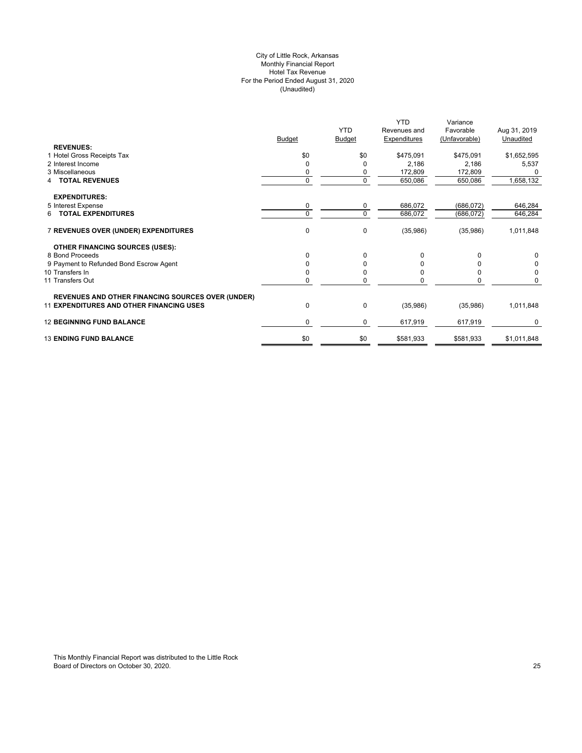City of Little Rock, Arkansas
Monthly Financial Report
Hotel Tax Revenue
For the Period Ended August 31, 2020
(Unaudited)

| | Budget | YTD Budget | YTD Revenues and Expenditures | Variance Favorable (Unfavorable) | Aug 31, 2019 Unaudited |
|---|---|---|---|---|---|
| **REVENUES:** | | | | | |
| 1 Hotel Gross Receipts Tax | $0 | $0 | $475,091 | $475,091 | $1,652,595 |
| 2 Interest Income | 0 | 0 | 2,186 | 2,186 | 5,537 |
| 3 Miscellaneous | 0 | 0 | 172,809 | 172,809 | 0 |
| 4 **TOTAL REVENUES** | 0 | 0 | 650,086 | 650,086 | 1,658,132 |
| **EXPENDITURES:** | | | | | |
| 5 Interest Expense | 0 | 0 | 686,072 | (686,072) | 646,284 |
| 6 **TOTAL EXPENDITURES** | 0 | 0 | 686,072 | (686,072) | 646,284 |
| 7 **REVENUES OVER (UNDER) EXPENDITURES** | 0 | 0 | (35,986) | (35,986) | 1,011,848 |
| **OTHER FINANCING SOURCES (USES):** | | | | | |
| 8 Bond Proceeds | 0 | 0 | 0 | 0 | 0 |
| 9 Payment to Refunded Bond Escrow Agent | 0 | 0 | 0 | 0 | 0 |
| 10 Transfers In | 0 | 0 | 0 | 0 | 0 |
| 11 Transfers Out | 0 | 0 | 0 | 0 | 0 |
| **REVENUES AND OTHER FINANCING SOURCES OVER (UNDER)** | | | | | |
| 11 **EXPENDITURES AND OTHER FINANCING USES** | 0 | 0 | (35,986) | (35,986) | 1,011,848 |
| 12 **BEGINNING FUND BALANCE** | 0 | 0 | 617,919 | 617,919 | 0 |
| 13 **ENDING FUND BALANCE** | $0 | $0 | $581,933 | $581,933 | $1,011,848 |

This Monthly Financial Report was distributed to the Little Rock Board of Directors on October 30, 2020.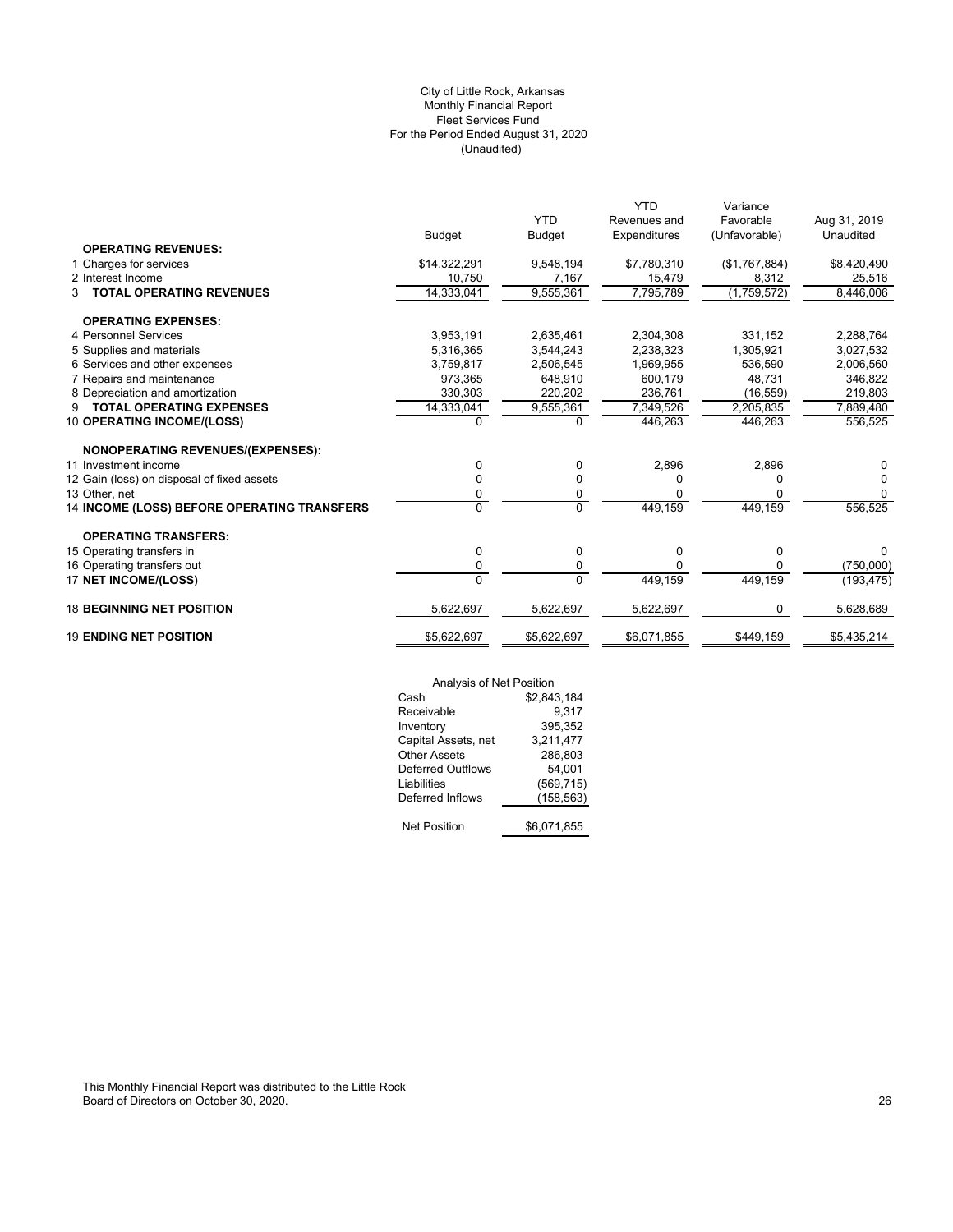City of Little Rock, Arkansas
Monthly Financial Report
Fleet Services Fund
For the Period Ended August 31, 2020
(Unaudited)

| | Budget | YTD Budget | YTD Revenues and Expenditures | Variance Favorable (Unfavorable) | Aug 31, 2019 Unaudited |
|---|---|---|---|---|---|
| **OPERATING REVENUES:** | | | | | |
| 1 Charges for services | $14,322,291 | 9,548,194 | $7,780,310 | ($1,767,884) | $8,420,490 |
| 2 Interest Income | 10,750 | 7,167 | 15,479 | 8,312 | 25,516 |
| 3 **TOTAL OPERATING REVENUES** | 14,333,041 | 9,555,361 | 7,795,789 | (1,759,572) | 8,446,006 |
| **OPERATING EXPENSES:** | | | | | |
| 4 Personnel Services | 3,953,191 | 2,635,461 | 2,304,308 | 331,152 | 2,288,764 |
| 5 Supplies and materials | 5,316,365 | 3,544,243 | 2,238,323 | 1,305,921 | 3,027,532 |
| 6 Services and other expenses | 3,759,817 | 2,506,545 | 1,969,955 | 536,590 | 2,006,560 |
| 7 Repairs and maintenance | 973,365 | 648,910 | 600,179 | 48,731 | 346,822 |
| 8 Depreciation and amortization | 330,303 | 220,202 | 236,761 | (16,559) | 219,803 |
| 9 **TOTAL OPERATING EXPENSES** | 14,333,041 | 9,555,361 | 7,349,526 | 2,205,835 | 7,889,480 |
| 10 **OPERATING INCOME/(LOSS)** | 0 | 0 | 446,263 | 446,263 | 556,525 |
| **NONOPERATING REVENUES/(EXPENSES):** | | | | | |
| 11 Investment income | 0 | 0 | 2,896 | 2,896 | 0 |
| 12 Gain (loss) on disposal of fixed assets | 0 | 0 | 0 | 0 | 0 |
| 13 Other, net | 0 | 0 | 0 | 0 | 0 |
| 14 **INCOME (LOSS) BEFORE OPERATING TRANSFERS** | 0 | 0 | 449,159 | 449,159 | 556,525 |
| **OPERATING TRANSFERS:** | | | | | |
| 15 Operating transfers in | 0 | 0 | 0 | 0 | 0 |
| 16 Operating transfers out | 0 | 0 | 0 | 0 | (750,000) |
| 17 **NET INCOME/(LOSS)** | 0 | 0 | 449,159 | 449,159 | (193,475) |
| 18 **BEGINNING NET POSITION** | 5,622,697 | 5,622,697 | 5,622,697 | 0 | 5,628,689 |
| 19 **ENDING NET POSITION** | $5,622,697 | $5,622,697 | $6,071,855 | $449,159 | $5,435,214 |

| Analysis of Net Position | |
|---|---|
| Cash | $2,843,184 |
| Receivable | 9,317 |
| Inventory | 395,352 |
| Capital Assets, net | 3,211,477 |
| Other Assets | 286,803 |
| Deferred Outflows | 54,001 |
| Liabilities | (569,715) |
| Deferred Inflows | (158,563) |
| Net Position | $6,071,855 |

This Monthly Financial Report was distributed to the Little Rock Board of Directors on October 30, 2020.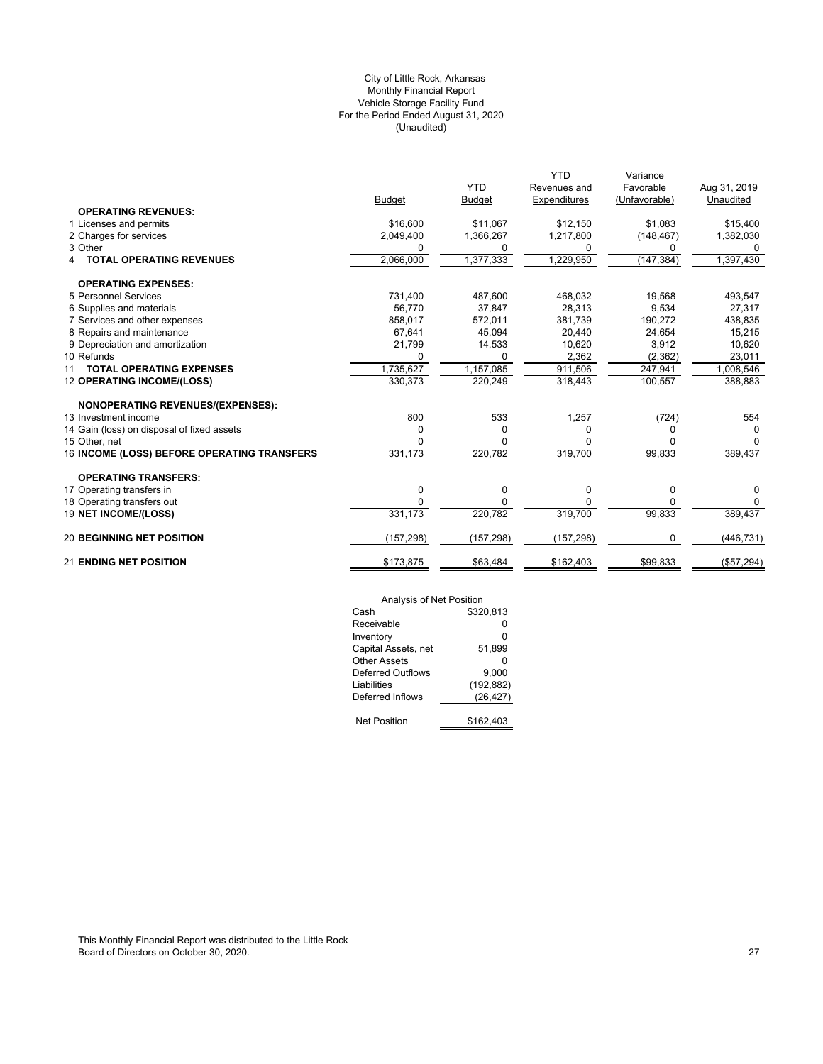City of Little Rock, Arkansas
Monthly Financial Report
Vehicle Storage Facility Fund
For the Period Ended August 31, 2020
(Unaudited)

| | Budget | YTD Budget | YTD Revenues and Expenditures | Variance Favorable (Unfavorable) | Aug 31, 2019 Unaudited |
|---|---|---|---|---|---|
| **OPERATING REVENUES:** | | | | | |
| 1 Licenses and permits | $16,600 | $11,067 | $12,150 | $1,083 | $15,400 |
| 2 Charges for services | 2,049,400 | 1,366,267 | 1,217,800 | (148,467) | 1,382,030 |
| 3 Other | 0 | 0 | 0 | 0 | 0 |
| 4 **TOTAL OPERATING REVENUES** | 2,066,000 | 1,377,333 | 1,229,950 | (147,384) | 1,397,430 |
| **OPERATING EXPENSES:** | | | | | |
| 5 Personnel Services | 731,400 | 487,600 | 468,032 | 19,568 | 493,547 |
| 6 Supplies and materials | 56,770 | 37,847 | 28,313 | 9,534 | 27,317 |
| 7 Services and other expenses | 858,017 | 572,011 | 381,739 | 190,272 | 438,835 |
| 8 Repairs and maintenance | 67,641 | 45,094 | 20,440 | 24,654 | 15,215 |
| 9 Depreciation and amortization | 21,799 | 14,533 | 10,620 | 3,912 | 10,620 |
| 10 Refunds | 0 | 0 | 2,362 | (2,362) | 23,011 |
| 11 **TOTAL OPERATING EXPENSES** | 1,735,627 | 1,157,085 | 911,506 | 247,941 | 1,008,546 |
| 12 **OPERATING INCOME/(LOSS)** | 330,373 | 220,249 | 318,443 | 100,557 | 388,883 |
| **NONOPERATING REVENUES/(EXPENSES):** | | | | | |
| 13 Investment income | 800 | 533 | 1,257 | (724) | 554 |
| 14 Gain (loss) on disposal of fixed assets | 0 | 0 | 0 | 0 | 0 |
| 15 Other, net | 0 | 0 | 0 | 0 | 0 |
| 16 **INCOME (LOSS) BEFORE OPERATING TRANSFERS** | 331,173 | 220,782 | 319,700 | 99,833 | 389,437 |
| **OPERATING TRANSFERS:** | | | | | |
| 17 Operating transfers in | 0 | 0 | 0 | 0 | 0 |
| 18 Operating transfers out | 0 | 0 | 0 | 0 | 0 |
| 19 **NET INCOME/(LOSS)** | 331,173 | 220,782 | 319,700 | 99,833 | 389,437 |
| 20 **BEGINNING NET POSITION** | (157,298) | (157,298) | (157,298) | 0 | (446,731) |
| 21 **ENDING NET POSITION** | $173,875 | $63,484 | $162,403 | $99,833 | ($57,294) |

| Analysis of Net Position | |
|---|---|
| Cash | $320,813 |
| Receivable | 0 |
| Inventory | 0 |
| Capital Assets, net | 51,899 |
| Other Assets | 0 |
| Deferred Outflows | 9,000 |
| Liabilities | (192,882) |
| Deferred Inflows | (26,427) |
| Net Position | $162,403 |

This Monthly Financial Report was distributed to the Little Rock Board of Directors on October 30, 2020.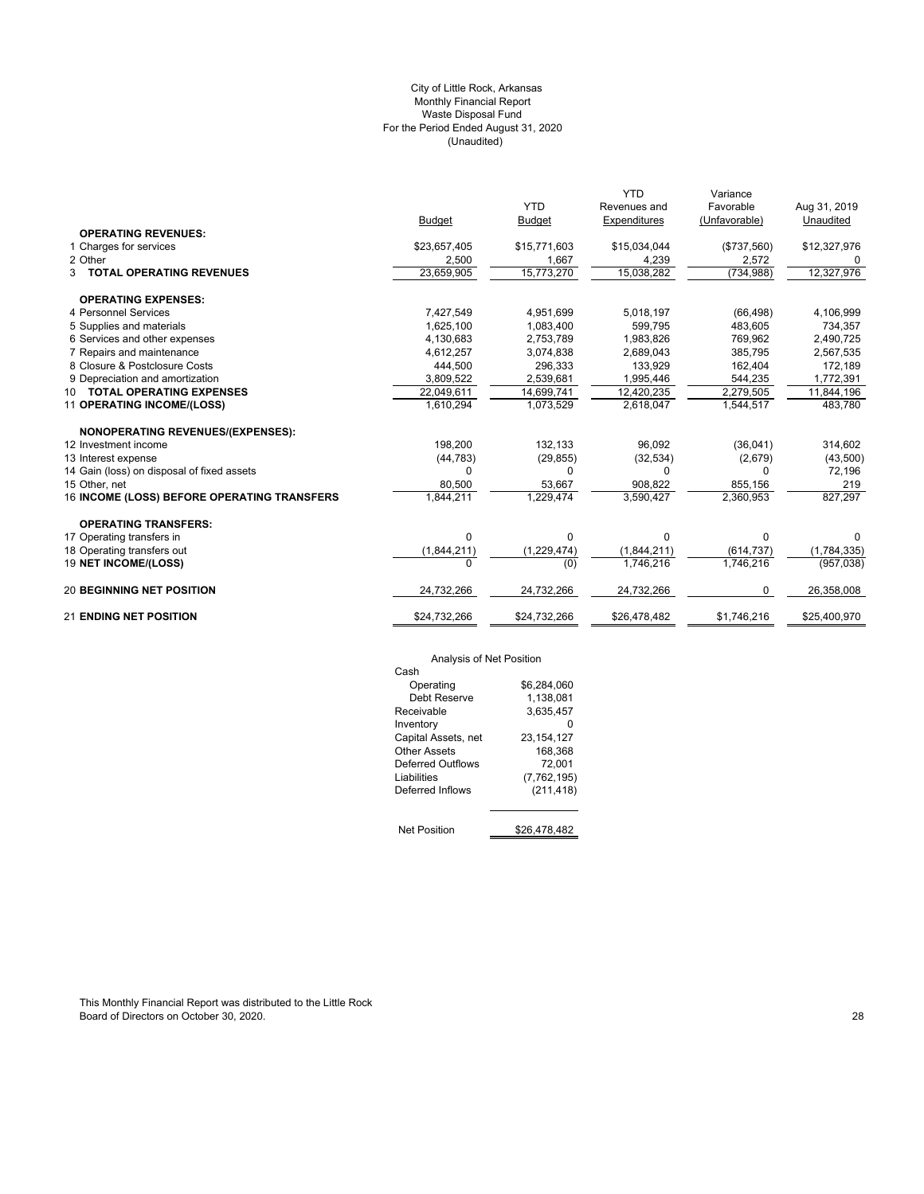City of Little Rock, Arkansas
Monthly Financial Report
Waste Disposal Fund
For the Period Ended August 31, 2020
(Unaudited)

| | Budget | YTD Budget | YTD Revenues and Expenditures | Variance Favorable (Unfavorable) | Aug 31, 2019 Unaudited |
|---|---|---|---|---|---|
| **OPERATING REVENUES:** | | | | | |
| 1 Charges for services | $23,657,405 | $15,771,603 | $15,034,044 | ($737,560) | $12,327,976 |
| 2 Other | 2,500 | 1,667 | 4,239 | 2,572 | 0 |
| 3 **TOTAL OPERATING REVENUES** | 23,659,905 | 15,773,270 | 15,038,282 | (734,988) | 12,327,976 |
| **OPERATING EXPENSES:** | | | | | |
| 4 Personnel Services | 7,427,549 | 4,951,699 | 5,018,197 | (66,498) | 4,106,999 |
| 5 Supplies and materials | 1,625,100 | 1,083,400 | 599,795 | 483,605 | 734,357 |
| 6 Services and other expenses | 4,130,683 | 2,753,789 | 1,983,826 | 769,962 | 2,490,725 |
| 7 Repairs and maintenance | 4,612,257 | 3,074,838 | 2,689,043 | 385,795 | 2,567,535 |
| 8 Closure & Postclosure Costs | 444,500 | 296,333 | 133,929 | 162,404 | 172,189 |
| 9 Depreciation and amortization | 3,809,522 | 2,539,681 | 1,995,446 | 544,235 | 1,772,391 |
| 10 **TOTAL OPERATING EXPENSES** | 22,049,611 | 14,699,741 | 12,420,235 | 2,279,505 | 11,844,196 |
| 11 **OPERATING INCOME/(LOSS)** | 1,610,294 | 1,073,529 | 2,618,047 | 1,544,517 | 483,780 |
| **NONOPERATING REVENUES/(EXPENSES):** | | | | | |
| 12 Investment income | 198,200 | 132,133 | 96,092 | (36,041) | 314,602 |
| 13 Interest expense | (44,783) | (29,855) | (32,534) | (2,679) | (43,500) |
| 14 Gain (loss) on disposal of fixed assets | 0 | 0 | 0 | 0 | 72,196 |
| 15 Other, net | 80,500 | 53,667 | 908,822 | 855,156 | 219 |
| 16 **INCOME (LOSS) BEFORE OPERATING TRANSFERS** | 1,844,211 | 1,229,474 | 3,590,427 | 2,360,953 | 827,297 |
| **OPERATING TRANSFERS:** | | | | | |
| 17 Operating transfers in | 0 | 0 | 0 | 0 | 0 |
| 18 Operating transfers out | (1,844,211) | (1,229,474) | (1,844,211) | (614,737) | (1,784,335) |
| 19 **NET INCOME/(LOSS)** | 0 | (0) | 1,746,216 | 1,746,216 | (957,038) |
| 20 **BEGINNING NET POSITION** | 24,732,266 | 24,732,266 | 24,732,266 | 0 | 26,358,008 |
| 21 **ENDING NET POSITION** | $24,732,266 | $24,732,266 | $26,478,482 | $1,746,216 | $25,400,970 |

Analysis of Net Position

| | |
|---|---|
| Cash | |
| Operating | $6,284,060 |
| Debt Reserve | 1,138,081 |
| Receivable | 3,635,457 |
| Inventory | 0 |
| Capital Assets, net | 23,154,127 |
| Other Assets | 168,368 |
| Deferred Outflows | 72,001 |
| Liabilities | (7,762,195) |
| Deferred Inflows | (211,418) |
| Net Position | $26,478,482 |

This Monthly Financial Report was distributed to the Little Rock Board of Directors on October 30, 2020.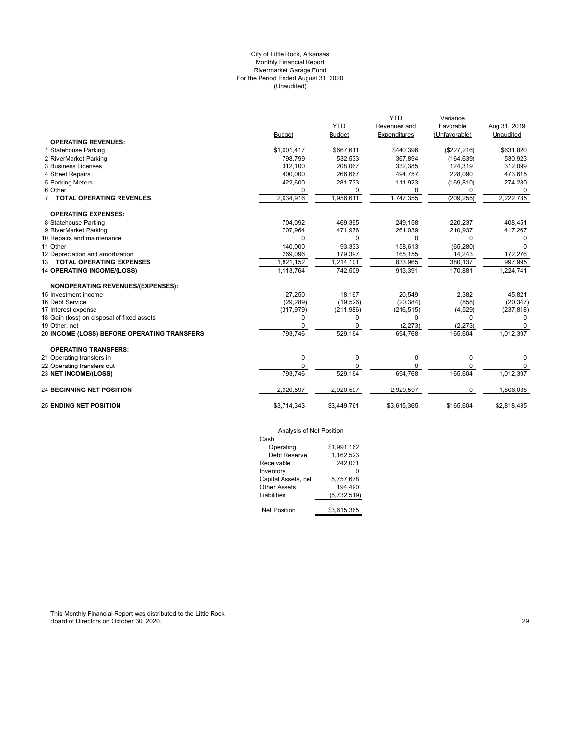City of Little Rock, Arkansas
Monthly Financial Report
Rivermarket Garage Fund
For the Period Ended August 31, 2020
(Unaudited)

| | Budget | YTD Budget | YTD Revenues and Expenditures | Variance Favorable (Unfavorable) | Aug 31, 2019 Unaudited |
|---|---|---|---|---|---|
| **OPERATING REVENUES:** | | | | | |
| 1 Statehouse Parking | $1,001,417 | $667,611 | $440,396 | ($227,216) | $631,820 |
| 2 RiverMarket Parking | 798,799 | 532,533 | 367,894 | (164,639) | 530,923 |
| 3 Business Licenses | 312,100 | 208,067 | 332,385 | 124,319 | 312,099 |
| 4 Street Repairs | 400,000 | 266,667 | 494,757 | 228,090 | 473,615 |
| 5 Parking Meters | 422,600 | 281,733 | 111,923 | (169,810) | 274,280 |
| 6 Other | 0 | 0 | 0 | 0 | 0 |
| 7 **TOTAL OPERATING REVENUES** | 2,934,916 | 1,956,611 | 1,747,355 | (209,255) | 2,222,735 |
| **OPERATING EXPENSES:** | | | | | |
| 8 Statehouse Parking | 704,092 | 469,395 | 249,158 | 220,237 | 408,451 |
| 9 RiverMarket Parking | 707,964 | 471,976 | 261,039 | 210,937 | 417,267 |
| 10 Repairs and maintenance | 0 | 0 | 0 | 0 | 0 |
| 11 Other | 140,000 | 93,333 | 158,613 | (65,280) | 0 |
| 12 Depreciation and amortization | 269,096 | 179,397 | 165,155 | 14,243 | 172,276 |
| 13 **TOTAL OPERATING EXPENSES** | 1,821,152 | 1,214,101 | 833,965 | 380,137 | 997,995 |
| 14 **OPERATING INCOME/(LOSS)** | 1,113,764 | 742,509 | 913,391 | 170,881 | 1,224,741 |
| **NONOPERATING REVENUES/(EXPENSES):** | | | | | |
| 15 Investment income | 27,250 | 18,167 | 20,549 | 2,382 | 45,821 |
| 16 Debt Service | (29,289) | (19,526) | (20,384) | (858) | (20,347) |
| 17 Interest expense | (317,979) | (211,986) | (216,515) | (4,529) | (237,818) |
| 18 Gain (loss) on disposal of fixed assets | 0 | 0 | 0 | 0 | 0 |
| 19 Other, net | 0 | 0 | (2,273) | (2,273) | 0 |
| 20 **INCOME (LOSS) BEFORE OPERATING TRANSFERS** | 793,746 | 529,164 | 694,768 | 165,604 | 1,012,397 |
| **OPERATING TRANSFERS:** | | | | | |
| 21 Operating transfers in | 0 | 0 | 0 | 0 | 0 |
| 22 Operating transfers out | 0 | 0 | 0 | 0 | 0 |
| 23 **NET INCOME/(LOSS)** | 793,746 | 529,164 | 694,768 | 165,604 | 1,012,397 |
| 24 **BEGINNING NET POSITION** | 2,920,597 | 2,920,597 | 2,920,597 | 0 | 1,806,038 |
| 25 **ENDING NET POSITION** | $3,714,343 | $3,449,761 | $3,615,365 | $165,604 | $2,818,435 |

Analysis of Net Position

| | |
|---|---|
| Cash | |
| Operating | $1,991,162 |
| Debt Reserve | 1,162,523 |
| Receivable | 242,031 |
| Inventory | 0 |
| Capital Assets, net | 5,757,678 |
| Other Assets | 194,490 |
| Liabilities | (5,732,519) |
| Net Position | $3,615,365 |

This Monthly Financial Report was distributed to the Little Rock Board of Directors on October 30, 2020.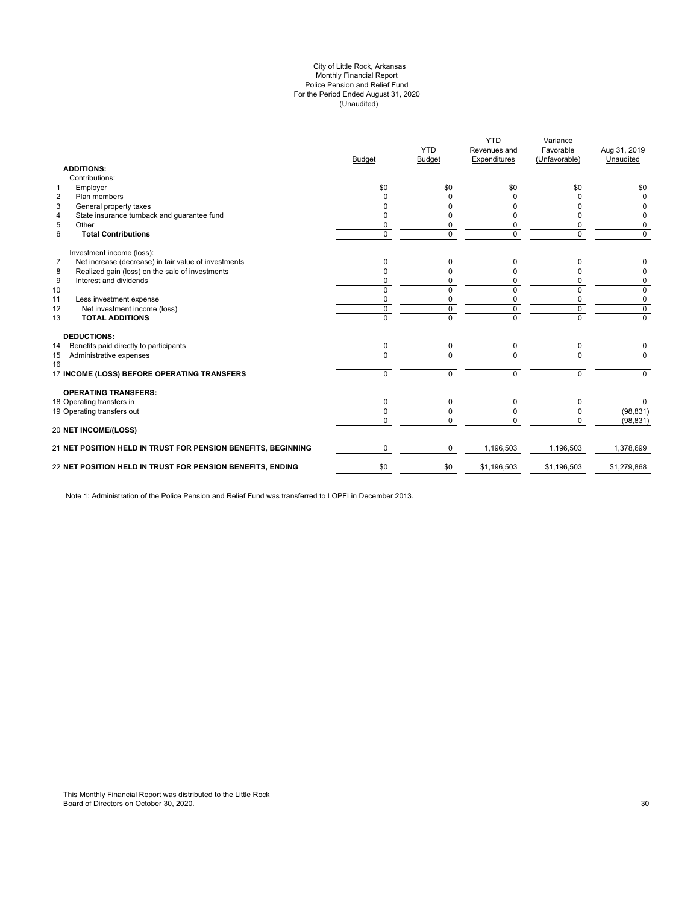City of Little Rock, Arkansas
Monthly Financial Report
Police Pension and Relief Fund
For the Period Ended August 31, 2020
(Unaudited)

| | | Budget | YTD Budget | YTD Revenues and Expenditures | Variance Favorable (Unfavorable) | Aug 31, 2019 Unaudited |
|---|---|---|---|---|---|---|
| | **ADDITIONS:** | | | | | |
| | Contributions: | | | | | |
| 1 | Employer | $0 | $0 | $0 | $0 | $0 |
| 2 | Plan members | 0 | 0 | 0 | 0 | 0 |
| 3 | General property taxes | 0 | 0 | 0 | 0 | 0 |
| 4 | State insurance turnback and guarantee fund | 0 | 0 | 0 | 0 | 0 |
| 5 | Other | 0 | 0 | 0 | 0 | 0 |
| 6 | **Total Contributions** | 0 | 0 | 0 | 0 | 0 |
| | Investment income (loss): | | | | | |
| 7 | Net increase (decrease) in fair value of investments | 0 | 0 | 0 | 0 | 0 |
| 8 | Realized gain (loss) on the sale of investments | 0 | 0 | 0 | 0 | 0 |
| 9 | Interest and dividends | 0 | 0 | 0 | 0 | 0 |
| 10 | | 0 | 0 | 0 | 0 | 0 |
| 11 | Less investment expense | 0 | 0 | 0 | 0 | 0 |
| 12 | Net investment income (loss) | 0 | 0 | 0 | 0 | 0 |
| 13 | **TOTAL ADDITIONS** | 0 | 0 | 0 | 0 | 0 |
| | **DEDUCTIONS:** | | | | | |
| 14 | Benefits paid directly to participants | 0 | 0 | 0 | 0 | 0 |
| 15 | Administrative expenses | 0 | 0 | 0 | 0 | 0 |
| 16 | | | | | | |
| 17 | **INCOME (LOSS) BEFORE OPERATING TRANSFERS** | 0 | 0 | 0 | 0 | 0 |
| | **OPERATING TRANSFERS:** | | | | | |
| 18 | Operating transfers in | 0 | 0 | 0 | 0 | 0 |
| 19 | Operating transfers out | 0 | 0 | 0 | 0 | (98,831) |
| | | 0 | 0 | 0 | 0 | (98,831) |
| 20 | **NET INCOME/(LOSS)** | | | | | |
| 21 | **NET POSITION HELD IN TRUST FOR PENSION BENEFITS, BEGINNING** | 0 | 0 | 1,196,503 | 1,196,503 | 1,378,699 |
| 22 | **NET POSITION HELD IN TRUST FOR PENSION BENEFITS, ENDING** | $0 | $0 | $1,196,503 | $1,196,503 | $1,279,868 |

Note 1: Administration of the Police Pension and Relief Fund was transferred to LOPFI in December 2013.

This Monthly Financial Report was distributed to the Little Rock Board of Directors on October 30, 2020.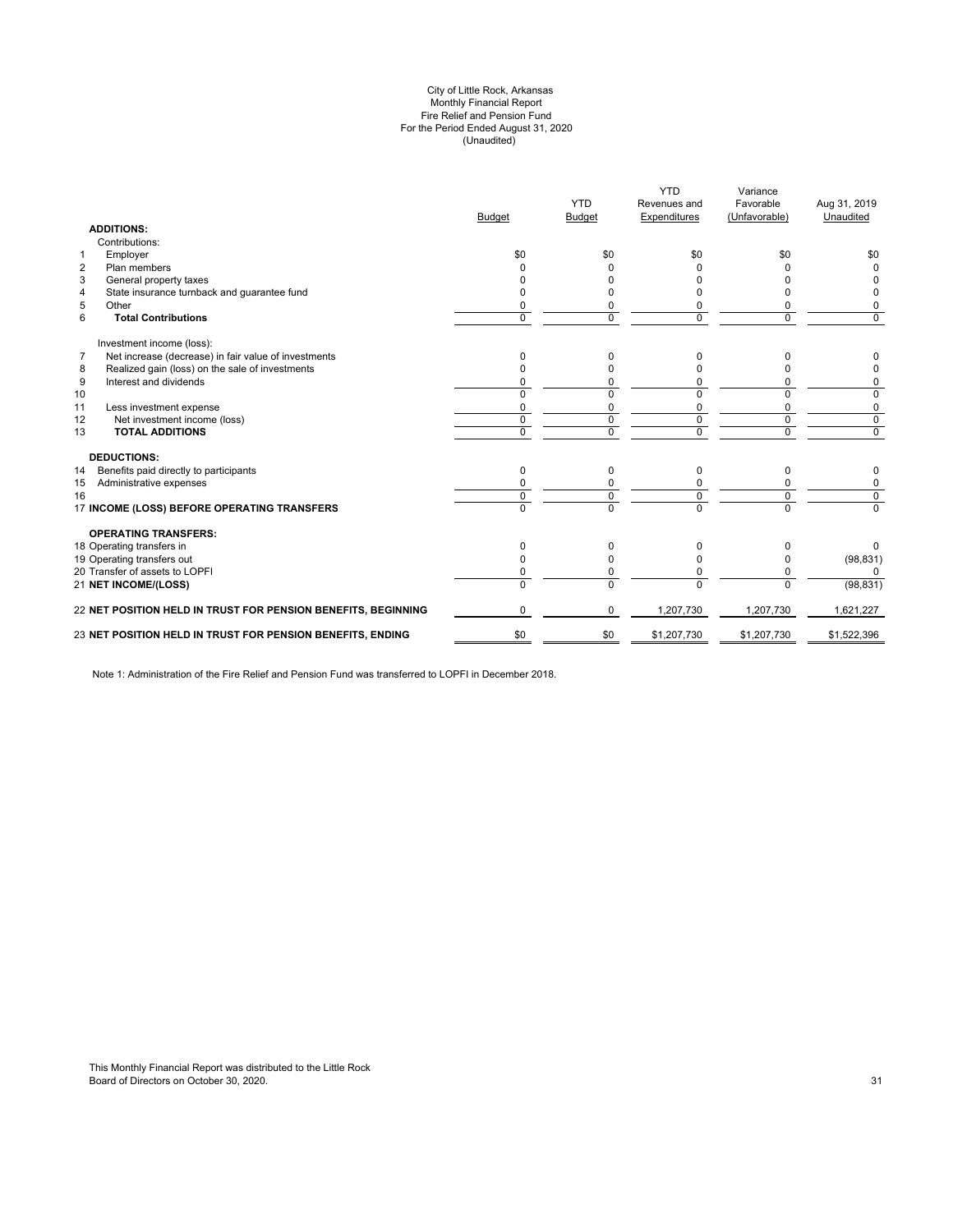City of Little Rock, Arkansas
Monthly Financial Report
Fire Relief and Pension Fund
For the Period Ended August 31, 2020
(Unaudited)

| | | Budget | YTD Budget | YTD Revenues and Expenditures | Variance Favorable (Unfavorable) | Aug 31, 2019 Unaudited |
|---|---|---|---|---|---|---|
| | **ADDITIONS:** | | | | | |
| | Contributions: | | | | | |
| 1 | Employer | $0 | $0 | $0 | $0 | $0 |
| 2 | Plan members | 0 | 0 | 0 | 0 | 0 |
| 3 | General property taxes | 0 | 0 | 0 | 0 | 0 |
| 4 | State insurance turnback and guarantee fund | 0 | 0 | 0 | 0 | 0 |
| 5 | Other | 0 | 0 | 0 | 0 | 0 |
| 6 | **Total Contributions** | 0 | 0 | 0 | 0 | 0 |
| | Investment income (loss): | | | | | |
| 7 | Net increase (decrease) in fair value of investments | 0 | 0 | 0 | 0 | 0 |
| 8 | Realized gain (loss) on the sale of investments | 0 | 0 | 0 | 0 | 0 |
| 9 | Interest and dividends | 0 | 0 | 0 | 0 | 0 |
| 10 | | 0 | 0 | 0 | 0 | 0 |
| 11 | Less investment expense | 0 | 0 | 0 | 0 | 0 |
| 12 | Net investment income (loss) | 0 | 0 | 0 | 0 | 0 |
| 13 | **TOTAL ADDITIONS** | 0 | 0 | 0 | 0 | 0 |
| | **DEDUCTIONS:** | | | | | |
| 14 | Benefits paid directly to participants | 0 | 0 | 0 | 0 | 0 |
| 15 | Administrative expenses | 0 | 0 | 0 | 0 | 0 |
| 16 | | 0 | 0 | 0 | 0 | 0 |
| 17 | **INCOME (LOSS) BEFORE OPERATING TRANSFERS** | 0 | 0 | 0 | 0 | 0 |
| | **OPERATING TRANSFERS:** | | | | | |
| 18 | Operating transfers in | 0 | 0 | 0 | 0 | 0 |
| 19 | Operating transfers out | 0 | 0 | 0 | 0 | (98,831) |
| 20 | Transfer of assets to LOPFI | 0 | 0 | 0 | 0 | 0 |
| 21 | **NET INCOME/(LOSS)** | 0 | 0 | 0 | 0 | (98,831) |
| 22 | **NET POSITION HELD IN TRUST FOR PENSION BENEFITS, BEGINNING** | 0 | 0 | 1,207,730 | 1,207,730 | 1,621,227 |
| 23 | **NET POSITION HELD IN TRUST FOR PENSION BENEFITS, ENDING** | $0 | $0 | $1,207,730 | $1,207,730 | $1,522,396 |

Note 1: Administration of the Fire Relief and Pension Fund was transferred to LOPFI in December 2018.

This Monthly Financial Report was distributed to the Little Rock Board of Directors on October 30, 2020.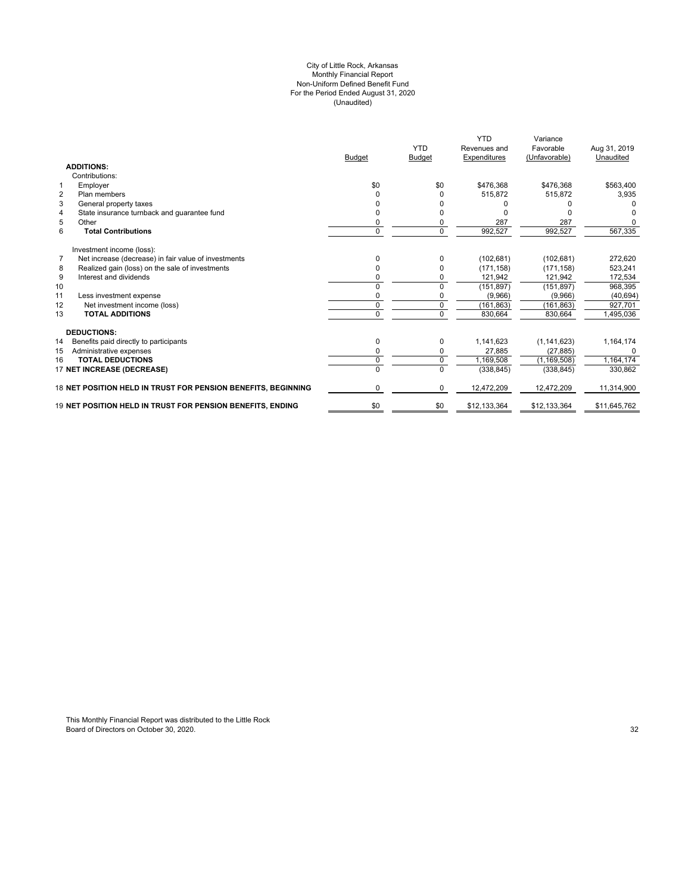City of Little Rock, Arkansas
Monthly Financial Report
Non-Uniform Defined Benefit Fund
For the Period Ended August 31, 2020
(Unaudited)

| | | Budget | YTD Budget | YTD Revenues and Expenditures | Variance Favorable (Unfavorable) | Aug 31, 2019 Unaudited |
|---|---|---|---|---|---|---|
| | **ADDITIONS:** | | | | | |
| | Contributions: | | | | | |
| 1 | Employer | $0 | $0 | $476,368 | $476,368 | $563,400 |
| 2 | Plan members | 0 | 0 | 515,872 | 515,872 | 3,935 |
| 3 | General property taxes | 0 | 0 | 0 | 0 | 0 |
| 4 | State insurance turnback and guarantee fund | 0 | 0 | 0 | 0 | 0 |
| 5 | Other | 0 | 0 | 287 | 287 | 0 |
| 6 | **Total Contributions** | 0 | 0 | 992,527 | 992,527 | 567,335 |
| | Investment income (loss): | | | | | |
| 7 | Net increase (decrease) in fair value of investments | 0 | 0 | (102,681) | (102,681) | 272,620 |
| 8 | Realized gain (loss) on the sale of investments | 0 | 0 | (171,158) | (171,158) | 523,241 |
| 9 | Interest and dividends | 0 | 0 | 121,942 | 121,942 | 172,534 |
| 10 | | 0 | 0 | (151,897) | (151,897) | 968,395 |
| 11 | Less investment expense | 0 | 0 | (9,966) | (9,966) | (40,694) |
| 12 | Net investment income (loss) | 0 | 0 | (161,863) | (161,863) | 927,701 |
| 13 | **TOTAL ADDITIONS** | 0 | 0 | 830,664 | 830,664 | 1,495,036 |
| | **DEDUCTIONS:** | | | | | |
| 14 | Benefits paid directly to participants | 0 | 0 | 1,141,623 | (1,141,623) | 1,164,174 |
| 15 | Administrative expenses | 0 | 0 | 27,885 | (27,885) | 0 |
| 16 | **TOTAL DEDUCTIONS** | 0 | 0 | 1,169,508 | (1,169,508) | 1,164,174 |
| 17 | **NET INCREASE (DECREASE)** | 0 | 0 | (338,845) | (338,845) | 330,862 |
| 18 | **NET POSITION HELD IN TRUST FOR PENSION BENEFITS, BEGINNING** | 0 | 0 | 12,472,209 | 12,472,209 | 11,314,900 |
| 19 | **NET POSITION HELD IN TRUST FOR PENSION BENEFITS, ENDING** | $0 | $0 | $12,133,364 | $12,133,364 | $11,645,762 |

This Monthly Financial Report was distributed to the Little Rock Board of Directors on October 30, 2020.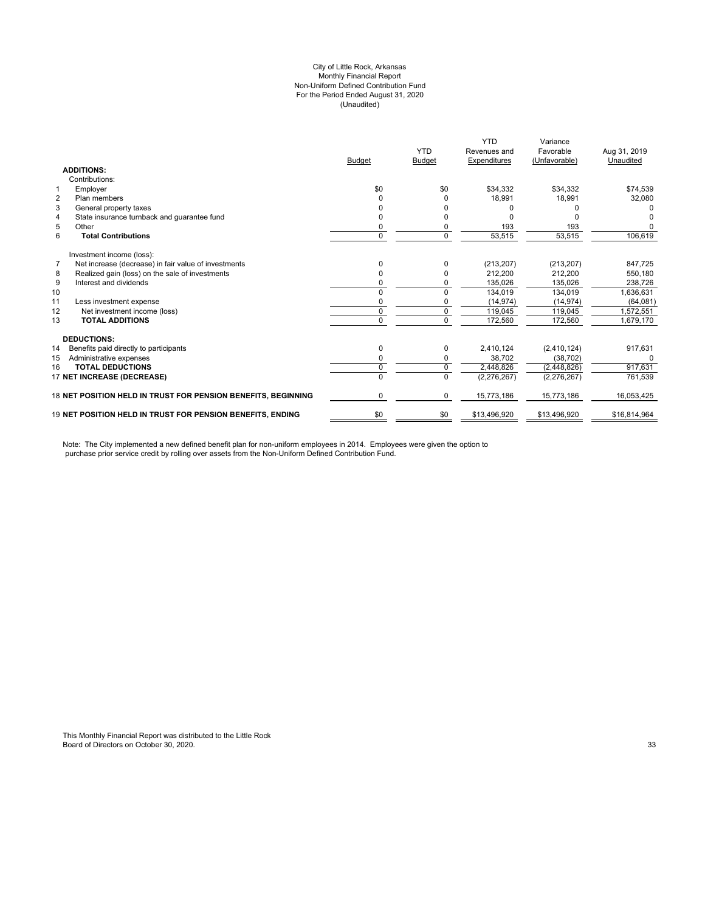# City of Little Rock, Arkansas
## Monthly Financial Report
## Non-Uniform Defined Contribution Fund
## For the Period Ended August 31, 2020
## (Unaudited)

| | | Budget | YTD Budget | YTD Revenues and Expenditures | Variance Favorable (Unfavorable) | Aug 31, 2019 Unaudited |
|---|---|---|---|---|---|---|
| | **ADDITIONS:** | | | | | |
| | Contributions: | | | | | |
| 1 | Employer | $0 | $0 | $34,332 | $34,332 | $74,539 |
| 2 | Plan members | 0 | 0 | 18,991 | 18,991 | 32,080 |
| 3 | General property taxes | 0 | 0 | 0 | 0 | 0 |
| 4 | State insurance turnback and guarantee fund | 0 | 0 | 0 | 0 | 0 |
| 5 | Other | 0 | 0 | 193 | 193 | 0 |
| 6 | **Total Contributions** | 0 | 0 | 53,515 | 53,515 | 106,619 |
| | Investment income (loss): | | | | | |
| 7 | Net increase (decrease) in fair value of investments | 0 | 0 | (213,207) | (213,207) | 847,725 |
| 8 | Realized gain (loss) on the sale of investments | 0 | 0 | 212,200 | 212,200 | 550,180 |
| 9 | Interest and dividends | 0 | 0 | 135,026 | 135,026 | 238,726 |
| 10 | | 0 | 0 | 134,019 | 134,019 | 1,636,631 |
| 11 | Less investment expense | 0 | 0 | (14,974) | (14,974) | (64,081) |
| 12 | Net investment income (loss) | 0 | 0 | 119,045 | 119,045 | 1,572,551 |
| 13 | **TOTAL ADDITIONS** | 0 | 0 | 172,560 | 172,560 | 1,679,170 |
| | **DEDUCTIONS:** | | | | | |
| 14 | Benefits paid directly to participants | 0 | 0 | 2,410,124 | (2,410,124) | 917,631 |
| 15 | Administrative expenses | 0 | 0 | 38,702 | (38,702) | 0 |
| 16 | **TOTAL DEDUCTIONS** | 0 | 0 | 2,448,826 | (2,448,826) | 917,631 |
| 17 | **NET INCREASE (DECREASE)** | 0 | 0 | (2,276,267) | (2,276,267) | 761,539 |
| 18 | **NET POSITION HELD IN TRUST FOR PENSION BENEFITS, BEGINNING** | 0 | 0 | 15,773,186 | 15,773,186 | 16,053,425 |
| 19 | **NET POSITION HELD IN TRUST FOR PENSION BENEFITS, ENDING** | $0 | $0 | $13,496,920 | $13,496,920 | $16,814,964 |

Note: The City implemented a new defined benefit plan for non-uniform employees in 2014. Employees were given the option to purchase prior service credit by rolling over assets from the Non-Uniform Defined Contribution Fund.

This Monthly Financial Report was distributed to the Little Rock Board of Directors on October 30, 2020.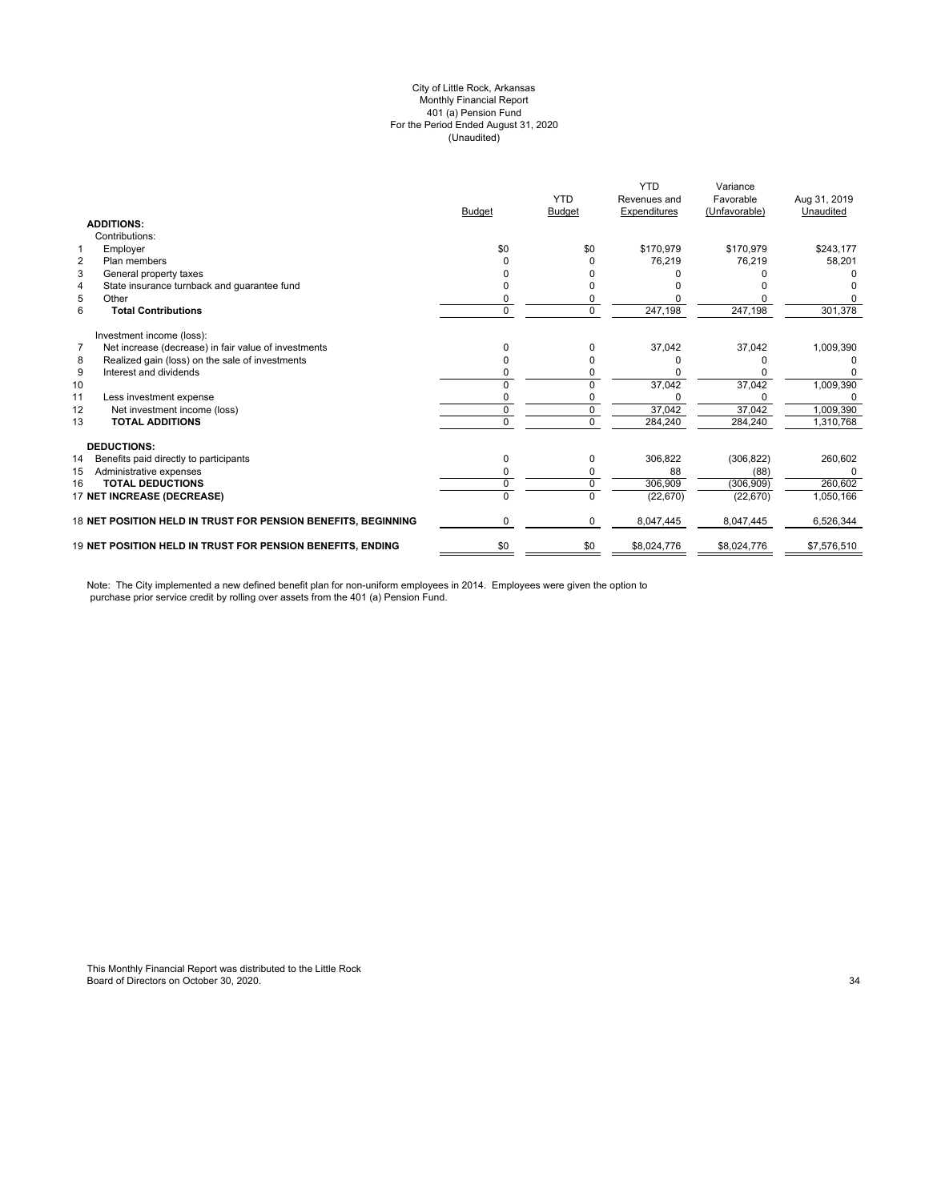City of Little Rock, Arkansas
Monthly Financial Report
401 (a) Pension Fund
For the Period Ended August 31, 2020
(Unaudited)

| | | Budget | YTD Budget | YTD Revenues and Expenditures | Variance Favorable (Unfavorable) | Aug 31, 2019 Unaudited |
|---|---|---|---|---|---|---|
| | **ADDITIONS:** | | | | | |
| | Contributions: | | | | | |
| 1 | Employer | $0 | $0 | $170,979 | $170,979 | $243,177 |
| 2 | Plan members | 0 | 0 | 76,219 | 76,219 | 58,201 |
| 3 | General property taxes | 0 | 0 | 0 | 0 | 0 |
| 4 | State insurance turnback and guarantee fund | 0 | 0 | 0 | 0 | 0 |
| 5 | Other | 0 | 0 | 0 | 0 | 0 |
| 6 | **Total Contributions** | 0 | 0 | 247,198 | 247,198 | 301,378 |
| | Investment income (loss): | | | | | |
| 7 | Net increase (decrease) in fair value of investments | 0 | 0 | 37,042 | 37,042 | 1,009,390 |
| 8 | Realized gain (loss) on the sale of investments | 0 | 0 | 0 | 0 | 0 |
| 9 | Interest and dividends | 0 | 0 | 0 | 0 | 0 |
| 10 | | 0 | 0 | 37,042 | 37,042 | 1,009,390 |
| 11 | Less investment expense | 0 | 0 | 0 | 0 | 0 |
| 12 | Net investment income (loss) | 0 | 0 | 37,042 | 37,042 | 1,009,390 |
| 13 | **TOTAL ADDITIONS** | 0 | 0 | 284,240 | 284,240 | 1,310,768 |
| | **DEDUCTIONS:** | | | | | |
| 14 | Benefits paid directly to participants | 0 | 0 | 306,822 | (306,822) | 260,602 |
| 15 | Administrative expenses | 0 | 0 | 88 | (88) | 0 |
| 16 | **TOTAL DEDUCTIONS** | 0 | 0 | 306,909 | (306,909) | 260,602 |
| 17 | **NET INCREASE (DECREASE)** | 0 | 0 | (22,670) | (22,670) | 1,050,166 |
| 18 | **NET POSITION HELD IN TRUST FOR PENSION BENEFITS, BEGINNING** | 0 | 0 | 8,047,445 | 8,047,445 | 6,526,344 |
| 19 | **NET POSITION HELD IN TRUST FOR PENSION BENEFITS, ENDING** | $0 | $0 | $8,024,776 | $8,024,776 | $7,576,510 |

Note: The City implemented a new defined benefit plan for non-uniform employees in 2014. Employees were given the option to purchase prior service credit by rolling over assets from the 401 (a) Pension Fund.

This Monthly Financial Report was distributed to the Little Rock Board of Directors on October 30, 2020.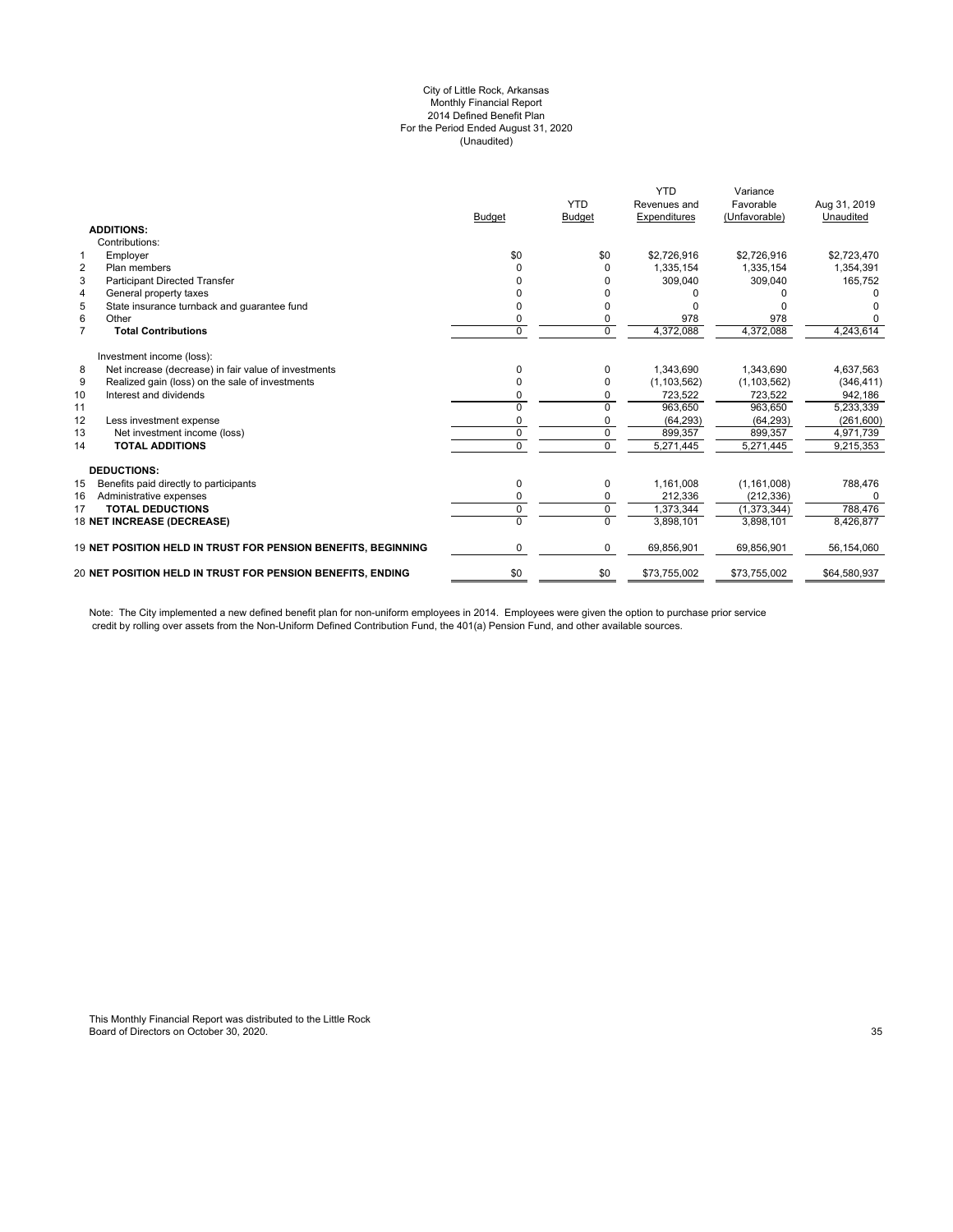# City of Little Rock, Arkansas
## Monthly Financial Report
## 2014 Defined Benefit Plan
## For the Period Ended August 31, 2020
## (Unaudited)

| | | Budget | YTD Budget | YTD Revenues and Expenditures | Variance Favorable (Unfavorable) | Aug 31, 2019 Unaudited |
|---|---|---|---|---|---|---|
| | **ADDITIONS:** | | | | | |
| | Contributions: | | | | | |
| 1 | Employer | $0 | $0 | $2,726,916 | $2,726,916 | $2,723,470 |
| 2 | Plan members | 0 | 0 | 1,335,154 | 1,335,154 | 1,354,391 |
| 3 | Participant Directed Transfer | 0 | 0 | 309,040 | 309,040 | 165,752 |
| 4 | General property taxes | 0 | 0 | 0 | 0 | 0 |
| 5 | State insurance turnback and guarantee fund | 0 | 0 | 0 | 0 | 0 |
| 6 | Other | 0 | 0 | 978 | 978 | 0 |
| 7 | **Total Contributions** | 0 | 0 | 4,372,088 | 4,372,088 | 4,243,614 |
| | Investment income (loss): | | | | | |
| 8 | Net increase (decrease) in fair value of investments | 0 | 0 | 1,343,690 | 1,343,690 | 4,637,563 |
| 9 | Realized gain (loss) on the sale of investments | 0 | 0 | (1,103,562) | (1,103,562) | (346,411) |
| 10 | Interest and dividends | 0 | 0 | 723,522 | 723,522 | 942,186 |
| 11 | | 0 | 0 | 963,650 | 963,650 | 5,233,339 |
| 12 | Less investment expense | 0 | 0 | (64,293) | (64,293) | (261,600) |
| 13 | Net investment income (loss) | 0 | 0 | 899,357 | 899,357 | 4,971,739 |
| 14 | **TOTAL ADDITIONS** | 0 | 0 | 5,271,445 | 5,271,445 | 9,215,353 |
| | **DEDUCTIONS:** | | | | | |
| 15 | Benefits paid directly to participants | 0 | 0 | 1,161,008 | (1,161,008) | 788,476 |
| 16 | Administrative expenses | 0 | 0 | 212,336 | (212,336) | 0 |
| 17 | **TOTAL DEDUCTIONS** | 0 | 0 | 1,373,344 | (1,373,344) | 788,476 |
| 18 | **NET INCREASE (DECREASE)** | 0 | 0 | 3,898,101 | 3,898,101 | 8,426,877 |
| 19 | **NET POSITION HELD IN TRUST FOR PENSION BENEFITS, BEGINNING** | 0 | 0 | 69,856,901 | 69,856,901 | 56,154,060 |
| 20 | **NET POSITION HELD IN TRUST FOR PENSION BENEFITS, ENDING** | $0 | $0 | $73,755,002 | $73,755,002 | $64,580,937 |

Note: The City implemented a new defined benefit plan for non-uniform employees in 2014. Employees were given the option to purchase prior service credit by rolling over assets from the Non-Uniform Defined Contribution Fund, the 401(a) Pension Fund, and other available sources.

This Monthly Financial Report was distributed to the Little Rock Board of Directors on October 30, 2020.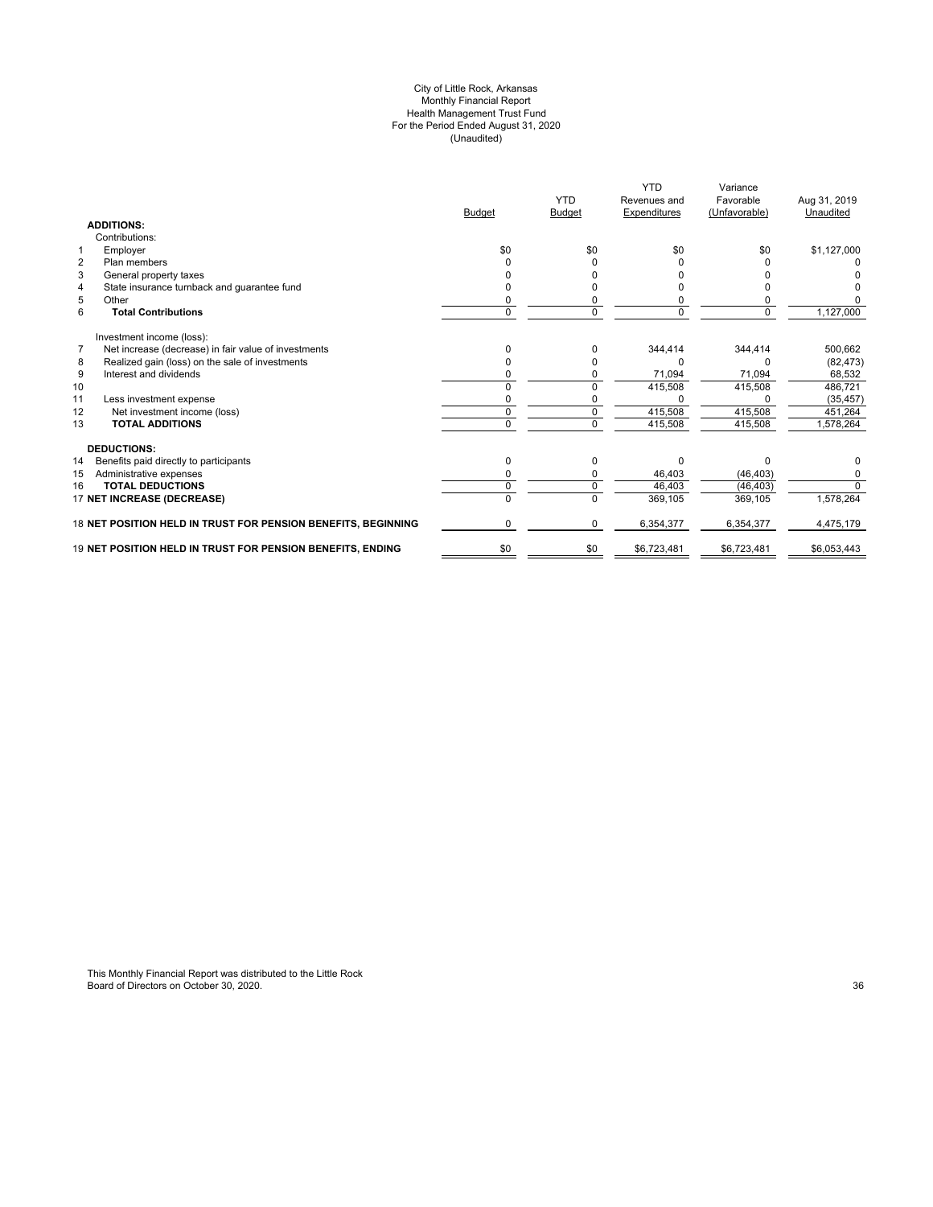City of Little Rock, Arkansas
Monthly Financial Report
Health Management Trust Fund
For the Period Ended August 31, 2020
(Unaudited)

| | | Budget | YTD Budget | YTD Revenues and Expenditures | Variance Favorable (Unfavorable) | Aug 31, 2019 Unaudited |
|---|---|---|---|---|---|---|
| | **ADDITIONS:** | | | | | |
| | Contributions: | | | | | |
| 1 | Employer | $0 | $0 | $0 | $0 | $1,127,000 |
| 2 | Plan members | 0 | 0 | 0 | 0 | 0 |
| 3 | General property taxes | 0 | 0 | 0 | 0 | 0 |
| 4 | State insurance turnback and guarantee fund | 0 | 0 | 0 | 0 | 0 |
| 5 | Other | 0 | 0 | 0 | 0 | 0 |
| 6 | **Total Contributions** | 0 | 0 | 0 | 0 | 1,127,000 |
| | Investment income (loss): | | | | | |
| 7 | Net increase (decrease) in fair value of investments | 0 | 0 | 344,414 | 344,414 | 500,662 |
| 8 | Realized gain (loss) on the sale of investments | 0 | 0 | 0 | 0 | (82,473) |
| 9 | Interest and dividends | 0 | 0 | 71,094 | 71,094 | 68,532 |
| 10 | | 0 | 0 | 415,508 | 415,508 | 486,721 |
| 11 | Less investment expense | 0 | 0 | 0 | 0 | (35,457) |
| 12 | Net investment income (loss) | 0 | 0 | 415,508 | 415,508 | 451,264 |
| 13 | **TOTAL ADDITIONS** | 0 | 0 | 415,508 | 415,508 | 1,578,264 |
| | **DEDUCTIONS:** | | | | | |
| 14 | Benefits paid directly to participants | 0 | 0 | 0 | 0 | 0 |
| 15 | Administrative expenses | 0 | 0 | 46,403 | (46,403) | 0 |
| 16 | **TOTAL DEDUCTIONS** | 0 | 0 | 46,403 | (46,403) | 0 |
| 17 | **NET INCREASE (DECREASE)** | 0 | 0 | 369,105 | 369,105 | 1,578,264 |
| 18 | **NET POSITION HELD IN TRUST FOR PENSION BENEFITS, BEGINNING** | 0 | 0 | 6,354,377 | 6,354,377 | 4,475,179 |
| 19 | **NET POSITION HELD IN TRUST FOR PENSION BENEFITS, ENDING** | $0 | $0 | $6,723,481 | $6,723,481 | $6,053,443 |

This Monthly Financial Report was distributed to the Little Rock Board of Directors on October 30, 2020.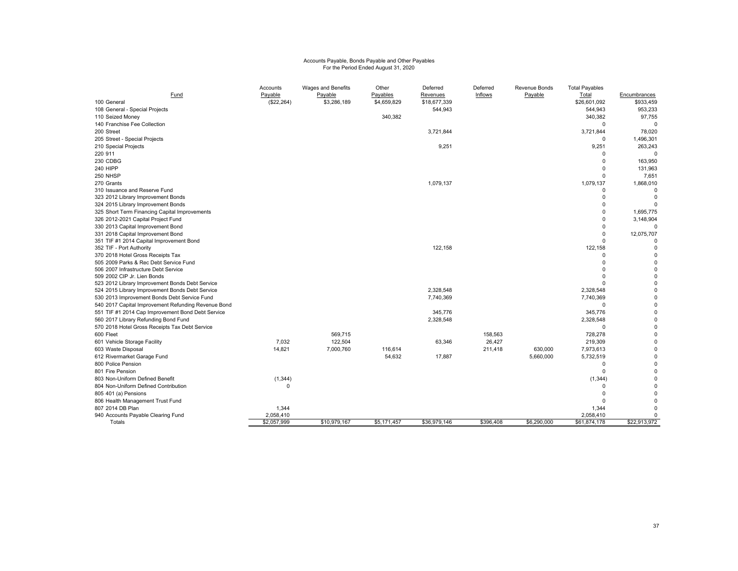Accounts Payable, Bonds Payable and Other Payables
For the Period Ended August 31, 2020

| Fund | Accounts Payable | Wages and Benefits Payable | Other Payables | Deferred Revenues | Deferred Inflows | Revenue Bonds Payable | Total Payables Total | Encumbrances |
|---|---|---|---|---|---|---|---|---|
| 100 General | ($22,264) | $3,286,189 | $4,659,829 | $18,677,339 | | | $26,601,092 | $933,459 |
| 108 General - Special Projects | | | | 544,943 | | | 544,943 | 953,233 |
| 110 Seized Money | | | 340,382 | | | | 340,382 | 97,755 |
| 140 Franchise Fee Collection | | | | | | | 0 | 0 |
| 200 Street | | | | 3,721,844 | | | 3,721,844 | 78,020 |
| 205 Street - Special Projects | | | | | | | 0 | 1,496,301 |
| 210 Special Projects | | | | 9,251 | | | 9,251 | 263,243 |
| 220 911 | | | | | | | 0 | 0 |
| 230 CDBG | | | | | | | 0 | 163,950 |
| 240 HIPP | | | | | | | 0 | 131,963 |
| 250 NHSP | | | | | | | 0 | 7,651 |
| 270 Grants | | | | 1,079,137 | | | 1,079,137 | 1,868,010 |
| 310 Issuance and Reserve Fund | | | | | | | 0 | 0 |
| 323 2012 Library Improvement Bonds | | | | | | | 0 | 0 |
| 324 2015 Library Improvement Bonds | | | | | | | 0 | 0 |
| 325 Short Term Financing Capital Improvements | | | | | | | 0 | 1,695,775 |
| 326 2012-2021 Capital Project Fund | | | | | | | 0 | 3,148,904 |
| 330 2013 Capital Improvement Bond | | | | | | | 0 | 0 |
| 331 2018 Capital Improvement Bond | | | | | | | 0 | 12,075,707 |
| 351 TIF #1 2014 Capital Improvement Bond | | | | | | | 0 | 0 |
| 352 TIF - Port Authority | | | | 122,158 | | | 122,158 | 0 |
| 370 2018 Hotel Gross Receipts Tax | | | | | | | 0 | 0 |
| 505 2009 Parks & Rec Debt Service Fund | | | | | | | 0 | 0 |
| 506 2007 Infrastructure Debt Service | | | | | | | 0 | 0 |
| 509 2002 CIP Jr. Lien Bonds | | | | | | | 0 | 0 |
| 523 2012 Library Improvement Bonds Debt Service | | | | | | | 0 | 0 |
| 524 2015 Library Improvement Bonds Debt Service | | | | 2,328,548 | | | 2,328,548 | 0 |
| 530 2013 Improvement Bonds Debt Service Fund | | | | 7,740,369 | | | 7,740,369 | 0 |
| 540 2017 Capital Improvement Refunding Revenue Bond | | | | | | | 0 | 0 |
| 551 TIF #1 2014 Cap Improvement Bond Debt Service | | | | 345,776 | | | 345,776 | 0 |
| 560 2017 Library Refunding Bond Fund | | | | 2,328,548 | | | 2,328,548 | 0 |
| 570 2018 Hotel Gross Receipts Tax Debt Service | | | | | | | 0 | 0 |
| 600 Fleet | | 569,715 | | | 158,563 | | 728,278 | 0 |
| 601 Vehicle Storage Facility | 7,032 | 122,504 | | 63,346 | 26,427 | | 219,309 | 0 |
| 603 Waste Disposal | 14,821 | 7,000,760 | 116,614 | | 211,418 | 630,000 | 7,973,613 | 0 |
| 612 Rivermarket Garage Fund | | | 54,632 | 17,887 | | 5,660,000 | 5,732,519 | 0 |
| 800 Police Pension | | | | | | | 0 | 0 |
| 801 Fire Pension | | | | | | | 0 | 0 |
| 803 Non-Uniform Defined Benefit | (1,344) | | | | | | (1,344) | 0 |
| 804 Non-Uniform Defined Contribution | 0 | | | | | | 0 | 0 |
| 805 401 (a) Pensions | | | | | | | 0 | 0 |
| 806 Health Management Trust Fund | | | | | | | 0 | 0 |
| 807 2014 DB Plan | 1,344 | | | | | | 1,344 | 0 |
| 940 Accounts Payable Clearing Fund | 2,058,410 | | | | | | 2,058,410 | 0 |
| Totals | $2,057,999 | $10,979,167 | $5,171,457 | $36,979,146 | $396,408 | $6,290,000 | $61,874,178 | $22,913,972 |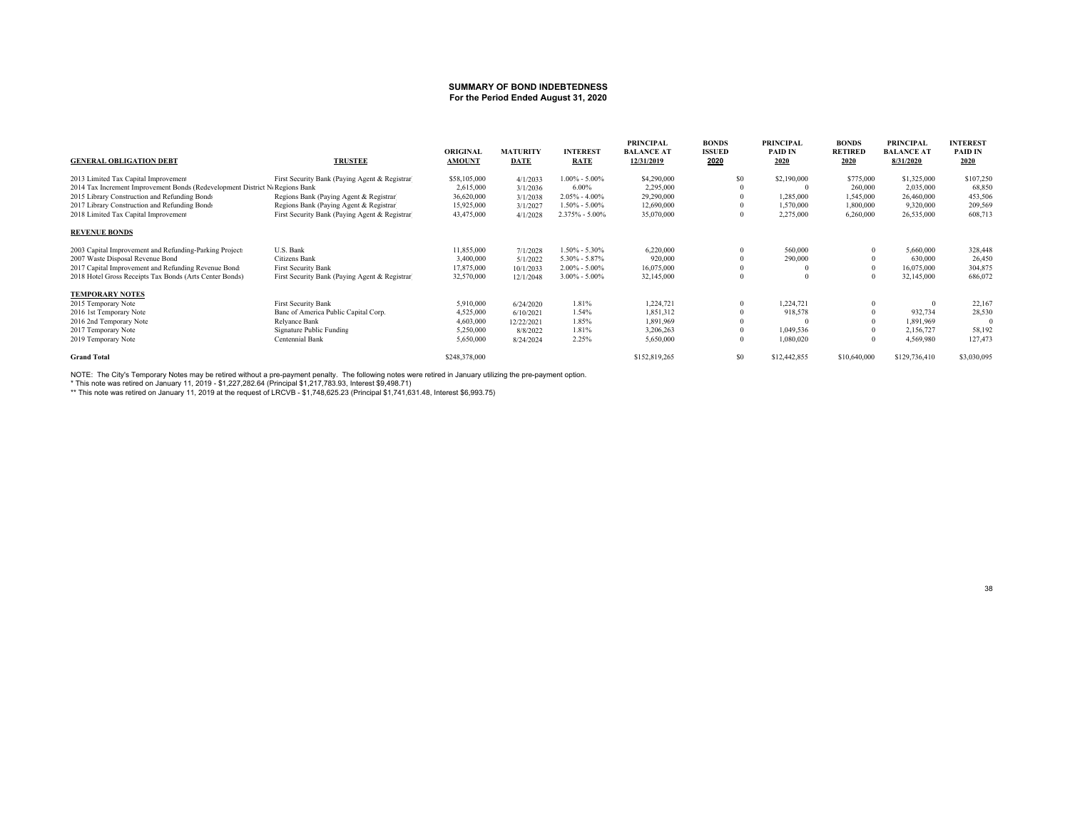## SUMMARY OF BOND INDEBTEDNESS
### For the Period Ended August 31, 2020

| GENERAL OBLIGATION DEBT | TRUSTEE | ORIGINAL AMOUNT | MATURITY DATE | INTEREST RATE | PRINCIPAL BALANCE AT 12/31/2019 | BONDS ISSUED 2020 | PRINCIPAL PAID IN 2020 | BONDS RETIRED 2020 | PRINCIPAL BALANCE AT 8/31/2020 | INTEREST PAID IN 2020 |
|---|---|---|---|---|---|---|---|---|---|---|
| 2013 Limited Tax Capital Improvement | First Security Bank (Paying Agent & Registrar) | $58,105,000 | 4/1/2033 | 1.00% - 5.00% | $4,290,000 | $0 | $2,190,000 | $775,000 | $1,325,000 | $107,250 |
| 2014 Tax Increment Improvement Bonds (Redevelopment District No | Regions Bank | 2,615,000 | 3/1/2036 | 6.00% | 2,295,000 | 0 | 0 | 260,000 | 2,035,000 | 68,850 |
| 2015 Library Construction and Refunding Bonds | Regions Bank (Paying Agent & Registrar) | 36,620,000 | 3/1/2038 | 2.05% - 4.00% | 29,290,000 | 0 | 1,285,000 | 1,545,000 | 26,460,000 | 453,506 |
| 2017 Library Construction and Refunding Bonds | Regions Bank (Paying Agent & Registrar) | 15,925,000 | 3/1/2027 | 1.50% - 5.00% | 12,690,000 | 0 | 1,570,000 | 1,800,000 | 9,320,000 | 209,569 |
| 2018 Limited Tax Capital Improvement | First Security Bank (Paying Agent & Registrar) | 43,475,000 | 4/1/2028 | 2.375% - 5.00% | 35,070,000 | 0 | 2,275,000 | 6,260,000 | 26,535,000 | 608,713 |
| **REVENUE BONDS** | | | | | | | | | | |
| 2003 Capital Improvement and Refunding-Parking Projects | U.S. Bank | 11,855,000 | 7/1/2028 | 1.50% - 5.30% | 6,220,000 | 0 | 560,000 | 0 | 5,660,000 | 328,448 |
| 2007 Waste Disposal Revenue Bond | Citizens Bank | 3,400,000 | 5/1/2022 | 5.30% - 5.87% | 920,000 | 0 | 290,000 | 0 | 630,000 | 26,450 |
| 2017 Capital Improvement and Refunding Revenue Bonds | First Security Bank | 17,875,000 | 10/1/2033 | 2.00% - 5.00% | 16,075,000 | 0 | 0 | 0 | 16,075,000 | 304,875 |
| 2018 Hotel Gross Receipts Tax Bonds (Arts Center Bonds) | First Security Bank (Paying Agent & Registrar) | 32,570,000 | 12/1/2048 | 3.00% - 5.00% | 32,145,000 | 0 | 0 | 0 | 32,145,000 | 686,072 |
| **TEMPORARY NOTES** | | | | | | | | | | |
| 2015 Temporary Note | First Security Bank | 5,910,000 | 6/24/2020 | 1.81% | 1,224,721 | 0 | 1,224,721 | 0 | 0 | 22,167 |
| 2016 1st Temporary Note | Banc of America Public Capital Corp. | 4,525,000 | 6/10/2021 | 1.54% | 1,851,312 | 0 | 918,578 | 0 | 932,734 | 28,530 |
| 2016 2nd Temporary Note | Relyance Bank | 4,603,000 | 12/22/2021 | 1.85% | 1,891,969 | 0 | 0 | 0 | 1,891,969 | 0 |
| 2017 Temporary Note | Signature Public Funding | 5,250,000 | 8/8/2022 | 1.81% | 3,206,263 | 0 | 1,049,536 | 0 | 2,156,727 | 58,192 |
| 2019 Temporary Note | Centennial Bank | 5,650,000 | 8/24/2024 | 2.25% | 5,650,000 | 0 | 1,080,020 | 0 | 4,569,980 | 127,473 |
| **Grand Total** | | $248,378,000 | | | $152,819,265 | $0 | $12,442,855 | $10,640,000 | $129,736,410 | $3,030,095 |

NOTE: The City's Temporary Notes may be retired without a pre-payment penalty. The following notes were retired in January utilizing the pre-payment option.

\* This note was retired on January 11, 2019 - $1,227,282.64 (Principal $1,217,783.93, Interest $9,498.71)

\*\* This note was retired on January 11, 2019 at the request of LRCVB - $1,748,625.23 (Principal $1,741,631.48, Interest $6,993.75)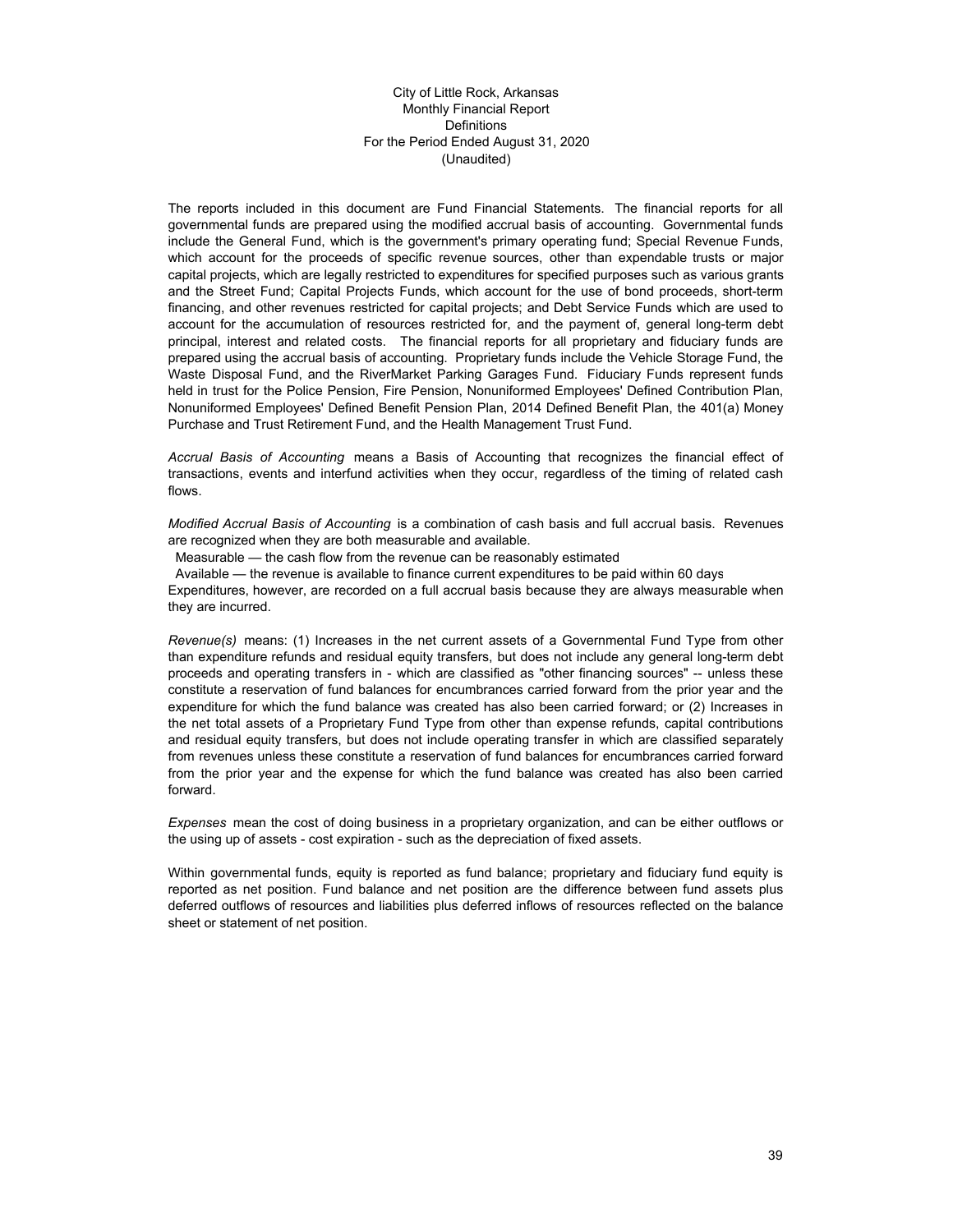City of Little Rock, Arkansas
Monthly Financial Report
Definitions
For the Period Ended August 31, 2020
(Unaudited)

The reports included in this document are Fund Financial Statements. The financial reports for all governmental funds are prepared using the modified accrual basis of accounting. Governmental funds include the General Fund, which is the government's primary operating fund; Special Revenue Funds, which account for the proceeds of specific revenue sources, other than expendable trusts or major capital projects, which are legally restricted to expenditures for specified purposes such as various grants and the Street Fund; Capital Projects Funds, which account for the use of bond proceeds, short-term financing, and other revenues restricted for capital projects; and Debt Service Funds which are used to account for the accumulation of resources restricted for, and the payment of, general long-term debt principal, interest and related costs. The financial reports for all proprietary and fiduciary funds are prepared using the accrual basis of accounting. Proprietary funds include the Vehicle Storage Fund, the Waste Disposal Fund, and the RiverMarket Parking Garages Fund. Fiduciary Funds represent funds held in trust for the Police Pension, Fire Pension, Nonuniformed Employees' Defined Contribution Plan, Nonuniformed Employees' Defined Benefit Pension Plan, 2014 Defined Benefit Plan, the 401(a) Money Purchase and Trust Retirement Fund, and the Health Management Trust Fund.

*Accrual Basis of Accounting* means a Basis of Accounting that recognizes the financial effect of transactions, events and interfund activities when they occur, regardless of the timing of related cash flows.

*Modified Accrual Basis of Accounting* is a combination of cash basis and full accrual basis. Revenues are recognized when they are both measurable and available.
Measurable — the cash flow from the revenue can be reasonably estimated
Available — the revenue is available to finance current expenditures to be paid within 60 days
Expenditures, however, are recorded on a full accrual basis because they are always measurable when they are incurred.

*Revenue(s)* means: (1) Increases in the net current assets of a Governmental Fund Type from other than expenditure refunds and residual equity transfers, but does not include any general long-term debt proceeds and operating transfers in - which are classified as "other financing sources" -- unless these constitute a reservation of fund balances for encumbrances carried forward from the prior year and the expenditure for which the fund balance was created has also been carried forward; or (2) Increases in the net total assets of a Proprietary Fund Type from other than expense refunds, capital contributions and residual equity transfers, but does not include operating transfer in which are classified separately from revenues unless these constitute a reservation of fund balances for encumbrances carried forward from the prior year and the expense for which the fund balance was created has also been carried forward.

*Expenses* mean the cost of doing business in a proprietary organization, and can be either outflows or the using up of assets - cost expiration - such as the depreciation of fixed assets.

Within governmental funds, equity is reported as fund balance; proprietary and fiduciary fund equity is reported as net position. Fund balance and net position are the difference between fund assets plus deferred outflows of resources and liabilities plus deferred inflows of resources reflected on the balance sheet or statement of net position.